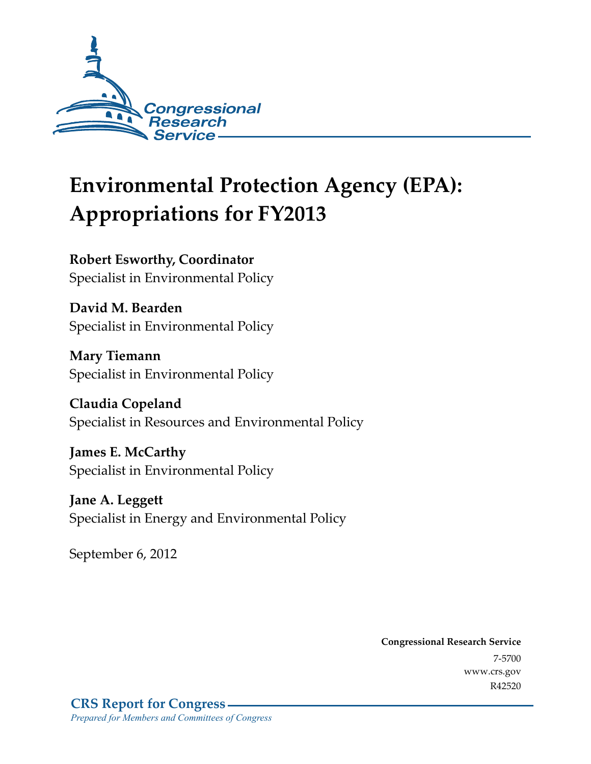Congressional Research Service

# Environmental Protection Agency (EPA): Appropriations for FY2013

**Robert Esworthy, Coordinator**
Specialist in Environmental Policy

**David M. Bearden**
Specialist in Environmental Policy

**Mary Tiemann**
Specialist in Environmental Policy

**Claudia Copeland**
Specialist in Resources and Environmental Policy

**James E. McCarthy**
Specialist in Environmental Policy

**Jane A. Leggett**
Specialist in Energy and Environmental Policy

September 6, 2012

**Congressional Research Service**
7-5700
www.crs.gov
R42520

**CRS Report for Congress**
*Prepared for Members and Committees of Congress*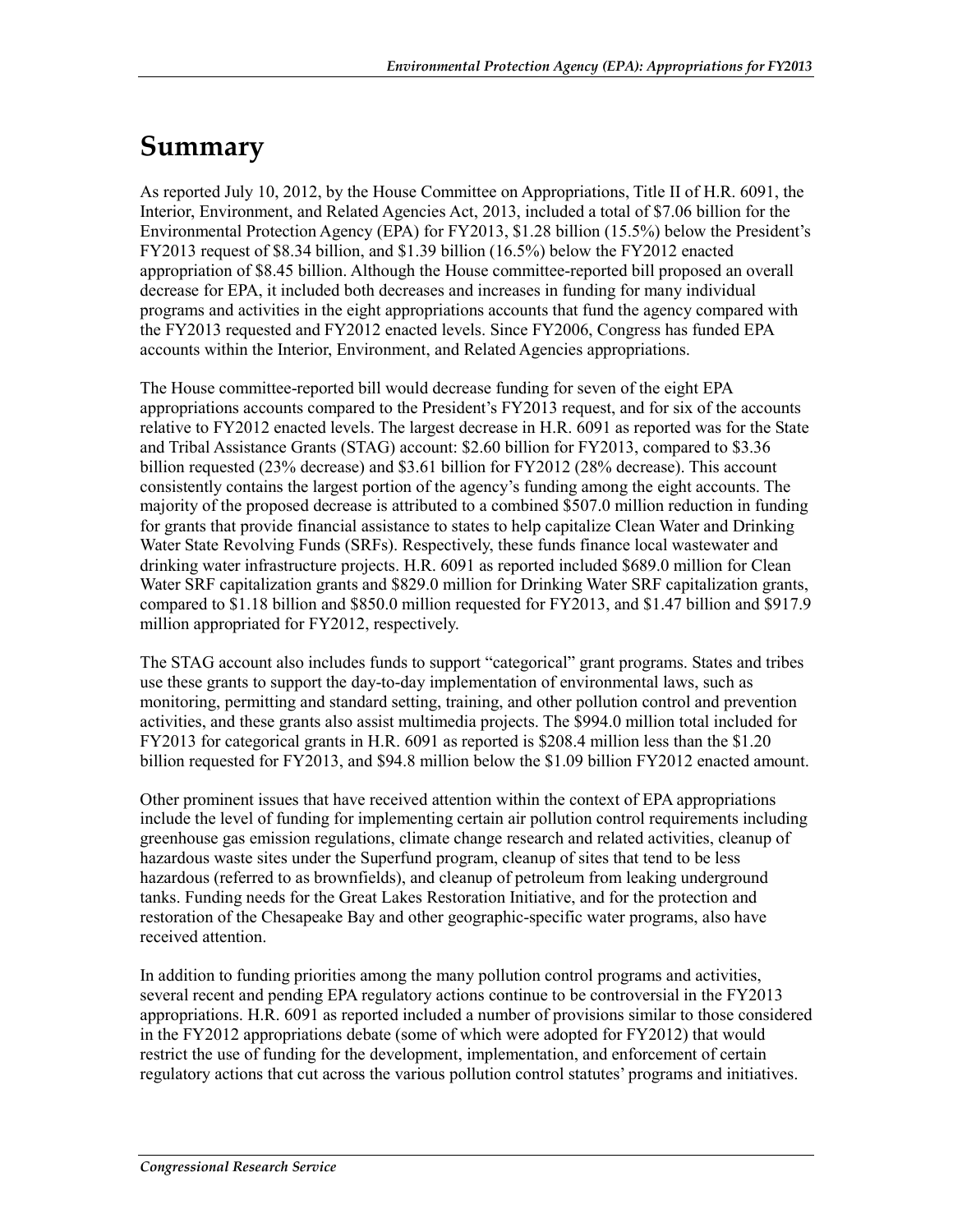# Summary

As reported July 10, 2012, by the House Committee on Appropriations, Title II of H.R. 6091, the Interior, Environment, and Related Agencies Act, 2013, included a total of \$7.06 billion for the Environmental Protection Agency (EPA) for FY2013, \$1.28 billion (15.5%) below the President's FY2013 request of \$8.34 billion, and \$1.39 billion (16.5%) below the FY2012 enacted appropriation of \$8.45 billion. Although the House committee-reported bill proposed an overall decrease for EPA, it included both decreases and increases in funding for many individual programs and activities in the eight appropriations accounts that fund the agency compared with the FY2013 requested and FY2012 enacted levels. Since FY2006, Congress has funded EPA accounts within the Interior, Environment, and Related Agencies appropriations.

The House committee-reported bill would decrease funding for seven of the eight EPA appropriations accounts compared to the President's FY2013 request, and for six of the accounts relative to FY2012 enacted levels. The largest decrease in H.R. 6091 as reported was for the State and Tribal Assistance Grants (STAG) account: \$2.60 billion for FY2013, compared to \$3.36 billion requested (23% decrease) and \$3.61 billion for FY2012 (28% decrease). This account consistently contains the largest portion of the agency's funding among the eight accounts. The majority of the proposed decrease is attributed to a combined \$507.0 million reduction in funding for grants that provide financial assistance to states to help capitalize Clean Water and Drinking Water State Revolving Funds (SRFs). Respectively, these funds finance local wastewater and drinking water infrastructure projects. H.R. 6091 as reported included \$689.0 million for Clean Water SRF capitalization grants and \$829.0 million for Drinking Water SRF capitalization grants, compared to \$1.18 billion and \$850.0 million requested for FY2013, and \$1.47 billion and \$917.9 million appropriated for FY2012, respectively.

The STAG account also includes funds to support "categorical" grant programs. States and tribes use these grants to support the day-to-day implementation of environmental laws, such as monitoring, permitting and standard setting, training, and other pollution control and prevention activities, and these grants also assist multimedia projects. The \$994.0 million total included for FY2013 for categorical grants in H.R. 6091 as reported is \$208.4 million less than the \$1.20 billion requested for FY2013, and \$94.8 million below the \$1.09 billion FY2012 enacted amount.

Other prominent issues that have received attention within the context of EPA appropriations include the level of funding for implementing certain air pollution control requirements including greenhouse gas emission regulations, climate change research and related activities, cleanup of hazardous waste sites under the Superfund program, cleanup of sites that tend to be less hazardous (referred to as brownfields), and cleanup of petroleum from leaking underground tanks. Funding needs for the Great Lakes Restoration Initiative, and for the protection and restoration of the Chesapeake Bay and other geographic-specific water programs, also have received attention.

In addition to funding priorities among the many pollution control programs and activities, several recent and pending EPA regulatory actions continue to be controversial in the FY2013 appropriations. H.R. 6091 as reported included a number of provisions similar to those considered in the FY2012 appropriations debate (some of which were adopted for FY2012) that would restrict the use of funding for the development, implementation, and enforcement of certain regulatory actions that cut across the various pollution control statutes' programs and initiatives.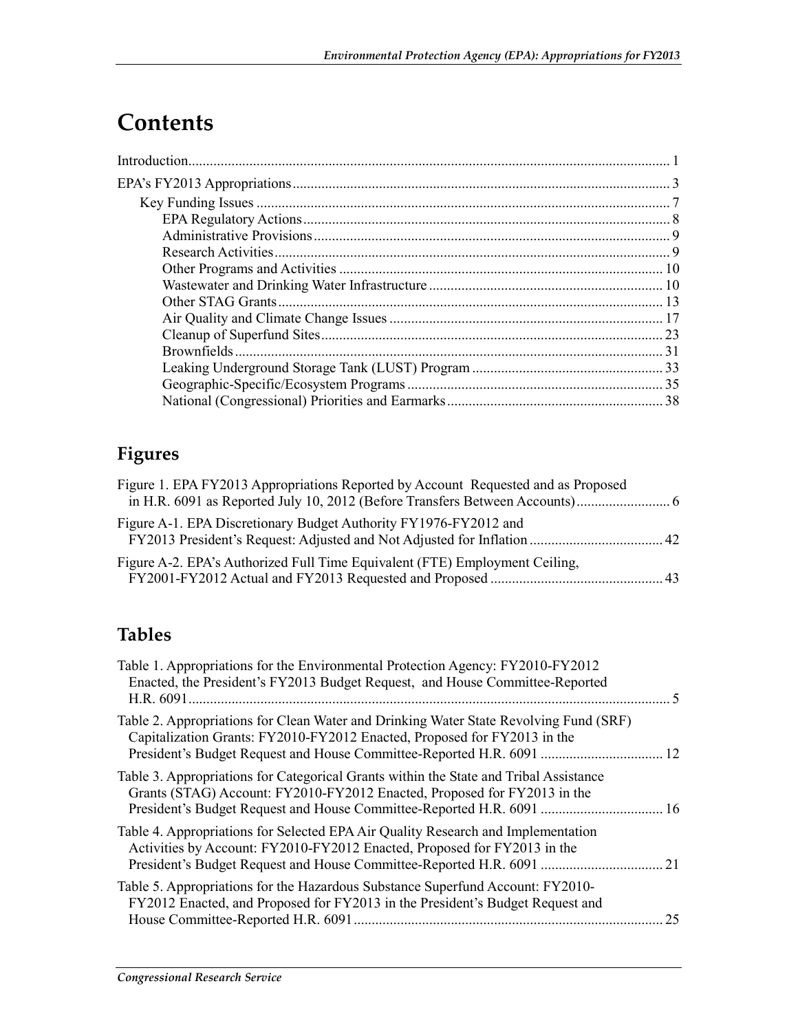# Contents

Introduction ..... 1

EPA's FY2013 Appropriations ..... 3

- Key Funding Issues ..... 7
  - EPA Regulatory Actions ..... 8
  - Administrative Provisions ..... 9
  - Research Activities ..... 9
  - Other Programs and Activities ..... 10
  - Wastewater and Drinking Water Infrastructure ..... 10
  - Other STAG Grants ..... 13
  - Air Quality and Climate Change Issues ..... 17
  - Cleanup of Superfund Sites ..... 23
  - Brownfields ..... 31
  - Leaking Underground Storage Tank (LUST) Program ..... 33
  - Geographic-Specific/Ecosystem Programs ..... 35
  - National (Congressional) Priorities and Earmarks ..... 38

## Figures

Figure 1. EPA FY2013 Appropriations Reported by Account Requested and as Proposed in H.R. 6091 as Reported July 10, 2012 (Before Transfers Between Accounts) ..... 6

Figure A-1. EPA Discretionary Budget Authority FY1976-FY2012 and FY2013 President's Request: Adjusted and Not Adjusted for Inflation ..... 42

Figure A-2. EPA's Authorized Full Time Equivalent (FTE) Employment Ceiling, FY2001-FY2012 Actual and FY2013 Requested and Proposed ..... 43

## Tables

Table 1. Appropriations for the Environmental Protection Agency: FY2010-FY2012 Enacted, the President's FY2013 Budget Request, and House Committee-Reported H.R. 6091 ..... 5

Table 2. Appropriations for Clean Water and Drinking Water State Revolving Fund (SRF) Capitalization Grants: FY2010-FY2012 Enacted, Proposed for FY2013 in the President's Budget Request and House Committee-Reported H.R. 6091 ..... 12

Table 3. Appropriations for Categorical Grants within the State and Tribal Assistance Grants (STAG) Account: FY2010-FY2012 Enacted, Proposed for FY2013 in the President's Budget Request and House Committee-Reported H.R. 6091 ..... 16

Table 4. Appropriations for Selected EPA Air Quality Research and Implementation Activities by Account: FY2010-FY2012 Enacted, Proposed for FY2013 in the President's Budget Request and House Committee-Reported H.R. 6091 ..... 21

Table 5. Appropriations for the Hazardous Substance Superfund Account: FY2010-FY2012 Enacted, and Proposed for FY2013 in the President's Budget Request and House Committee-Reported H.R. 6091 ..... 25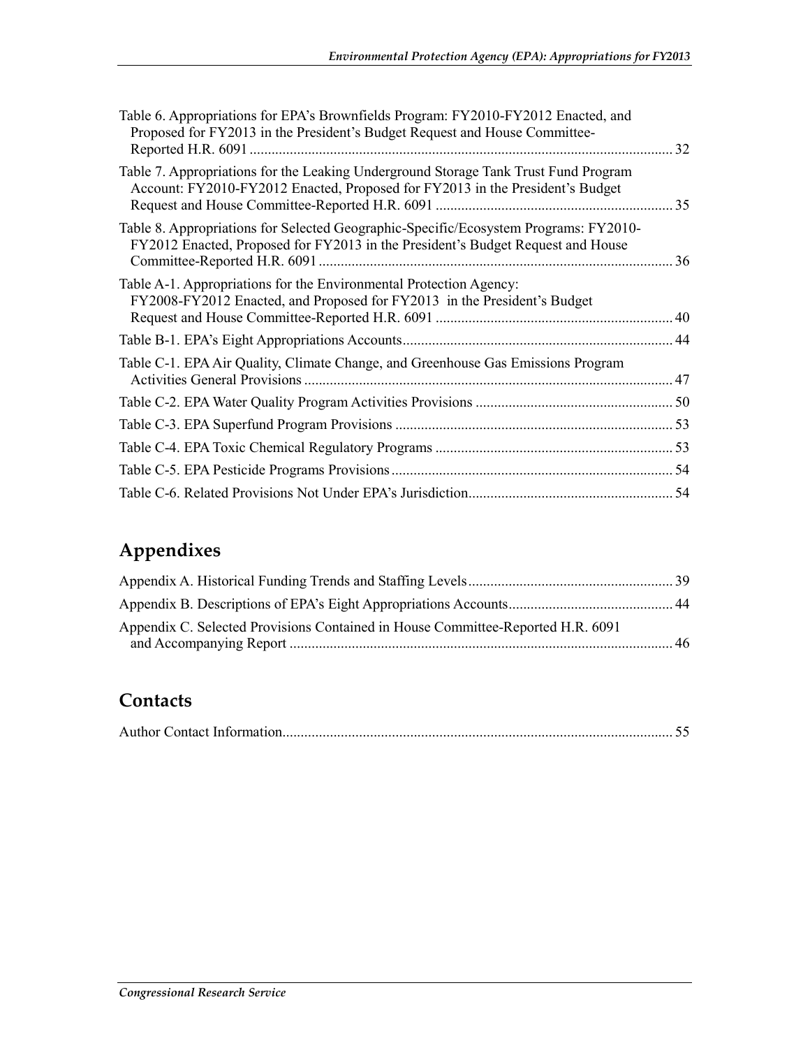Table 6. Appropriations for EPA's Brownfields Program: FY2010-FY2012 Enacted, and Proposed for FY2013 in the President's Budget Request and House Committee-Reported H.R. 6091 ... 32

Table 7. Appropriations for the Leaking Underground Storage Tank Trust Fund Program Account: FY2010-FY2012 Enacted, Proposed for FY2013 in the President's Budget Request and House Committee-Reported H.R. 6091 ... 35

Table 8. Appropriations for Selected Geographic-Specific/Ecosystem Programs: FY2010-FY2012 Enacted, Proposed for FY2013 in the President's Budget Request and House Committee-Reported H.R. 6091 ... 36

Table A-1. Appropriations for the Environmental Protection Agency: FY2008-FY2012 Enacted, and Proposed for FY2013 in the President's Budget Request and House Committee-Reported H.R. 6091 ... 40

Table B-1. EPA's Eight Appropriations Accounts ... 44

Table C-1. EPA Air Quality, Climate Change, and Greenhouse Gas Emissions Program Activities General Provisions ... 47

Table C-2. EPA Water Quality Program Activities Provisions ... 50

Table C-3. EPA Superfund Program Provisions ... 53

Table C-4. EPA Toxic Chemical Regulatory Programs ... 53

Table C-5. EPA Pesticide Programs Provisions ... 54

Table C-6. Related Provisions Not Under EPA's Jurisdiction ... 54

## Appendixes

Appendix A. Historical Funding Trends and Staffing Levels ... 39

Appendix B. Descriptions of EPA's Eight Appropriations Accounts ... 44

Appendix C. Selected Provisions Contained in House Committee-Reported H.R. 6091 and Accompanying Report ... 46

## Contacts

Author Contact Information ... 55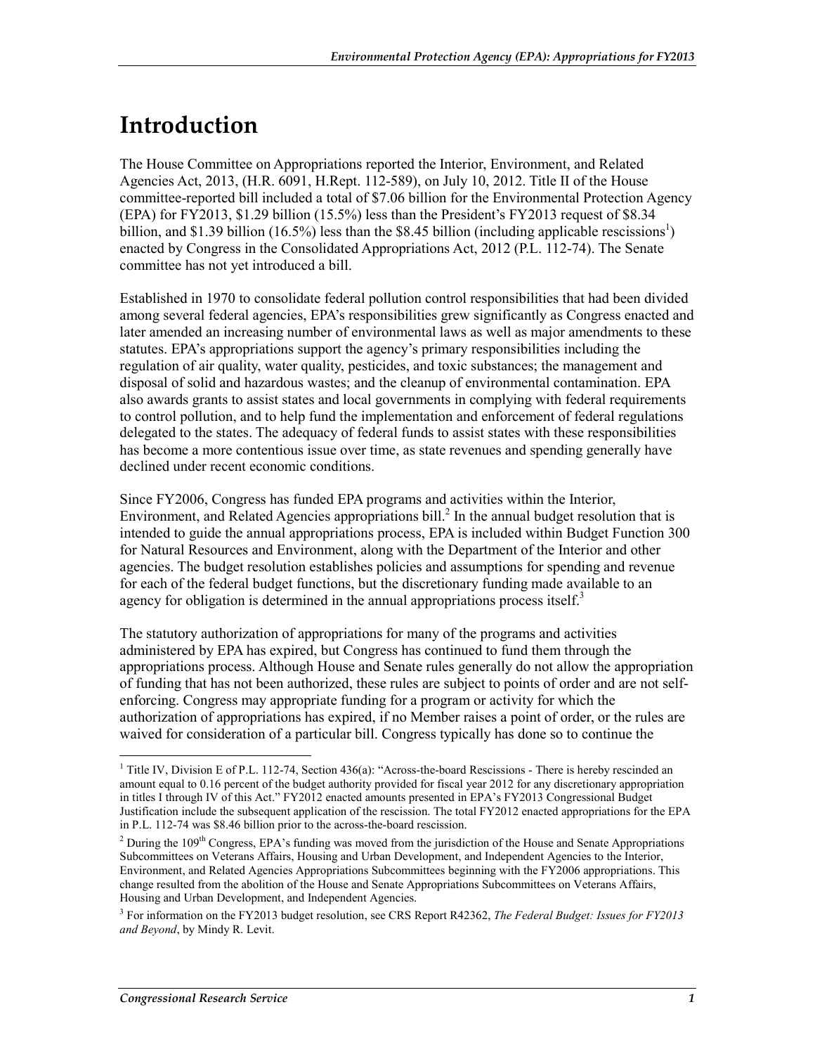# Introduction

The House Committee on Appropriations reported the Interior, Environment, and Related Agencies Act, 2013, (H.R. 6091, H.Rept. 112-589), on July 10, 2012. Title II of the House committee-reported bill included a total of $7.06 billion for the Environmental Protection Agency (EPA) for FY2013, $1.29 billion (15.5%) less than the President's FY2013 request of $8.34 billion, and $1.39 billion (16.5%) less than the $8.45 billion (including applicable rescissions[1]) enacted by Congress in the Consolidated Appropriations Act, 2012 (P.L. 112-74). The Senate committee has not yet introduced a bill.

Established in 1970 to consolidate federal pollution control responsibilities that had been divided among several federal agencies, EPA's responsibilities grew significantly as Congress enacted and later amended an increasing number of environmental laws as well as major amendments to these statutes. EPA's appropriations support the agency's primary responsibilities including the regulation of air quality, water quality, pesticides, and toxic substances; the management and disposal of solid and hazardous wastes; and the cleanup of environmental contamination. EPA also awards grants to assist states and local governments in complying with federal requirements to control pollution, and to help fund the implementation and enforcement of federal regulations delegated to the states. The adequacy of federal funds to assist states with these responsibilities has become a more contentious issue over time, as state revenues and spending generally have declined under recent economic conditions.

Since FY2006, Congress has funded EPA programs and activities within the Interior, Environment, and Related Agencies appropriations bill.[2] In the annual budget resolution that is intended to guide the annual appropriations process, EPA is included within Budget Function 300 for Natural Resources and Environment, along with the Department of the Interior and other agencies. The budget resolution establishes policies and assumptions for spending and revenue for each of the federal budget functions, but the discretionary funding made available to an agency for obligation is determined in the annual appropriations process itself.[3]

The statutory authorization of appropriations for many of the programs and activities administered by EPA has expired, but Congress has continued to fund them through the appropriations process. Although House and Senate rules generally do not allow the appropriation of funding that has not been authorized, these rules are subject to points of order and are not self-enforcing. Congress may appropriate funding for a program or activity for which the authorization of appropriations has expired, if no Member raises a point of order, or the rules are waived for consideration of a particular bill. Congress typically has done so to continue the

---

[1] Title IV, Division E of P.L. 112-74, Section 436(a): "Across-the-board Rescissions - There is hereby rescinded an amount equal to 0.16 percent of the budget authority provided for fiscal year 2012 for any discretionary appropriation in titles I through IV of this Act." FY2012 enacted amounts presented in EPA's FY2013 Congressional Budget Justification include the subsequent application of the rescission. The total FY2012 enacted appropriations for the EPA in P.L. 112-74 was $8.46 billion prior to the across-the-board rescission.

[2] During the 109th Congress, EPA's funding was moved from the jurisdiction of the House and Senate Appropriations Subcommittees on Veterans Affairs, Housing and Urban Development, and Independent Agencies to the Interior, Environment, and Related Agencies Appropriations Subcommittees beginning with the FY2006 appropriations. This change resulted from the abolition of the House and Senate Appropriations Subcommittees on Veterans Affairs, Housing and Urban Development, and Independent Agencies.

[3] For information on the FY2013 budget resolution, see CRS Report R42362, *The Federal Budget: Issues for FY2013 and Beyond*, by Mindy R. Levit.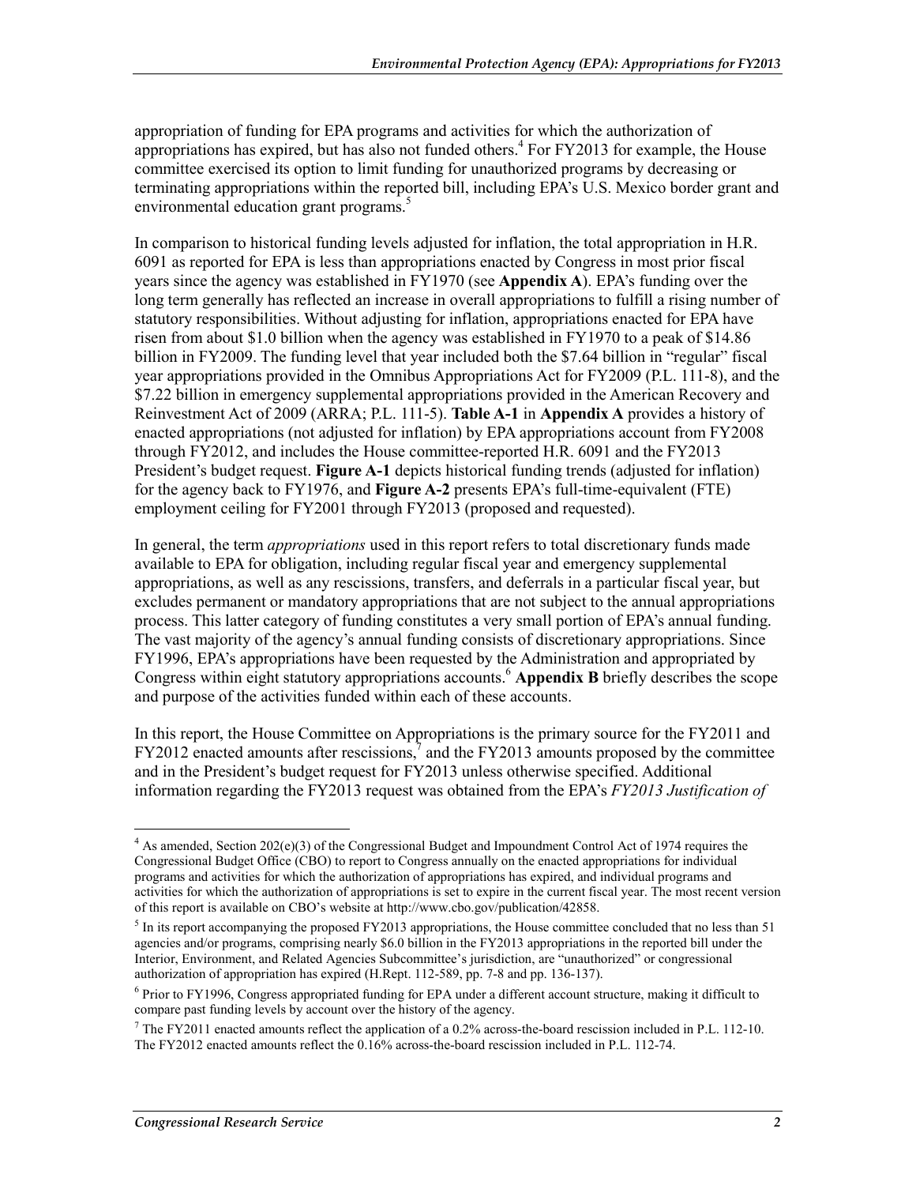appropriation of funding for EPA programs and activities for which the authorization of appropriations has expired, but has also not funded others.[4] For FY2013 for example, the House committee exercised its option to limit funding for unauthorized programs by decreasing or terminating appropriations within the reported bill, including EPA's U.S. Mexico border grant and environmental education grant programs.[5]

In comparison to historical funding levels adjusted for inflation, the total appropriation in H.R. 6091 as reported for EPA is less than appropriations enacted by Congress in most prior fiscal years since the agency was established in FY1970 (see **Appendix A**). EPA's funding over the long term generally has reflected an increase in overall appropriations to fulfill a rising number of statutory responsibilities. Without adjusting for inflation, appropriations enacted for EPA have risen from about \$1.0 billion when the agency was established in FY1970 to a peak of \$14.86 billion in FY2009. The funding level that year included both the \$7.64 billion in "regular" fiscal year appropriations provided in the Omnibus Appropriations Act for FY2009 (P.L. 111-8), and the \$7.22 billion in emergency supplemental appropriations provided in the American Recovery and Reinvestment Act of 2009 (ARRA; P.L. 111-5). **Table A-1** in **Appendix A** provides a history of enacted appropriations (not adjusted for inflation) by EPA appropriations account from FY2008 through FY2012, and includes the House committee-reported H.R. 6091 and the FY2013 President's budget request. **Figure A-1** depicts historical funding trends (adjusted for inflation) for the agency back to FY1976, and **Figure A-2** presents EPA's full-time-equivalent (FTE) employment ceiling for FY2001 through FY2013 (proposed and requested).

In general, the term *appropriations* used in this report refers to total discretionary funds made available to EPA for obligation, including regular fiscal year and emergency supplemental appropriations, as well as any rescissions, transfers, and deferrals in a particular fiscal year, but excludes permanent or mandatory appropriations that are not subject to the annual appropriations process. This latter category of funding constitutes a very small portion of EPA's annual funding. The vast majority of the agency's annual funding consists of discretionary appropriations. Since FY1996, EPA's appropriations have been requested by the Administration and appropriated by Congress within eight statutory appropriations accounts.[6] **Appendix B** briefly describes the scope and purpose of the activities funded within each of these accounts.

In this report, the House Committee on Appropriations is the primary source for the FY2011 and FY2012 enacted amounts after rescissions,[7] and the FY2013 amounts proposed by the committee and in the President's budget request for FY2013 unless otherwise specified. Additional information regarding the FY2013 request was obtained from the EPA's *FY2013 Justification of*

---

[4] As amended, Section 202(e)(3) of the Congressional Budget and Impoundment Control Act of 1974 requires the Congressional Budget Office (CBO) to report to Congress annually on the enacted appropriations for individual programs and activities for which the authorization of appropriations has expired, and individual programs and activities for which the authorization of appropriations is set to expire in the current fiscal year. The most recent version of this report is available on CBO's website at http://www.cbo.gov/publication/42858.

[5] In its report accompanying the proposed FY2013 appropriations, the House committee concluded that no less than 51 agencies and/or programs, comprising nearly \$6.0 billion in the FY2013 appropriations in the reported bill under the Interior, Environment, and Related Agencies Subcommittee's jurisdiction, are "unauthorized" or congressional authorization of appropriation has expired (H.Rept. 112-589, pp. 7-8 and pp. 136-137).

[6] Prior to FY1996, Congress appropriated funding for EPA under a different account structure, making it difficult to compare past funding levels by account over the history of the agency.

[7] The FY2011 enacted amounts reflect the application of a 0.2% across-the-board rescission included in P.L. 112-10. The FY2012 enacted amounts reflect the 0.16% across-the-board rescission included in P.L. 112-74.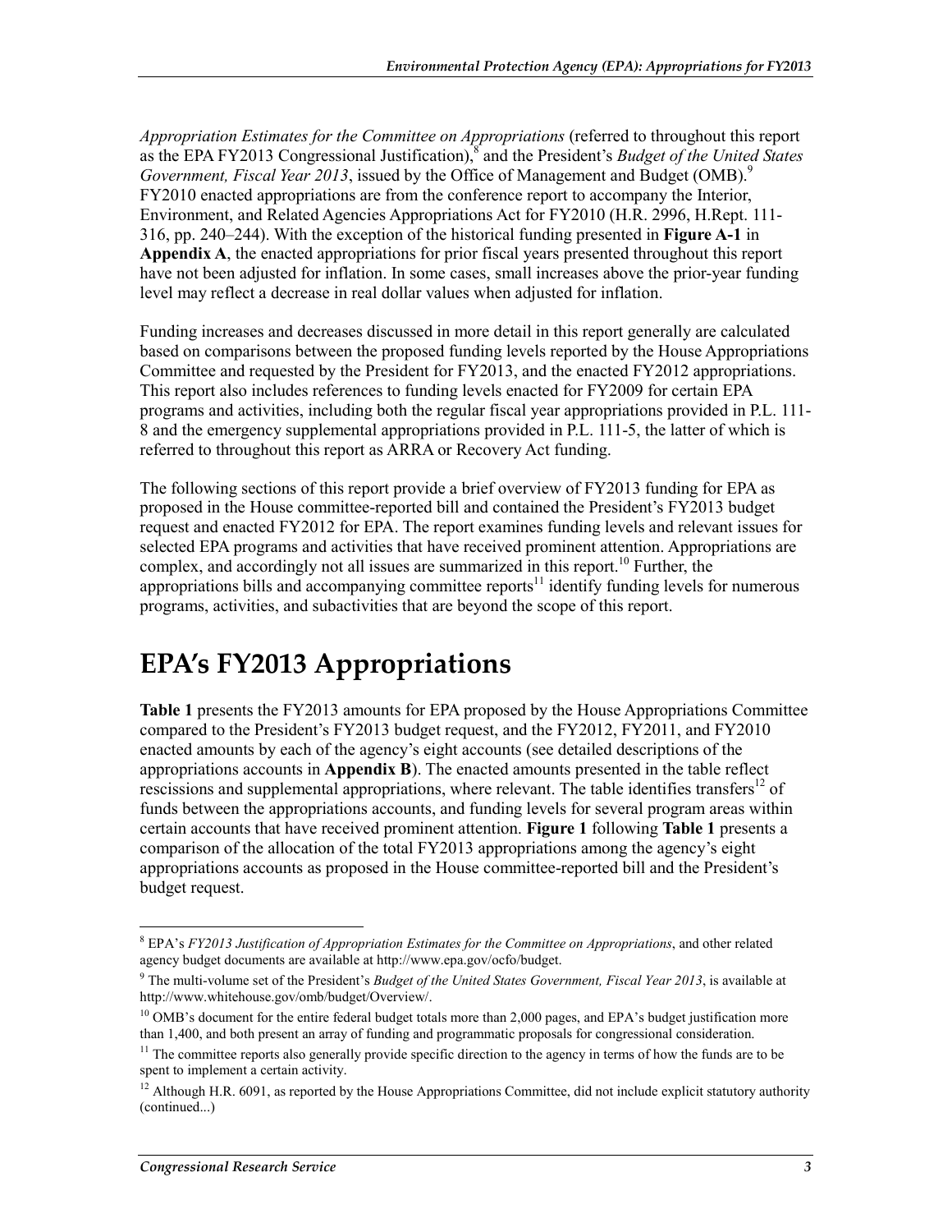*Appropriation Estimates for the Committee on Appropriations* (referred to throughout this report as the EPA FY2013 Congressional Justification),[8] and the President's *Budget of the United States Government, Fiscal Year 2013*, issued by the Office of Management and Budget (OMB).[9] FY2010 enacted appropriations are from the conference report to accompany the Interior, Environment, and Related Agencies Appropriations Act for FY2010 (H.R. 2996, H.Rept. 111-316, pp. 240–244). With the exception of the historical funding presented in **Figure A-1** in **Appendix A**, the enacted appropriations for prior fiscal years presented throughout this report have not been adjusted for inflation. In some cases, small increases above the prior-year funding level may reflect a decrease in real dollar values when adjusted for inflation.

Funding increases and decreases discussed in more detail in this report generally are calculated based on comparisons between the proposed funding levels reported by the House Appropriations Committee and requested by the President for FY2013, and the enacted FY2012 appropriations. This report also includes references to funding levels enacted for FY2009 for certain EPA programs and activities, including both the regular fiscal year appropriations provided in P.L. 111-8 and the emergency supplemental appropriations provided in P.L. 111-5, the latter of which is referred to throughout this report as ARRA or Recovery Act funding.

The following sections of this report provide a brief overview of FY2013 funding for EPA as proposed in the House committee-reported bill and contained the President's FY2013 budget request and enacted FY2012 for EPA. The report examines funding levels and relevant issues for selected EPA programs and activities that have received prominent attention. Appropriations are complex, and accordingly not all issues are summarized in this report.[10] Further, the appropriations bills and accompanying committee reports[11] identify funding levels for numerous programs, activities, and subactivities that are beyond the scope of this report.

# EPA's FY2013 Appropriations

**Table 1** presents the FY2013 amounts for EPA proposed by the House Appropriations Committee compared to the President's FY2013 budget request, and the FY2012, FY2011, and FY2010 enacted amounts by each of the agency's eight accounts (see detailed descriptions of the appropriations accounts in **Appendix B**). The enacted amounts presented in the table reflect rescissions and supplemental appropriations, where relevant. The table identifies transfers[12] of funds between the appropriations accounts, and funding levels for several program areas within certain accounts that have received prominent attention. **Figure 1** following **Table 1** presents a comparison of the allocation of the total FY2013 appropriations among the agency's eight appropriations accounts as proposed in the House committee-reported bill and the President's budget request.

---

[8] EPA's *FY2013 Justification of Appropriation Estimates for the Committee on Appropriations*, and other related agency budget documents are available at http://www.epa.gov/ocfo/budget.

[9] The multi-volume set of the President's *Budget of the United States Government, Fiscal Year 2013*, is available at http://www.whitehouse.gov/omb/budget/Overview/.

[10] OMB's document for the entire federal budget totals more than 2,000 pages, and EPA's budget justification more than 1,400, and both present an array of funding and programmatic proposals for congressional consideration.

[11] The committee reports also generally provide specific direction to the agency in terms of how the funds are to be spent to implement a certain activity.

[12] Although H.R. 6091, as reported by the House Appropriations Committee, did not include explicit statutory authority (continued...)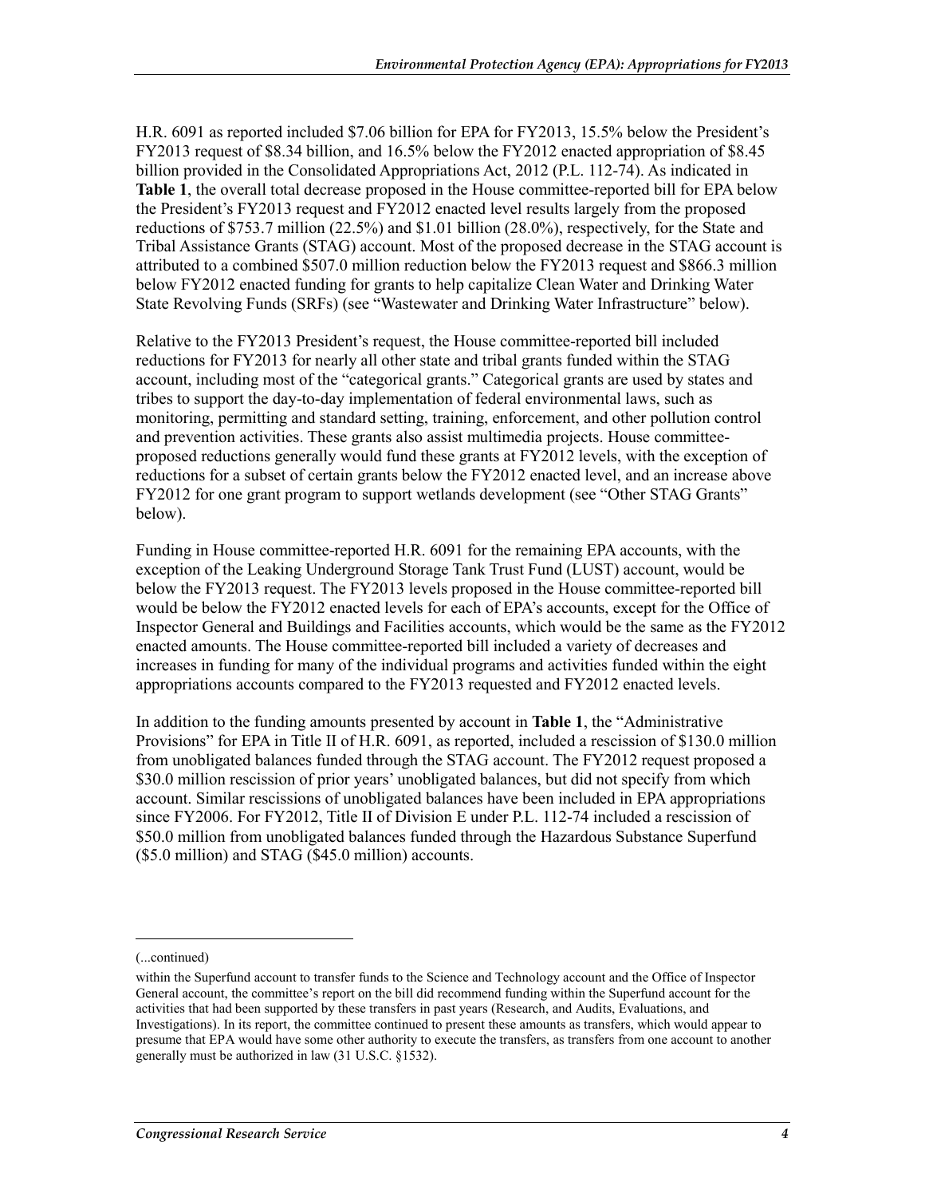H.R. 6091 as reported included $7.06 billion for EPA for FY2013, 15.5% below the President's FY2013 request of $8.34 billion, and 16.5% below the FY2012 enacted appropriation of $8.45 billion provided in the Consolidated Appropriations Act, 2012 (P.L. 112-74). As indicated in **Table 1**, the overall total decrease proposed in the House committee-reported bill for EPA below the President's FY2013 request and FY2012 enacted level results largely from the proposed reductions of $753.7 million (22.5%) and $1.01 billion (28.0%), respectively, for the State and Tribal Assistance Grants (STAG) account. Most of the proposed decrease in the STAG account is attributed to a combined $507.0 million reduction below the FY2013 request and $866.3 million below FY2012 enacted funding for grants to help capitalize Clean Water and Drinking Water State Revolving Funds (SRFs) (see "Wastewater and Drinking Water Infrastructure" below).

Relative to the FY2013 President's request, the House committee-reported bill included reductions for FY2013 for nearly all other state and tribal grants funded within the STAG account, including most of the "categorical grants." Categorical grants are used by states and tribes to support the day-to-day implementation of federal environmental laws, such as monitoring, permitting and standard setting, training, enforcement, and other pollution control and prevention activities. These grants also assist multimedia projects. House committee-proposed reductions generally would fund these grants at FY2012 levels, with the exception of reductions for a subset of certain grants below the FY2012 enacted level, and an increase above FY2012 for one grant program to support wetlands development (see "Other STAG Grants" below).

Funding in House committee-reported H.R. 6091 for the remaining EPA accounts, with the exception of the Leaking Underground Storage Tank Trust Fund (LUST) account, would be below the FY2013 request. The FY2013 levels proposed in the House committee-reported bill would be below the FY2012 enacted levels for each of EPA's accounts, except for the Office of Inspector General and Buildings and Facilities accounts, which would be the same as the FY2012 enacted amounts. The House committee-reported bill included a variety of decreases and increases in funding for many of the individual programs and activities funded within the eight appropriations accounts compared to the FY2013 requested and FY2012 enacted levels.

In addition to the funding amounts presented by account in **Table 1**, the "Administrative Provisions" for EPA in Title II of H.R. 6091, as reported, included a rescission of $130.0 million from unobligated balances funded through the STAG account. The FY2012 request proposed a $30.0 million rescission of prior years' unobligated balances, but did not specify from which account. Similar rescissions of unobligated balances have been included in EPA appropriations since FY2006. For FY2012, Title II of Division E under P.L. 112-74 included a rescission of $50.0 million from unobligated balances funded through the Hazardous Substance Superfund ($5.0 million) and STAG ($45.0 million) accounts.

---

(...continued)

within the Superfund account to transfer funds to the Science and Technology account and the Office of Inspector General account, the committee's report on the bill did recommend funding within the Superfund account for the activities that had been supported by these transfers in past years (Research, and Audits, Evaluations, and Investigations). In its report, the committee continued to present these amounts as transfers, which would appear to presume that EPA would have some other authority to execute the transfers, as transfers from one account to another generally must be authorized in law (31 U.S.C. §1532).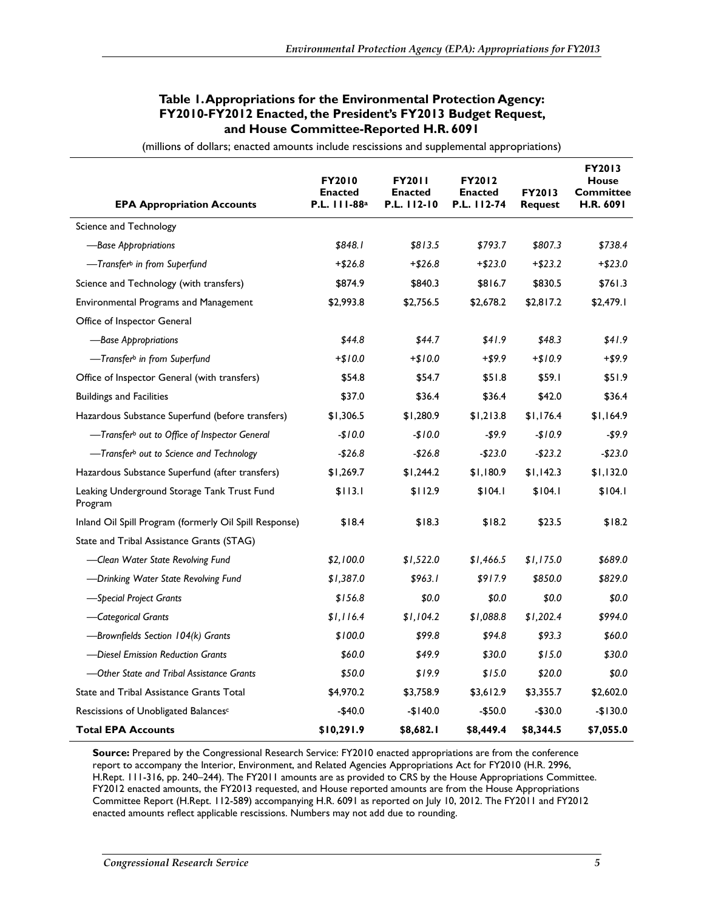**Table 1. Appropriations for the Environmental Protection Agency: FY2010-FY2012 Enacted, the President's FY2013 Budget Request, and House Committee-Reported H.R. 6091**

(millions of dollars; enacted amounts include rescissions and supplemental appropriations)

| EPA Appropriation Accounts | FY2010 Enacted P.L. 111-88[a] | FY2011 Enacted P.L. 112-10 | FY2012 Enacted P.L. 112-74 | FY2013 Request | FY2013 House Committee H.R. 6091 |
|---|---|---|---|---|---|
| Science and Technology | | | | | |
| *—Base Appropriations* | *$848.1* | *$813.5* | *$793.7* | *$807.3* | *$738.4* |
| *—Transfer[b] in from Superfund* | *+$26.8* | *+$26.8* | *+$23.0* | *+$23.2* | *+$23.0* |
| Science and Technology (with transfers) | $874.9 | $840.3 | $816.7 | $830.5 | $761.3 |
| Environmental Programs and Management | $2,993.8 | $2,756.5 | $2,678.2 | $2,817.2 | $2,479.1 |
| Office of Inspector General | | | | | |
| *—Base Appropriations* | *$44.8* | *$44.7* | *$41.9* | *$48.3* | *$41.9* |
| *—Transfer[b] in from Superfund* | *+$10.0* | *+$10.0* | *+$9.9* | *+$10.9* | *+$9.9* |
| Office of Inspector General (with transfers) | $54.8 | $54.7 | $51.8 | $59.1 | $51.9 |
| Buildings and Facilities | $37.0 | $36.4 | $36.4 | $42.0 | $36.4 |
| Hazardous Substance Superfund (before transfers) | $1,306.5 | $1,280.9 | $1,213.8 | $1,176.4 | $1,164.9 |
| *—Transfer[b] out to Office of Inspector General* | *-$10.0* | *-$10.0* | *-$9.9* | *-$10.9* | *-$9.9* |
| *—Transfer[b] out to Science and Technology* | *-$26.8* | *-$26.8* | *-$23.0* | *-$23.2* | *-$23.0* |
| Hazardous Substance Superfund (after transfers) | $1,269.7 | $1,244.2 | $1,180.9 | $1,142.3 | $1,132.0 |
| Leaking Underground Storage Tank Trust Fund Program | $113.1 | $112.9 | $104.1 | $104.1 | $104.1 |
| Inland Oil Spill Program (formerly Oil Spill Response) | $18.4 | $18.3 | $18.2 | $23.5 | $18.2 |
| State and Tribal Assistance Grants (STAG) | | | | | |
| *—Clean Water State Revolving Fund* | *$2,100.0* | *$1,522.0* | *$1,466.5* | *$1,175.0* | *$689.0* |
| *—Drinking Water State Revolving Fund* | *$1,387.0* | *$963.1* | *$917.9* | *$850.0* | *$829.0* |
| *—Special Project Grants* | *$156.8* | *$0.0* | *$0.0* | *$0.0* | *$0.0* |
| *—Categorical Grants* | *$1,116.4* | *$1,104.2* | *$1,088.8* | *$1,202.4* | *$994.0* |
| *—Brownfields Section 104(k) Grants* | *$100.0* | *$99.8* | *$94.8* | *$93.3* | *$60.0* |
| *—Diesel Emission Reduction Grants* | *$60.0* | *$49.9* | *$30.0* | *$15.0* | *$30.0* |
| *—Other State and Tribal Assistance Grants* | *$50.0* | *$19.9* | *$15.0* | *$20.0* | *$0.0* |
| State and Tribal Assistance Grants Total | $4,970.2 | $3,758.9 | $3,612.9 | $3,355.7 | $2,602.0 |
| Rescissions of Unobligated Balances[c] | -$40.0 | -$140.0 | -$50.0 | -$30.0 | -$130.0 |
| **Total EPA Accounts** | **$10,291.9** | **$8,682.1** | **$8,449.4** | **$8,344.5** | **$7,055.0** |

**Source:** Prepared by the Congressional Research Service: FY2010 enacted appropriations are from the conference report to accompany the Interior, Environment, and Related Agencies Appropriations Act for FY2010 (H.R. 2996, H.Rept. 111-316, pp. 240–244). The FY2011 amounts are as provided to CRS by the House Appropriations Committee. FY2012 enacted amounts, the FY2013 requested, and House reported amounts are from the House Appropriations Committee Report (H.Rept. 112-589) accompanying H.R. 6091 as reported on July 10, 2012. The FY2011 and FY2012 enacted amounts reflect applicable rescissions. Numbers may not add due to rounding.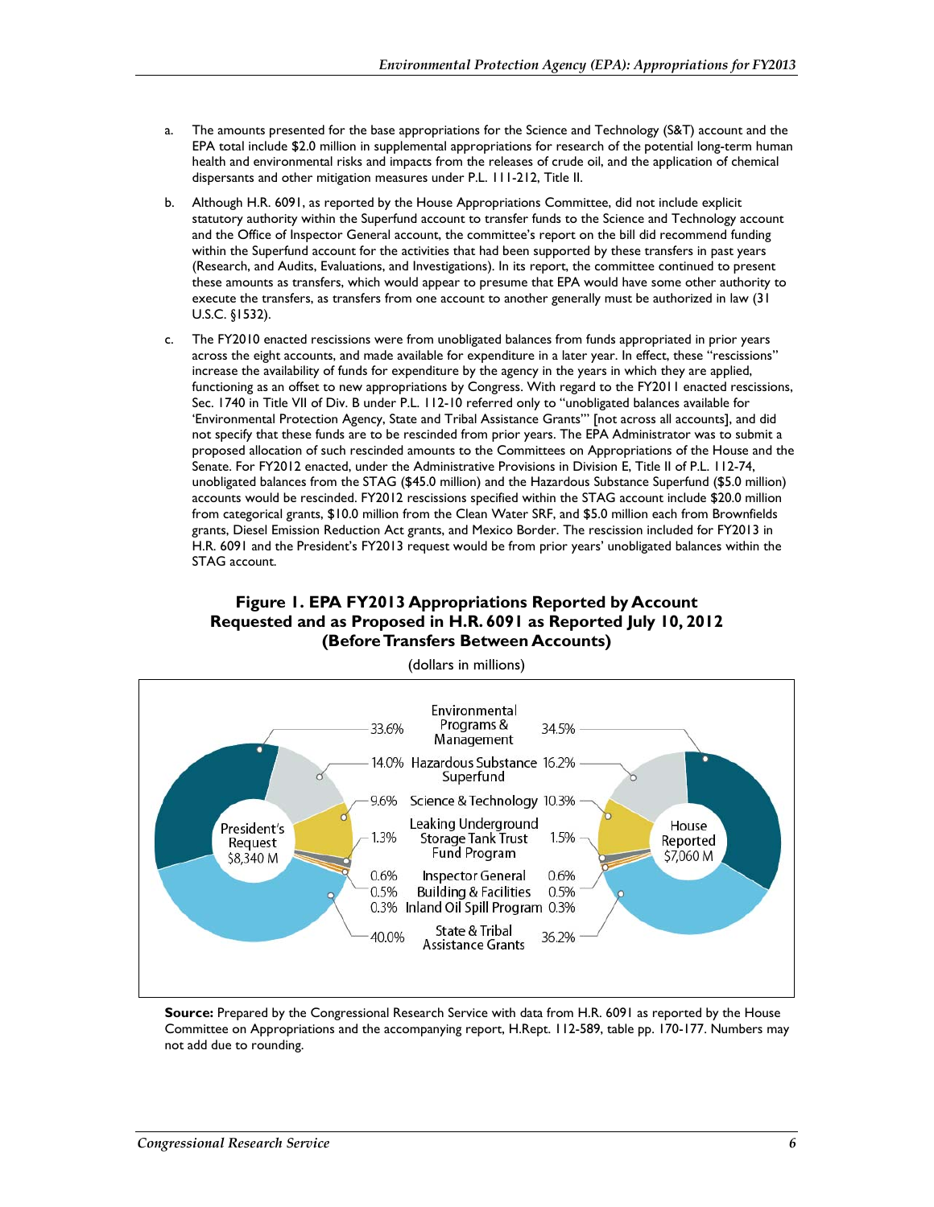a. The amounts presented for the base appropriations for the Science and Technology (S&T) account and the EPA total include $2.0 million in supplemental appropriations for research of the potential long-term human health and environmental risks and impacts from the releases of crude oil, and the application of chemical dispersants and other mitigation measures under P.L. 111-212, Title II.

b. Although H.R. 6091, as reported by the House Appropriations Committee, did not include explicit statutory authority within the Superfund account to transfer funds to the Science and Technology account and the Office of Inspector General account, the committee's report on the bill did recommend funding within the Superfund account for the activities that had been supported by these transfers in past years (Research, and Audits, Evaluations, and Investigations). In its report, the committee continued to present these amounts as transfers, which would appear to presume that EPA would have some other authority to execute the transfers, as transfers from one account to another generally must be authorized in law (31 U.S.C. §1532).

c. The FY2010 enacted rescissions were from unobligated balances from funds appropriated in prior years across the eight accounts, and made available for expenditure in a later year. In effect, these "rescissions" increase the availability of funds for expenditure by the agency in the years in which they are applied, functioning as an offset to new appropriations by Congress. With regard to the FY2011 enacted rescissions, Sec. 1740 in Title VII of Div. B under P.L. 112-10 referred only to "unobligated balances available for 'Environmental Protection Agency, State and Tribal Assistance Grants'" [not across all accounts], and did not specify that these funds are to be rescinded from prior years. The EPA Administrator was to submit a proposed allocation of such rescinded amounts to the Committees on Appropriations of the House and the Senate. For FY2012 enacted, under the Administrative Provisions in Division E, Title II of P.L. 112-74, unobligated balances from the STAG ($45.0 million) and the Hazardous Substance Superfund ($5.0 million) accounts would be rescinded. FY2012 rescissions specified within the STAG account include $20.0 million from categorical grants, $10.0 million from the Clean Water SRF, and $5.0 million each from Brownfields grants, Diesel Emission Reduction Act grants, and Mexico Border. The rescission included for FY2013 in H.R. 6091 and the President's FY2013 request would be from prior years' unobligated balances within the STAG account.

**Figure 1. EPA FY2013 Appropriations Reported by Account Requested and as Proposed in H.R. 6091 as Reported July 10, 2012 (Before Transfers Between Accounts)**

(dollars in millions)

| Account | President's Request $8,340 M | House Reported $7,060 M |
|---|---|---|
| Environmental Programs & Management | 33.6% | 34.5% |
| Hazardous Substance Superfund | 14.0% | 16.2% |
| Science & Technology | 9.6% | 10.3% |
| Leaking Underground Storage Tank Trust Fund Program | 1.3% | 1.5% |
| Inspector General | 0.6% | 0.6% |
| Building & Facilities | 0.5% | 0.5% |
| Inland Oil Spill Program | 0.3% | 0.3% |
| State & Tribal Assistance Grants | 40.0% | 36.2% |

**Source:** Prepared by the Congressional Research Service with data from H.R. 6091 as reported by the House Committee on Appropriations and the accompanying report, H.Rept. 112-589, table pp. 170-177. Numbers may not add due to rounding.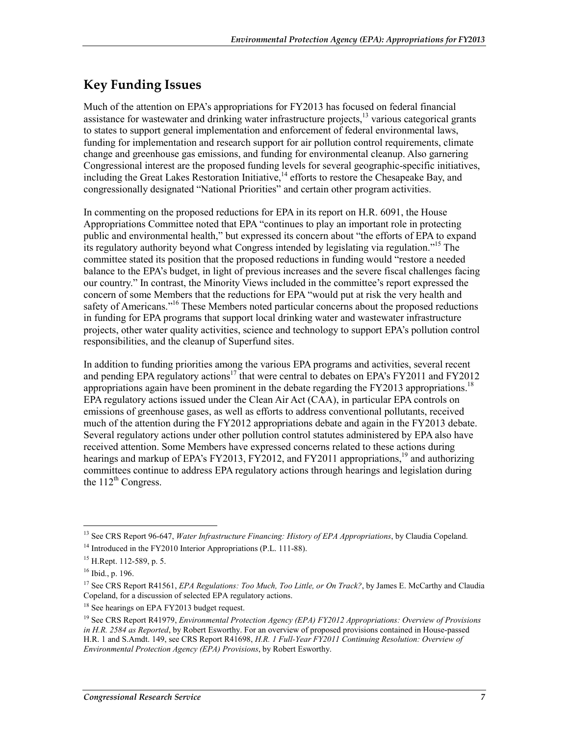## Key Funding Issues

Much of the attention on EPA's appropriations for FY2013 has focused on federal financial assistance for wastewater and drinking water infrastructure projects,[13] various categorical grants to states to support general implementation and enforcement of federal environmental laws, funding for implementation and research support for air pollution control requirements, climate change and greenhouse gas emissions, and funding for environmental cleanup. Also garnering Congressional interest are the proposed funding levels for several geographic-specific initiatives, including the Great Lakes Restoration Initiative,[14] efforts to restore the Chesapeake Bay, and congressionally designated "National Priorities" and certain other program activities.

In commenting on the proposed reductions for EPA in its report on H.R. 6091, the House Appropriations Committee noted that EPA "continues to play an important role in protecting public and environmental health," but expressed its concern about "the efforts of EPA to expand its regulatory authority beyond what Congress intended by legislating via regulation."[15] The committee stated its position that the proposed reductions in funding would "restore a needed balance to the EPA's budget, in light of previous increases and the severe fiscal challenges facing our country." In contrast, the Minority Views included in the committee's report expressed the concern of some Members that the reductions for EPA "would put at risk the very health and safety of Americans."[16] These Members noted particular concerns about the proposed reductions in funding for EPA programs that support local drinking water and wastewater infrastructure projects, other water quality activities, science and technology to support EPA's pollution control responsibilities, and the cleanup of Superfund sites.

In addition to funding priorities among the various EPA programs and activities, several recent and pending EPA regulatory actions[17] that were central to debates on EPA's FY2011 and FY2012 appropriations again have been prominent in the debate regarding the FY2013 appropriations.[18] EPA regulatory actions issued under the Clean Air Act (CAA), in particular EPA controls on emissions of greenhouse gases, as well as efforts to address conventional pollutants, received much of the attention during the FY2012 appropriations debate and again in the FY2013 debate. Several regulatory actions under other pollution control statutes administered by EPA also have received attention. Some Members have expressed concerns related to these actions during hearings and markup of EPA's FY2013, FY2012, and FY2011 appropriations,[19] and authorizing committees continue to address EPA regulatory actions through hearings and legislation during the 112th Congress.

---

[13] See CRS Report 96-647, *Water Infrastructure Financing: History of EPA Appropriations*, by Claudia Copeland.

[14] Introduced in the FY2010 Interior Appropriations (P.L. 111-88).

[15] H.Rept. 112-589, p. 5.

[16] Ibid., p. 196.

[17] See CRS Report R41561, *EPA Regulations: Too Much, Too Little, or On Track?*, by James E. McCarthy and Claudia Copeland, for a discussion of selected EPA regulatory actions.

[18] See hearings on EPA FY2013 budget request.

[19] See CRS Report R41979, *Environmental Protection Agency (EPA) FY2012 Appropriations: Overview of Provisions in H.R. 2584 as Reported*, by Robert Esworthy. For an overview of proposed provisions contained in House-passed H.R. 1 and S.Amdt. 149, see CRS Report R41698, *H.R. 1 Full-Year FY2011 Continuing Resolution: Overview of Environmental Protection Agency (EPA) Provisions*, by Robert Esworthy.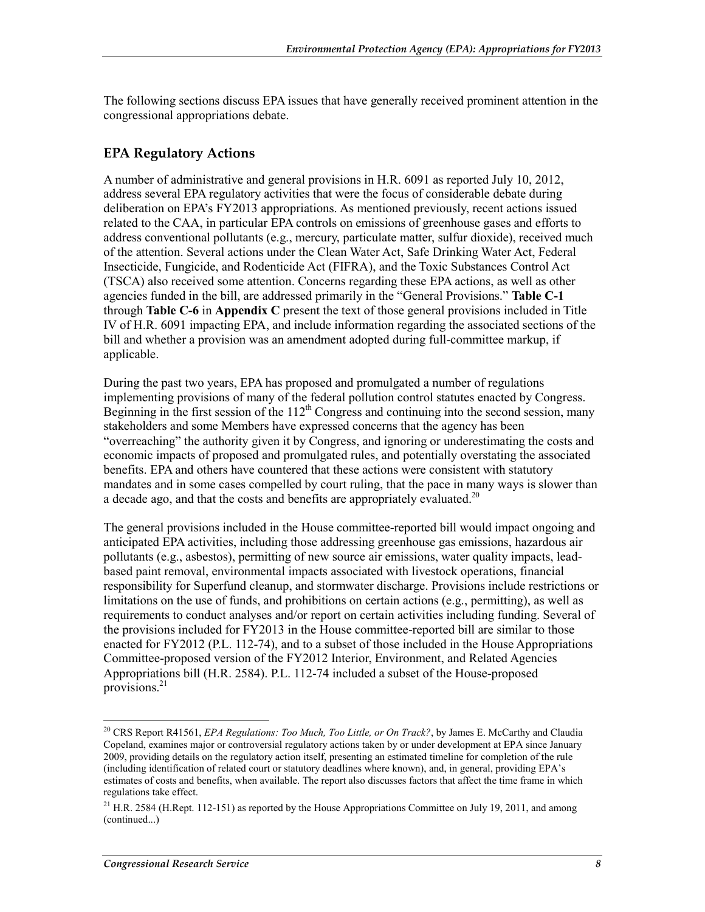The following sections discuss EPA issues that have generally received prominent attention in the congressional appropriations debate.

## EPA Regulatory Actions

A number of administrative and general provisions in H.R. 6091 as reported July 10, 2012, address several EPA regulatory activities that were the focus of considerable debate during deliberation on EPA's FY2013 appropriations. As mentioned previously, recent actions issued related to the CAA, in particular EPA controls on emissions of greenhouse gases and efforts to address conventional pollutants (e.g., mercury, particulate matter, sulfur dioxide), received much of the attention. Several actions under the Clean Water Act, Safe Drinking Water Act, Federal Insecticide, Fungicide, and Rodenticide Act (FIFRA), and the Toxic Substances Control Act (TSCA) also received some attention. Concerns regarding these EPA actions, as well as other agencies funded in the bill, are addressed primarily in the "General Provisions." **Table C-1** through **Table C-6** in **Appendix C** present the text of those general provisions included in Title IV of H.R. 6091 impacting EPA, and include information regarding the associated sections of the bill and whether a provision was an amendment adopted during full-committee markup, if applicable.

During the past two years, EPA has proposed and promulgated a number of regulations implementing provisions of many of the federal pollution control statutes enacted by Congress. Beginning in the first session of the 112th Congress and continuing into the second session, many stakeholders and some Members have expressed concerns that the agency has been "overreaching" the authority given it by Congress, and ignoring or underestimating the costs and economic impacts of proposed and promulgated rules, and potentially overstating the associated benefits. EPA and others have countered that these actions were consistent with statutory mandates and in some cases compelled by court ruling, that the pace in many ways is slower than a decade ago, and that the costs and benefits are appropriately evaluated.[20]

The general provisions included in the House committee-reported bill would impact ongoing and anticipated EPA activities, including those addressing greenhouse gas emissions, hazardous air pollutants (e.g., asbestos), permitting of new source air emissions, water quality impacts, lead-based paint removal, environmental impacts associated with livestock operations, financial responsibility for Superfund cleanup, and stormwater discharge. Provisions include restrictions or limitations on the use of funds, and prohibitions on certain actions (e.g., permitting), as well as requirements to conduct analyses and/or report on certain activities including funding. Several of the provisions included for FY2013 in the House committee-reported bill are similar to those enacted for FY2012 (P.L. 112-74), and to a subset of those included in the House Appropriations Committee-proposed version of the FY2012 Interior, Environment, and Related Agencies Appropriations bill (H.R. 2584). P.L. 112-74 included a subset of the House-proposed provisions.[21]

---

[20] CRS Report R41561, *EPA Regulations: Too Much, Too Little, or On Track?*, by James E. McCarthy and Claudia Copeland, examines major or controversial regulatory actions taken by or under development at EPA since January 2009, providing details on the regulatory action itself, presenting an estimated timeline for completion of the rule (including identification of related court or statutory deadlines where known), and, in general, providing EPA's estimates of costs and benefits, when available. The report also discusses factors that affect the time frame in which regulations take effect.

[21] H.R. 2584 (H.Rept. 112-151) as reported by the House Appropriations Committee on July 19, 2011, and among (continued...)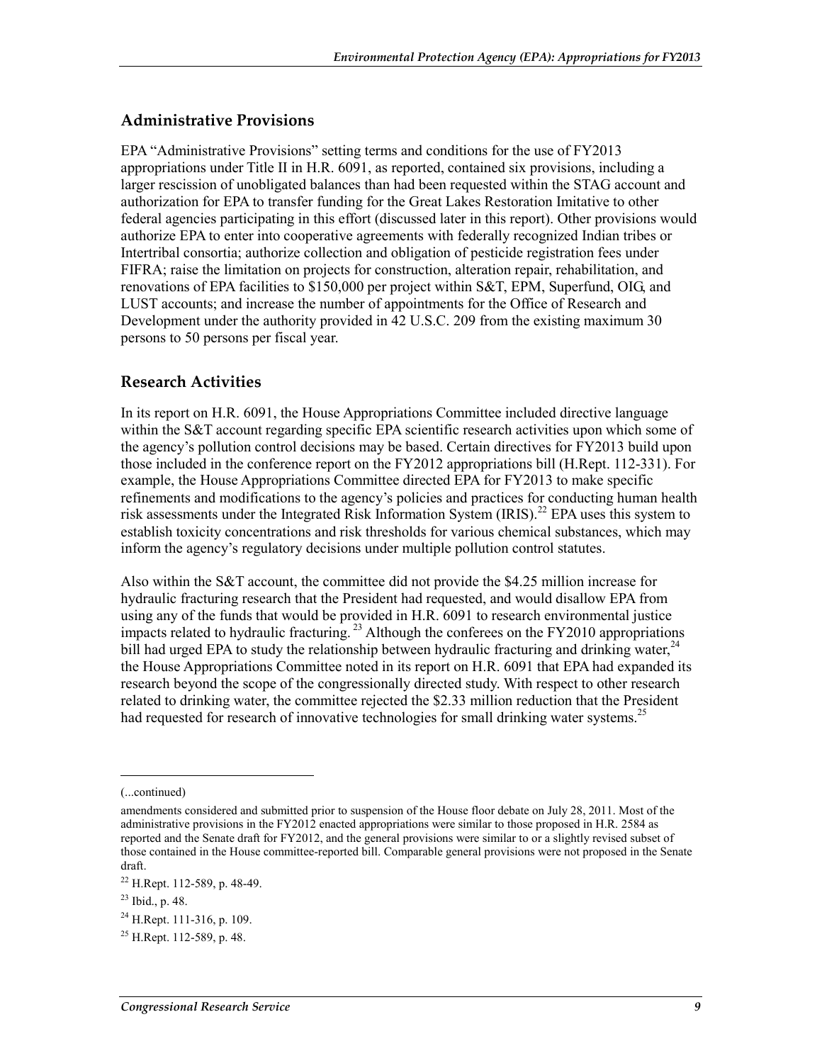## Administrative Provisions

EPA "Administrative Provisions" setting terms and conditions for the use of FY2013 appropriations under Title II in H.R. 6091, as reported, contained six provisions, including a larger rescission of unobligated balances than had been requested within the STAG account and authorization for EPA to transfer funding for the Great Lakes Restoration Imitative to other federal agencies participating in this effort (discussed later in this report). Other provisions would authorize EPA to enter into cooperative agreements with federally recognized Indian tribes or Intertribal consortia; authorize collection and obligation of pesticide registration fees under FIFRA; raise the limitation on projects for construction, alteration repair, rehabilitation, and renovations of EPA facilities to $150,000 per project within S&T, EPM, Superfund, OIG, and LUST accounts; and increase the number of appointments for the Office of Research and Development under the authority provided in 42 U.S.C. 209 from the existing maximum 30 persons to 50 persons per fiscal year.

## Research Activities

In its report on H.R. 6091, the House Appropriations Committee included directive language within the S&T account regarding specific EPA scientific research activities upon which some of the agency's pollution control decisions may be based. Certain directives for FY2013 build upon those included in the conference report on the FY2012 appropriations bill (H.Rept. 112-331). For example, the House Appropriations Committee directed EPA for FY2013 to make specific refinements and modifications to the agency's policies and practices for conducting human health risk assessments under the Integrated Risk Information System (IRIS).[22] EPA uses this system to establish toxicity concentrations and risk thresholds for various chemical substances, which may inform the agency's regulatory decisions under multiple pollution control statutes.

Also within the S&T account, the committee did not provide the $4.25 million increase for hydraulic fracturing research that the President had requested, and would disallow EPA from using any of the funds that would be provided in H.R. 6091 to research environmental justice impacts related to hydraulic fracturing.[23] Although the conferees on the FY2010 appropriations bill had urged EPA to study the relationship between hydraulic fracturing and drinking water,[24] the House Appropriations Committee noted in its report on H.R. 6091 that EPA had expanded its research beyond the scope of the congressionally directed study. With respect to other research related to drinking water, the committee rejected the $2.33 million reduction that the President had requested for research of innovative technologies for small drinking water systems.[25]

---

(...continued)

amendments considered and submitted prior to suspension of the House floor debate on July 28, 2011. Most of the administrative provisions in the FY2012 enacted appropriations were similar to those proposed in H.R. 2584 as reported and the Senate draft for FY2012, and the general provisions were similar to or a slightly revised subset of those contained in the House committee-reported bill. Comparable general provisions were not proposed in the Senate draft.

[22] H.Rept. 112-589, p. 48-49.

[23] Ibid., p. 48.

[24] H.Rept. 111-316, p. 109.

[25] H.Rept. 112-589, p. 48.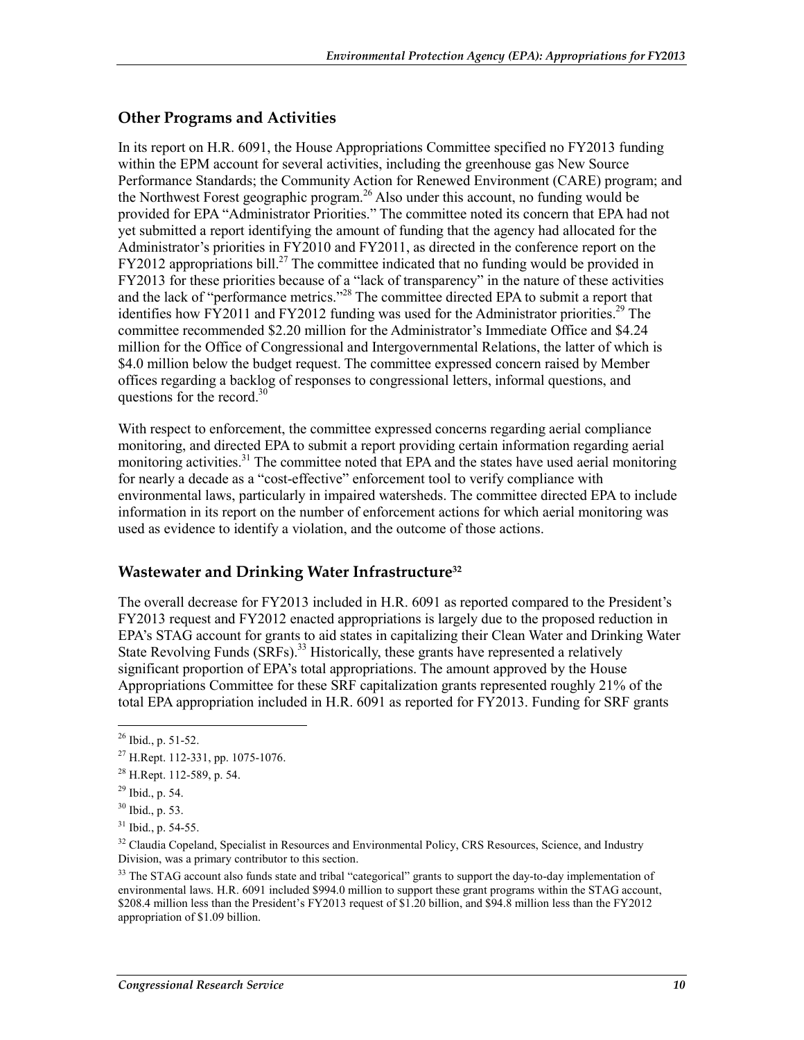## Other Programs and Activities

In its report on H.R. 6091, the House Appropriations Committee specified no FY2013 funding within the EPM account for several activities, including the greenhouse gas New Source Performance Standards; the Community Action for Renewed Environment (CARE) program; and the Northwest Forest geographic program.[26] Also under this account, no funding would be provided for EPA "Administrator Priorities." The committee noted its concern that EPA had not yet submitted a report identifying the amount of funding that the agency had allocated for the Administrator's priorities in FY2010 and FY2011, as directed in the conference report on the FY2012 appropriations bill.[27] The committee indicated that no funding would be provided in FY2013 for these priorities because of a "lack of transparency" in the nature of these activities and the lack of "performance metrics."[28] The committee directed EPA to submit a report that identifies how FY2011 and FY2012 funding was used for the Administrator priorities.[29] The committee recommended $2.20 million for the Administrator's Immediate Office and $4.24 million for the Office of Congressional and Intergovernmental Relations, the latter of which is $4.0 million below the budget request. The committee expressed concern raised by Member offices regarding a backlog of responses to congressional letters, informal questions, and questions for the record.[30]

With respect to enforcement, the committee expressed concerns regarding aerial compliance monitoring, and directed EPA to submit a report providing certain information regarding aerial monitoring activities.[31] The committee noted that EPA and the states have used aerial monitoring for nearly a decade as a "cost-effective" enforcement tool to verify compliance with environmental laws, particularly in impaired watersheds. The committee directed EPA to include information in its report on the number of enforcement actions for which aerial monitoring was used as evidence to identify a violation, and the outcome of those actions.

## Wastewater and Drinking Water Infrastructure[32]

The overall decrease for FY2013 included in H.R. 6091 as reported compared to the President's FY2013 request and FY2012 enacted appropriations is largely due to the proposed reduction in EPA's STAG account for grants to aid states in capitalizing their Clean Water and Drinking Water State Revolving Funds (SRFs).[33] Historically, these grants have represented a relatively significant proportion of EPA's total appropriations. The amount approved by the House Appropriations Committee for these SRF capitalization grants represented roughly 21% of the total EPA appropriation included in H.R. 6091 as reported for FY2013. Funding for SRF grants

---

[26] Ibid., p. 51-52.

[27] H.Rept. 112-331, pp. 1075-1076.

[28] H.Rept. 112-589, p. 54.

[29] Ibid., p. 54.

[30] Ibid., p. 53.

[31] Ibid., p. 54-55.

[32] Claudia Copeland, Specialist in Resources and Environmental Policy, CRS Resources, Science, and Industry Division, was a primary contributor to this section.

[33] The STAG account also funds state and tribal "categorical" grants to support the day-to-day implementation of environmental laws. H.R. 6091 included $994.0 million to support these grant programs within the STAG account, $208.4 million less than the President's FY2013 request of $1.20 billion, and $94.8 million less than the FY2012 appropriation of $1.09 billion.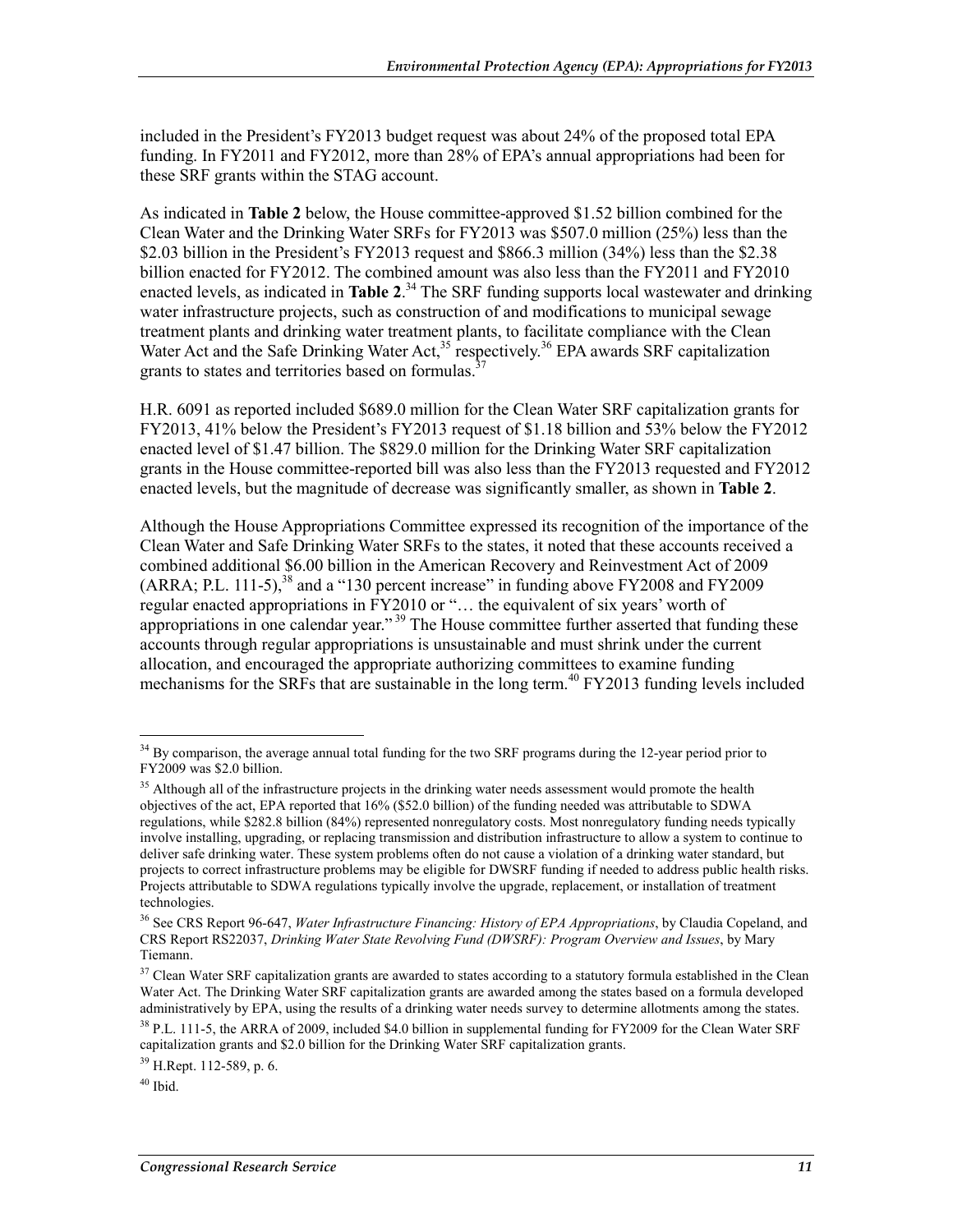included in the President's FY2013 budget request was about 24% of the proposed total EPA funding. In FY2011 and FY2012, more than 28% of EPA's annual appropriations had been for these SRF grants within the STAG account.

As indicated in **Table 2** below, the House committee-approved $1.52 billion combined for the Clean Water and the Drinking Water SRFs for FY2013 was $507.0 million (25%) less than the $2.03 billion in the President's FY2013 request and $866.3 million (34%) less than the $2.38 billion enacted for FY2012. The combined amount was also less than the FY2011 and FY2010 enacted levels, as indicated in **Table 2**.[34] The SRF funding supports local wastewater and drinking water infrastructure projects, such as construction of and modifications to municipal sewage treatment plants and drinking water treatment plants, to facilitate compliance with the Clean Water Act and the Safe Drinking Water Act,[35] respectively.[36] EPA awards SRF capitalization grants to states and territories based on formulas.[37]

H.R. 6091 as reported included $689.0 million for the Clean Water SRF capitalization grants for FY2013, 41% below the President's FY2013 request of $1.18 billion and 53% below the FY2012 enacted level of $1.47 billion. The $829.0 million for the Drinking Water SRF capitalization grants in the House committee-reported bill was also less than the FY2013 requested and FY2012 enacted levels, but the magnitude of decrease was significantly smaller, as shown in **Table 2**.

Although the House Appropriations Committee expressed its recognition of the importance of the Clean Water and Safe Drinking Water SRFs to the states, it noted that these accounts received a combined additional $6.00 billion in the American Recovery and Reinvestment Act of 2009 (ARRA; P.L. 111-5),[38] and a "130 percent increase" in funding above FY2008 and FY2009 regular enacted appropriations in FY2010 or "… the equivalent of six years' worth of appropriations in one calendar year."[39] The House committee further asserted that funding these accounts through regular appropriations is unsustainable and must shrink under the current allocation, and encouraged the appropriate authorizing committees to examine funding mechanisms for the SRFs that are sustainable in the long term.[40] FY2013 funding levels included

---

[34] By comparison, the average annual total funding for the two SRF programs during the 12-year period prior to FY2009 was $2.0 billion.

[35] Although all of the infrastructure projects in the drinking water needs assessment would promote the health objectives of the act, EPA reported that 16% ($52.0 billion) of the funding needed was attributable to SDWA regulations, while $282.8 billion (84%) represented nonregulatory costs. Most nonregulatory funding needs typically involve installing, upgrading, or replacing transmission and distribution infrastructure to allow a system to continue to deliver safe drinking water. These system problems often do not cause a violation of a drinking water standard, but projects to correct infrastructure problems may be eligible for DWSRF funding if needed to address public health risks. Projects attributable to SDWA regulations typically involve the upgrade, replacement, or installation of treatment technologies.

[36] See CRS Report 96-647, *Water Infrastructure Financing: History of EPA Appropriations*, by Claudia Copeland, and CRS Report RS22037, *Drinking Water State Revolving Fund (DWSRF): Program Overview and Issues*, by Mary Tiemann.

[37] Clean Water SRF capitalization grants are awarded to states according to a statutory formula established in the Clean Water Act. The Drinking Water SRF capitalization grants are awarded among the states based on a formula developed administratively by EPA, using the results of a drinking water needs survey to determine allotments among the states.

[38] P.L. 111-5, the ARRA of 2009, included $4.0 billion in supplemental funding for FY2009 for the Clean Water SRF capitalization grants and $2.0 billion for the Drinking Water SRF capitalization grants.

[39] H.Rept. 112-589, p. 6.

[40] Ibid.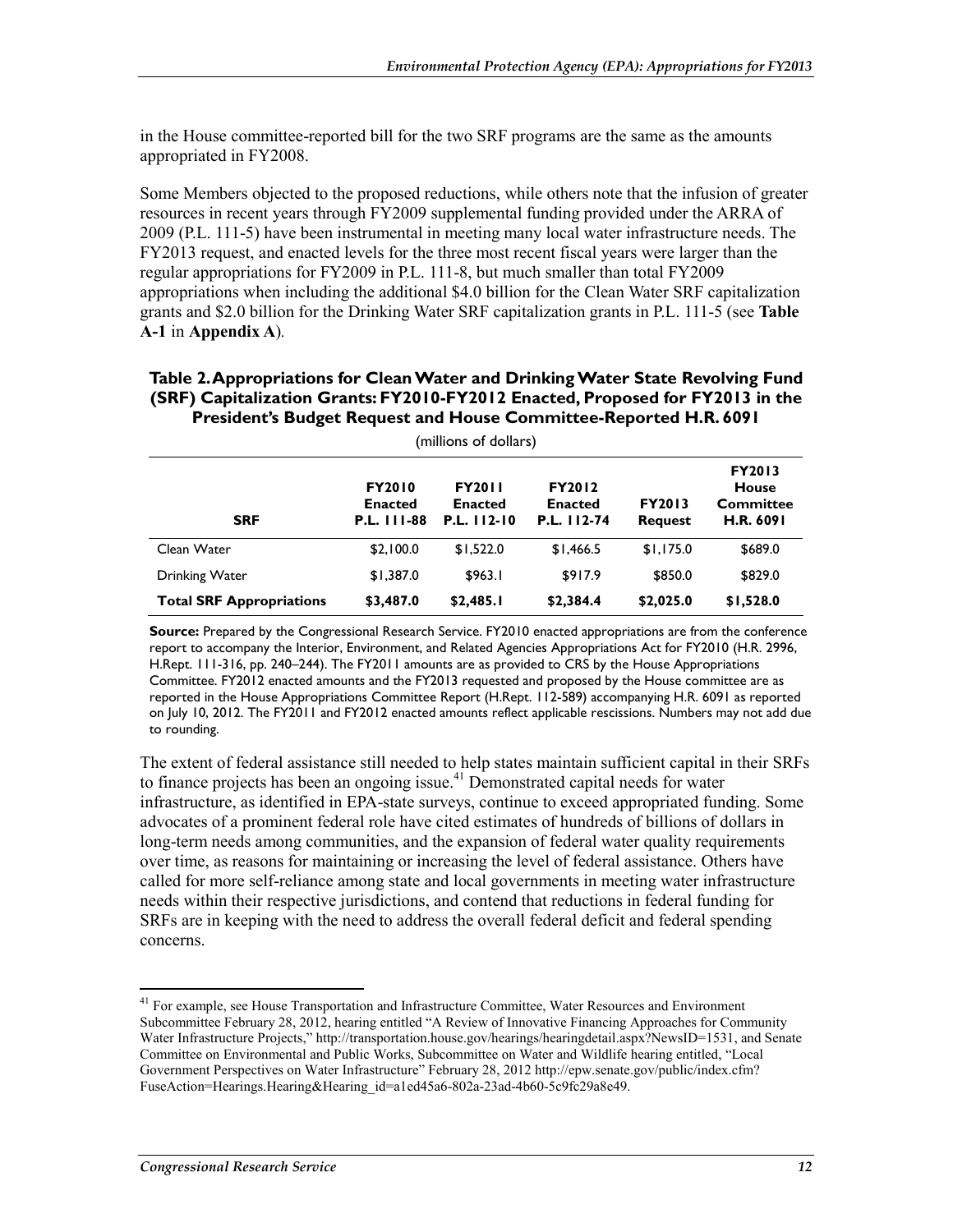in the House committee-reported bill for the two SRF programs are the same as the amounts appropriated in FY2008.

Some Members objected to the proposed reductions, while others note that the infusion of greater resources in recent years through FY2009 supplemental funding provided under the ARRA of 2009 (P.L. 111-5) have been instrumental in meeting many local water infrastructure needs. The FY2013 request, and enacted levels for the three most recent fiscal years were larger than the regular appropriations for FY2009 in P.L. 111-8, but much smaller than total FY2009 appropriations when including the additional $4.0 billion for the Clean Water SRF capitalization grants and $2.0 billion for the Drinking Water SRF capitalization grants in P.L. 111-5 (see **Table A-1** in **Appendix A**).

**Table 2. Appropriations for Clean Water and Drinking Water State Revolving Fund (SRF) Capitalization Grants: FY2010-FY2012 Enacted, Proposed for FY2013 in the President's Budget Request and House Committee-Reported H.R. 6091**

(millions of dollars)

| SRF | FY2010 Enacted P.L. 111-88 | FY2011 Enacted P.L. 112-10 | FY2012 Enacted P.L. 112-74 | FY2013 Request | FY2013 House Committee H.R. 6091 |
|---|---|---|---|---|---|
| Clean Water | $2,100.0 | $1,522.0 | $1,466.5 | $1,175.0 | $689.0 |
| Drinking Water | $1,387.0 | $963.1 | $917.9 | $850.0 | $829.0 |
| **Total SRF Appropriations** | **$3,487.0** | **$2,485.1** | **$2,384.4** | **$2,025.0** | **$1,528.0** |

**Source:** Prepared by the Congressional Research Service. FY2010 enacted appropriations are from the conference report to accompany the Interior, Environment, and Related Agencies Appropriations Act for FY2010 (H.R. 2996, H.Rept. 111-316, pp. 240–244). The FY2011 amounts are as provided to CRS by the House Appropriations Committee. FY2012 enacted amounts and the FY2013 requested and proposed by the House committee are as reported in the House Appropriations Committee Report (H.Rept. 112-589) accompanying H.R. 6091 as reported on July 10, 2012. The FY2011 and FY2012 enacted amounts reflect applicable rescissions. Numbers may not add due to rounding.

The extent of federal assistance still needed to help states maintain sufficient capital in their SRFs to finance projects has been an ongoing issue.[41] Demonstrated capital needs for water infrastructure, as identified in EPA-state surveys, continue to exceed appropriated funding. Some advocates of a prominent federal role have cited estimates of hundreds of billions of dollars in long-term needs among communities, and the expansion of federal water quality requirements over time, as reasons for maintaining or increasing the level of federal assistance. Others have called for more self-reliance among state and local governments in meeting water infrastructure needs within their respective jurisdictions, and contend that reductions in federal funding for SRFs are in keeping with the need to address the overall federal deficit and federal spending concerns.

[41] For example, see House Transportation and Infrastructure Committee, Water Resources and Environment Subcommittee February 28, 2012, hearing entitled "A Review of Innovative Financing Approaches for Community Water Infrastructure Projects," http://transportation.house.gov/hearings/hearingdetail.aspx?NewsID=1531, and Senate Committee on Environmental and Public Works, Subcommittee on Water and Wildlife hearing entitled, "Local Government Perspectives on Water Infrastructure" February 28, 2012 http://epw.senate.gov/public/index.cfm?FuseAction=Hearings.Hearing&Hearing_id=a1ed45a6-802a-23ad-4b60-5c9fc29a8e49.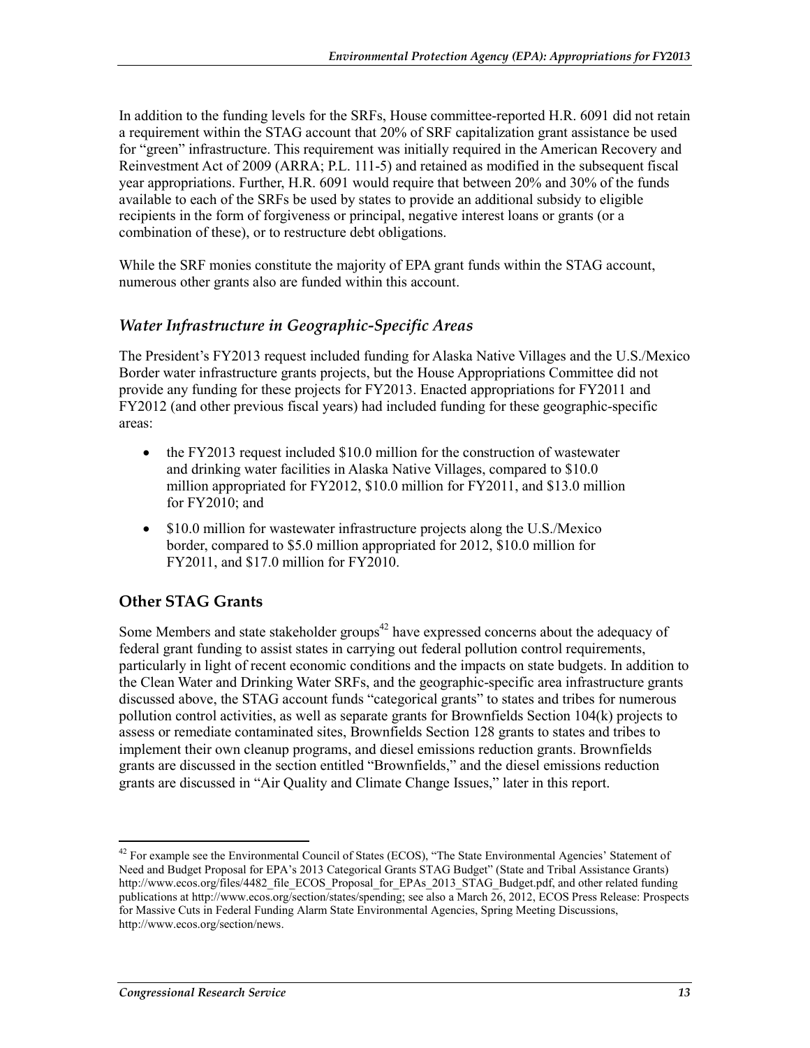In addition to the funding levels for the SRFs, House committee-reported H.R. 6091 did not retain a requirement within the STAG account that 20% of SRF capitalization grant assistance be used for "green" infrastructure. This requirement was initially required in the American Recovery and Reinvestment Act of 2009 (ARRA; P.L. 111-5) and retained as modified in the subsequent fiscal year appropriations. Further, H.R. 6091 would require that between 20% and 30% of the funds available to each of the SRFs be used by states to provide an additional subsidy to eligible recipients in the form of forgiveness or principal, negative interest loans or grants (or a combination of these), or to restructure debt obligations.

While the SRF monies constitute the majority of EPA grant funds within the STAG account, numerous other grants also are funded within this account.

### *Water Infrastructure in Geographic-Specific Areas*

The President's FY2013 request included funding for Alaska Native Villages and the U.S./Mexico Border water infrastructure grants projects, but the House Appropriations Committee did not provide any funding for these projects for FY2013. Enacted appropriations for FY2011 and FY2012 (and other previous fiscal years) had included funding for these geographic-specific areas:

- the FY2013 request included $10.0 million for the construction of wastewater and drinking water facilities in Alaska Native Villages, compared to $10.0 million appropriated for FY2012, $10.0 million for FY2011, and $13.0 million for FY2010; and
- $10.0 million for wastewater infrastructure projects along the U.S./Mexico border, compared to $5.0 million appropriated for 2012, $10.0 million for FY2011, and $17.0 million for FY2010.

## Other STAG Grants

Some Members and state stakeholder groups[42] have expressed concerns about the adequacy of federal grant funding to assist states in carrying out federal pollution control requirements, particularly in light of recent economic conditions and the impacts on state budgets. In addition to the Clean Water and Drinking Water SRFs, and the geographic-specific area infrastructure grants discussed above, the STAG account funds "categorical grants" to states and tribes for numerous pollution control activities, as well as separate grants for Brownfields Section 104(k) projects to assess or remediate contaminated sites, Brownfields Section 128 grants to states and tribes to implement their own cleanup programs, and diesel emissions reduction grants. Brownfields grants are discussed in the section entitled "Brownfields," and the diesel emissions reduction grants are discussed in "Air Quality and Climate Change Issues," later in this report.

---

[42] For example see the Environmental Council of States (ECOS), "The State Environmental Agencies' Statement of Need and Budget Proposal for EPA's 2013 Categorical Grants STAG Budget" (State and Tribal Assistance Grants) http://www.ecos.org/files/4482_file_ECOS_Proposal_for_EPAs_2013_STAG_Budget.pdf, and other related funding publications at http://www.ecos.org/section/states/spending; see also a March 26, 2012, ECOS Press Release: Prospects for Massive Cuts in Federal Funding Alarm State Environmental Agencies, Spring Meeting Discussions, http://www.ecos.org/section/news.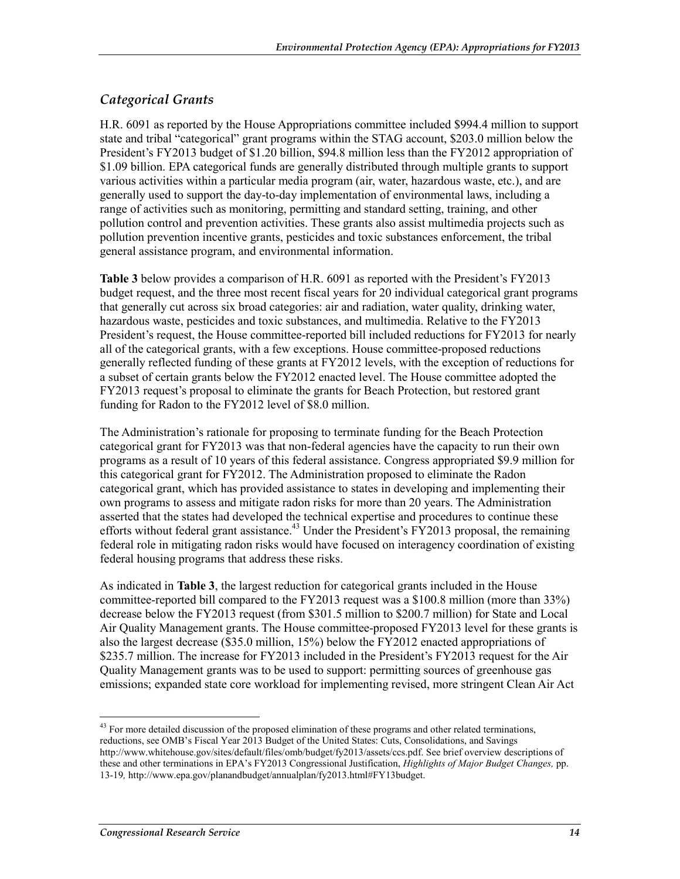### *Categorical Grants*

H.R. 6091 as reported by the House Appropriations committee included \$994.4 million to support state and tribal "categorical" grant programs within the STAG account, \$203.0 million below the President's FY2013 budget of \$1.20 billion, \$94.8 million less than the FY2012 appropriation of \$1.09 billion. EPA categorical funds are generally distributed through multiple grants to support various activities within a particular media program (air, water, hazardous waste, etc.), and are generally used to support the day-to-day implementation of environmental laws, including a range of activities such as monitoring, permitting and standard setting, training, and other pollution control and prevention activities. These grants also assist multimedia projects such as pollution prevention incentive grants, pesticides and toxic substances enforcement, the tribal general assistance program, and environmental information.

**Table 3** below provides a comparison of H.R. 6091 as reported with the President's FY2013 budget request, and the three most recent fiscal years for 20 individual categorical grant programs that generally cut across six broad categories: air and radiation, water quality, drinking water, hazardous waste, pesticides and toxic substances, and multimedia. Relative to the FY2013 President's request, the House committee-reported bill included reductions for FY2013 for nearly all of the categorical grants, with a few exceptions. House committee-proposed reductions generally reflected funding of these grants at FY2012 levels, with the exception of reductions for a subset of certain grants below the FY2012 enacted level. The House committee adopted the FY2013 request's proposal to eliminate the grants for Beach Protection, but restored grant funding for Radon to the FY2012 level of \$8.0 million.

The Administration's rationale for proposing to terminate funding for the Beach Protection categorical grant for FY2013 was that non-federal agencies have the capacity to run their own programs as a result of 10 years of this federal assistance. Congress appropriated \$9.9 million for this categorical grant for FY2012. The Administration proposed to eliminate the Radon categorical grant, which has provided assistance to states in developing and implementing their own programs to assess and mitigate radon risks for more than 20 years. The Administration asserted that the states had developed the technical expertise and procedures to continue these efforts without federal grant assistance.[43] Under the President's FY2013 proposal, the remaining federal role in mitigating radon risks would have focused on interagency coordination of existing federal housing programs that address these risks.

As indicated in **Table 3**, the largest reduction for categorical grants included in the House committee-reported bill compared to the FY2013 request was a \$100.8 million (more than 33%) decrease below the FY2013 request (from \$301.5 million to \$200.7 million) for State and Local Air Quality Management grants. The House committee-proposed FY2013 level for these grants is also the largest decrease (\$35.0 million, 15%) below the FY2012 enacted appropriations of \$235.7 million. The increase for FY2013 included in the President's FY2013 request for the Air Quality Management grants was to be used to support: permitting sources of greenhouse gas emissions; expanded state core workload for implementing revised, more stringent Clean Air Act

---

[43] For more detailed discussion of the proposed elimination of these programs and other related terminations, reductions, see OMB's Fiscal Year 2013 Budget of the United States: Cuts, Consolidations, and Savings http://www.whitehouse.gov/sites/default/files/omb/budget/fy2013/assets/ccs.pdf. See brief overview descriptions of these and other terminations in EPA's FY2013 Congressional Justification, *Highlights of Major Budget Changes,* pp. 13-19*,* http://www.epa.gov/planandbudget/annualplan/fy2013.html#FY13budget.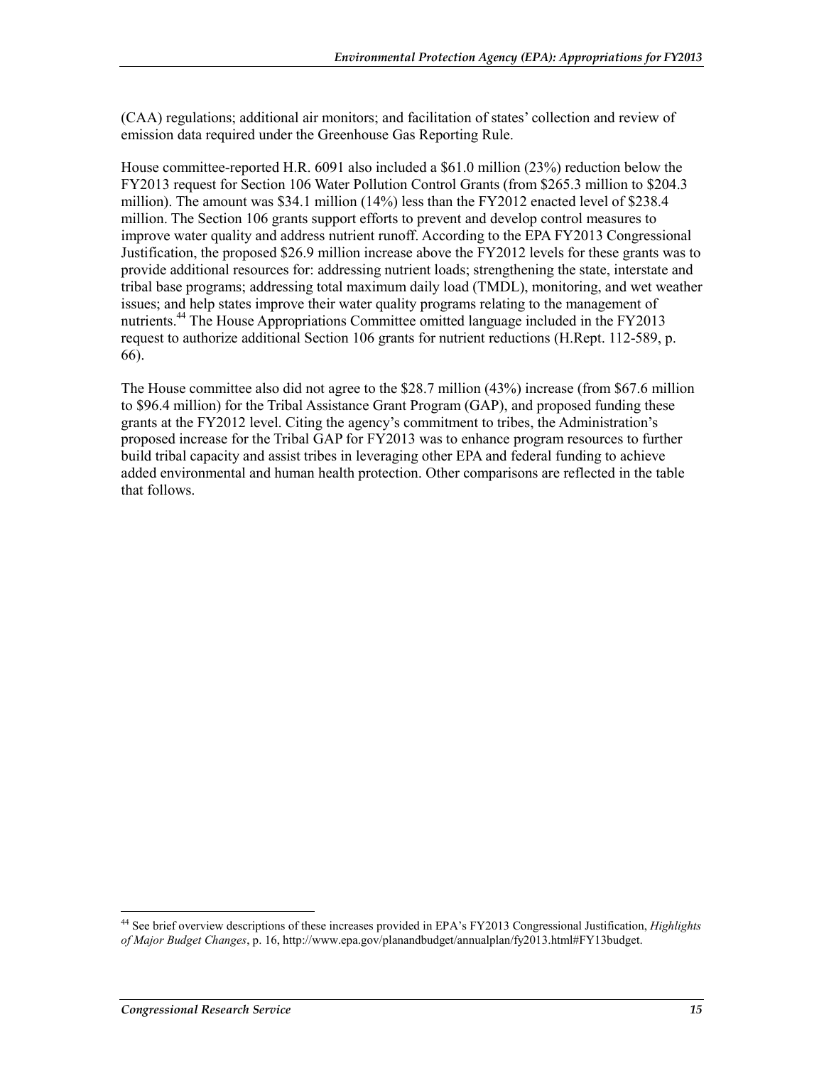(CAA) regulations; additional air monitors; and facilitation of states' collection and review of emission data required under the Greenhouse Gas Reporting Rule.

House committee-reported H.R. 6091 also included a $61.0 million (23%) reduction below the FY2013 request for Section 106 Water Pollution Control Grants (from $265.3 million to $204.3 million). The amount was $34.1 million (14%) less than the FY2012 enacted level of $238.4 million. The Section 106 grants support efforts to prevent and develop control measures to improve water quality and address nutrient runoff. According to the EPA FY2013 Congressional Justification, the proposed $26.9 million increase above the FY2012 levels for these grants was to provide additional resources for: addressing nutrient loads; strengthening the state, interstate and tribal base programs; addressing total maximum daily load (TMDL), monitoring, and wet weather issues; and help states improve their water quality programs relating to the management of nutrients.[44] The House Appropriations Committee omitted language included in the FY2013 request to authorize additional Section 106 grants for nutrient reductions (H.Rept. 112-589, p. 66).

The House committee also did not agree to the $28.7 million (43%) increase (from $67.6 million to $96.4 million) for the Tribal Assistance Grant Program (GAP), and proposed funding these grants at the FY2012 level. Citing the agency's commitment to tribes, the Administration's proposed increase for the Tribal GAP for FY2013 was to enhance program resources to further build tribal capacity and assist tribes in leveraging other EPA and federal funding to achieve added environmental and human health protection. Other comparisons are reflected in the table that follows.

---

[44] See brief overview descriptions of these increases provided in EPA's FY2013 Congressional Justification, *Highlights of Major Budget Changes*, p. 16, http://www.epa.gov/planandbudget/annualplan/fy2013.html#FY13budget.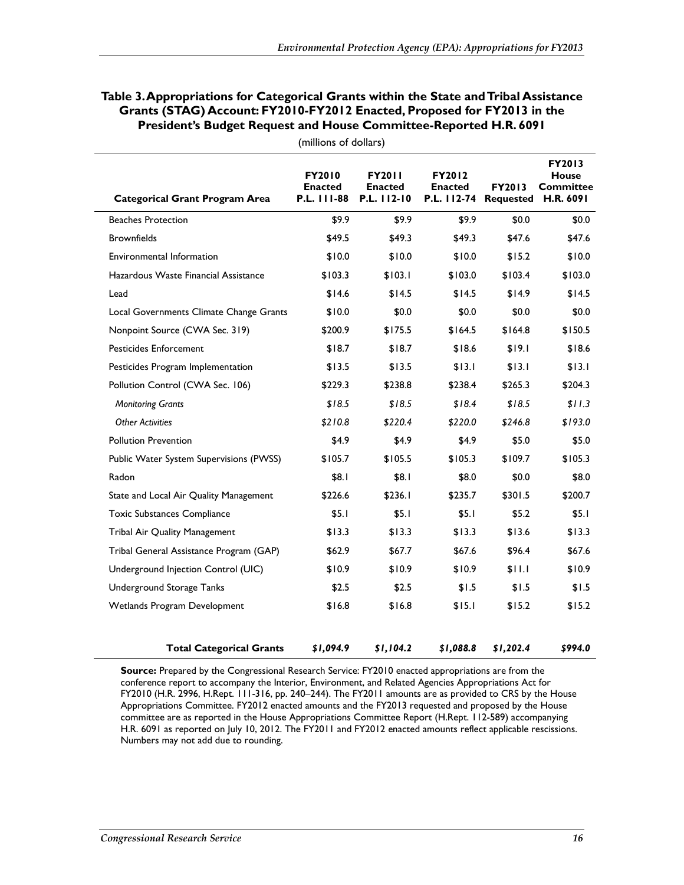**Table 3. Appropriations for Categorical Grants within the State and Tribal Assistance Grants (STAG) Account: FY2010-FY2012 Enacted, Proposed for FY2013 in the President's Budget Request and House Committee-Reported H.R. 6091**

(millions of dollars)

| Categorical Grant Program Area | FY2010 Enacted P.L. 111-88 | FY2011 Enacted P.L. 112-10 | FY2012 Enacted P.L. 112-74 | FY2013 Requested | FY2013 House Committee H.R. 6091 |
|---|---|---|---|---|---|
| Beaches Protection | $9.9 | $9.9 | $9.9 | $0.0 | $0.0 |
| Brownfields | $49.5 | $49.3 | $49.3 | $47.6 | $47.6 |
| Environmental Information | $10.0 | $10.0 | $10.0 | $15.2 | $10.0 |
| Hazardous Waste Financial Assistance | $103.3 | $103.1 | $103.0 | $103.4 | $103.0 |
| Lead | $14.6 | $14.5 | $14.5 | $14.9 | $14.5 |
| Local Governments Climate Change Grants | $10.0 | $0.0 | $0.0 | $0.0 | $0.0 |
| Nonpoint Source (CWA Sec. 319) | $200.9 | $175.5 | $164.5 | $164.8 | $150.5 |
| Pesticides Enforcement | $18.7 | $18.7 | $18.6 | $19.1 | $18.6 |
| Pesticides Program Implementation | $13.5 | $13.5 | $13.1 | $13.1 | $13.1 |
| Pollution Control (CWA Sec. 106) | $229.3 | $238.8 | $238.4 | $265.3 | $204.3 |
| *Monitoring Grants* | *$18.5* | *$18.5* | *$18.4* | *$18.5* | *$11.3* |
| *Other Activities* | *$210.8* | *$220.4* | *$220.0* | *$246.8* | *$193.0* |
| Pollution Prevention | $4.9 | $4.9 | $4.9 | $5.0 | $5.0 |
| Public Water System Supervisions (PWSS) | $105.7 | $105.5 | $105.3 | $109.7 | $105.3 |
| Radon | $8.1 | $8.1 | $8.0 | $0.0 | $8.0 |
| State and Local Air Quality Management | $226.6 | $236.1 | $235.7 | $301.5 | $200.7 |
| Toxic Substances Compliance | $5.1 | $5.1 | $5.1 | $5.2 | $5.1 |
| Tribal Air Quality Management | $13.3 | $13.3 | $13.3 | $13.6 | $13.3 |
| Tribal General Assistance Program (GAP) | $62.9 | $67.7 | $67.6 | $96.4 | $67.6 |
| Underground Injection Control (UIC) | $10.9 | $10.9 | $10.9 | $11.1 | $10.9 |
| Underground Storage Tanks | $2.5 | $2.5 | $1.5 | $1.5 | $1.5 |
| Wetlands Program Development | $16.8 | $16.8 | $15.1 | $15.2 | $15.2 |
| **Total Categorical Grants** | ***$1,094.9*** | ***$1,104.2*** | ***$1,088.8*** | ***$1,202.4*** | ***$994.0*** |

**Source:** Prepared by the Congressional Research Service: FY2010 enacted appropriations are from the conference report to accompany the Interior, Environment, and Related Agencies Appropriations Act for FY2010 (H.R. 2996, H.Rept. 111-316, pp. 240–244). The FY2011 amounts are as provided to CRS by the House Appropriations Committee. FY2012 enacted amounts and the FY2013 requested and proposed by the House committee are as reported in the House Appropriations Committee Report (H.Rept. 112-589) accompanying H.R. 6091 as reported on July 10, 2012. The FY2011 and FY2012 enacted amounts reflect applicable rescissions. Numbers may not add due to rounding.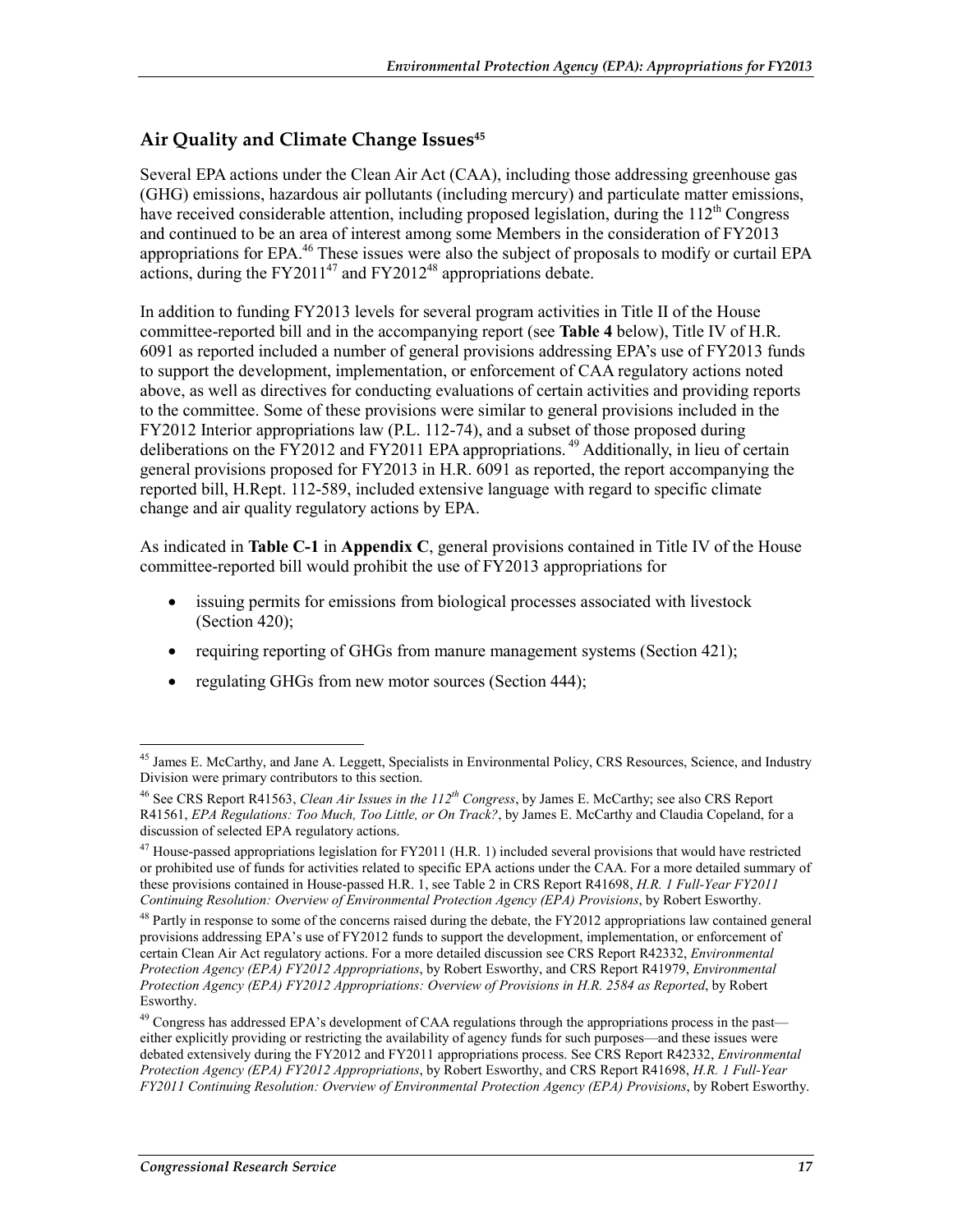## Air Quality and Climate Change Issues[45]

Several EPA actions under the Clean Air Act (CAA), including those addressing greenhouse gas (GHG) emissions, hazardous air pollutants (including mercury) and particulate matter emissions, have received considerable attention, including proposed legislation, during the 112th Congress and continued to be an area of interest among some Members in the consideration of FY2013 appropriations for EPA.[46] These issues were also the subject of proposals to modify or curtail EPA actions, during the FY2011[47] and FY2012[48] appropriations debate.

In addition to funding FY2013 levels for several program activities in Title II of the House committee-reported bill and in the accompanying report (see **Table 4** below), Title IV of H.R. 6091 as reported included a number of general provisions addressing EPA's use of FY2013 funds to support the development, implementation, or enforcement of CAA regulatory actions noted above, as well as directives for conducting evaluations of certain activities and providing reports to the committee. Some of these provisions were similar to general provisions included in the FY2012 Interior appropriations law (P.L. 112-74), and a subset of those proposed during deliberations on the FY2012 and FY2011 EPA appropriations.[49] Additionally, in lieu of certain general provisions proposed for FY2013 in H.R. 6091 as reported, the report accompanying the reported bill, H.Rept. 112-589, included extensive language with regard to specific climate change and air quality regulatory actions by EPA.

As indicated in **Table C-1** in **Appendix C**, general provisions contained in Title IV of the House committee-reported bill would prohibit the use of FY2013 appropriations for

- issuing permits for emissions from biological processes associated with livestock (Section 420);
- requiring reporting of GHGs from manure management systems (Section 421);
- regulating GHGs from new motor sources (Section 444);

---

[45] James E. McCarthy, and Jane A. Leggett, Specialists in Environmental Policy, CRS Resources, Science, and Industry Division were primary contributors to this section.

[46] See CRS Report R41563, *Clean Air Issues in the 112th Congress*, by James E. McCarthy; see also CRS Report R41561, *EPA Regulations: Too Much, Too Little, or On Track?*, by James E. McCarthy and Claudia Copeland, for a discussion of selected EPA regulatory actions.

[47] House-passed appropriations legislation for FY2011 (H.R. 1) included several provisions that would have restricted or prohibited use of funds for activities related to specific EPA actions under the CAA. For a more detailed summary of these provisions contained in House-passed H.R. 1, see Table 2 in CRS Report R41698, *H.R. 1 Full-Year FY2011 Continuing Resolution: Overview of Environmental Protection Agency (EPA) Provisions*, by Robert Esworthy.

[48] Partly in response to some of the concerns raised during the debate, the FY2012 appropriations law contained general provisions addressing EPA's use of FY2012 funds to support the development, implementation, or enforcement of certain Clean Air Act regulatory actions. For a more detailed discussion see CRS Report R42332, *Environmental Protection Agency (EPA) FY2012 Appropriations*, by Robert Esworthy, and CRS Report R41979, *Environmental Protection Agency (EPA) FY2012 Appropriations: Overview of Provisions in H.R. 2584 as Reported*, by Robert Esworthy.

[49] Congress has addressed EPA's development of CAA regulations through the appropriations process in the past—either explicitly providing or restricting the availability of agency funds for such purposes—and these issues were debated extensively during the FY2012 and FY2011 appropriations process. See CRS Report R42332, *Environmental Protection Agency (EPA) FY2012 Appropriations*, by Robert Esworthy, and CRS Report R41698, *H.R. 1 Full-Year FY2011 Continuing Resolution: Overview of Environmental Protection Agency (EPA) Provisions*, by Robert Esworthy.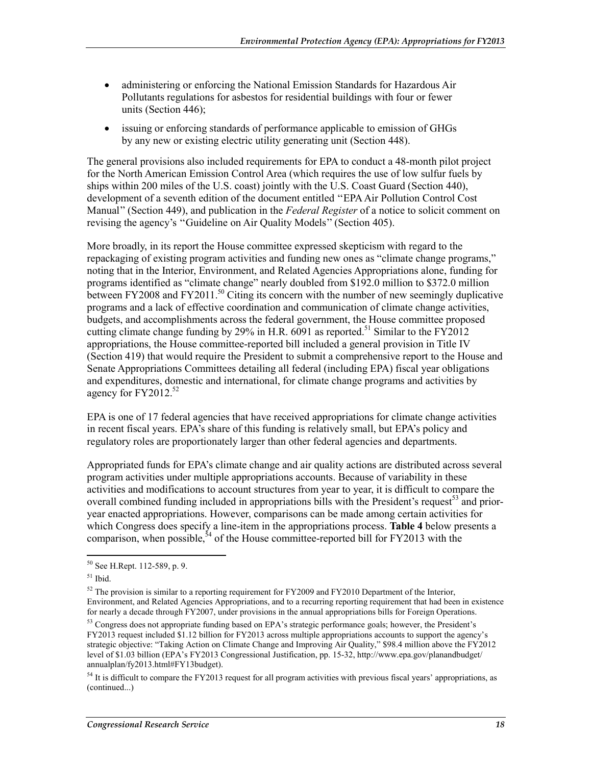- administering or enforcing the National Emission Standards for Hazardous Air Pollutants regulations for asbestos for residential buildings with four or fewer units (Section 446);
- issuing or enforcing standards of performance applicable to emission of GHGs by any new or existing electric utility generating unit (Section 448).

The general provisions also included requirements for EPA to conduct a 48-month pilot project for the North American Emission Control Area (which requires the use of low sulfur fuels by ships within 200 miles of the U.S. coast) jointly with the U.S. Coast Guard (Section 440), development of a seventh edition of the document entitled ''EPA Air Pollution Control Cost Manual'' (Section 449), and publication in the *Federal Register* of a notice to solicit comment on revising the agency's ''Guideline on Air Quality Models'' (Section 405).

More broadly, in its report the House committee expressed skepticism with regard to the repackaging of existing program activities and funding new ones as "climate change programs," noting that in the Interior, Environment, and Related Agencies Appropriations alone, funding for programs identified as "climate change" nearly doubled from $192.0 million to $372.0 million between FY2008 and FY2011.[50] Citing its concern with the number of new seemingly duplicative programs and a lack of effective coordination and communication of climate change activities, budgets, and accomplishments across the federal government, the House committee proposed cutting climate change funding by 29% in H.R. 6091 as reported.[51] Similar to the FY2012 appropriations, the House committee-reported bill included a general provision in Title IV (Section 419) that would require the President to submit a comprehensive report to the House and Senate Appropriations Committees detailing all federal (including EPA) fiscal year obligations and expenditures, domestic and international, for climate change programs and activities by agency for FY2012.[52]

EPA is one of 17 federal agencies that have received appropriations for climate change activities in recent fiscal years. EPA's share of this funding is relatively small, but EPA's policy and regulatory roles are proportionately larger than other federal agencies and departments.

Appropriated funds for EPA's climate change and air quality actions are distributed across several program activities under multiple appropriations accounts. Because of variability in these activities and modifications to account structures from year to year, it is difficult to compare the overall combined funding included in appropriations bills with the President's request[53] and prior-year enacted appropriations. However, comparisons can be made among certain activities for which Congress does specify a line-item in the appropriations process. **Table 4** below presents a comparison, when possible,[54] of the House committee-reported bill for FY2013 with the

---

[50] See H.Rept. 112-589, p. 9.

[51] Ibid.

[52] The provision is similar to a reporting requirement for FY2009 and FY2010 Department of the Interior, Environment, and Related Agencies Appropriations, and to a recurring reporting requirement that had been in existence for nearly a decade through FY2007, under provisions in the annual appropriations bills for Foreign Operations.

[53] Congress does not appropriate funding based on EPA's strategic performance goals; however, the President's FY2013 request included $1.12 billion for FY2013 across multiple appropriations accounts to support the agency's strategic objective: "Taking Action on Climate Change and Improving Air Quality," $98.4 million above the FY2012 level of $1.03 billion (EPA's FY2013 Congressional Justification, pp. 15-32, http://www.epa.gov/planandbudget/annualplan/fy2013.html#FY13budget).

[54] It is difficult to compare the FY2013 request for all program activities with previous fiscal years' appropriations, as (continued...)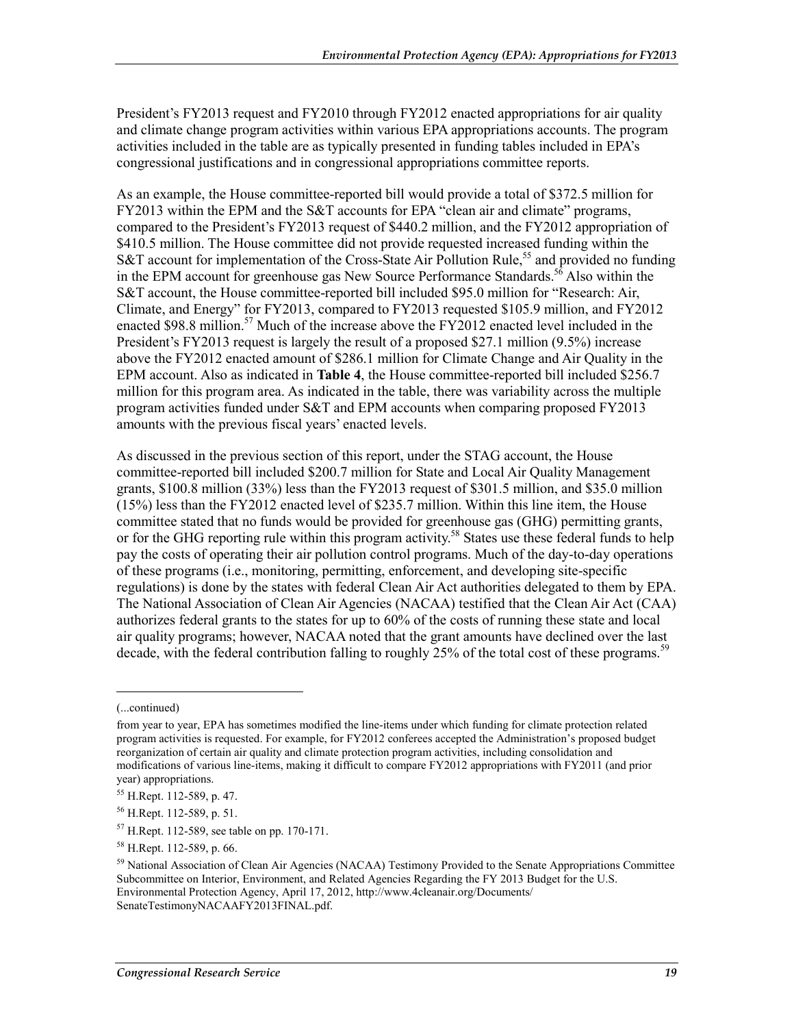President's FY2013 request and FY2010 through FY2012 enacted appropriations for air quality and climate change program activities within various EPA appropriations accounts. The program activities included in the table are as typically presented in funding tables included in EPA's congressional justifications and in congressional appropriations committee reports.

As an example, the House committee-reported bill would provide a total of $372.5 million for FY2013 within the EPM and the S&T accounts for EPA "clean air and climate" programs, compared to the President's FY2013 request of $440.2 million, and the FY2012 appropriation of $410.5 million. The House committee did not provide requested increased funding within the S&T account for implementation of the Cross-State Air Pollution Rule,[55] and provided no funding in the EPM account for greenhouse gas New Source Performance Standards.[56] Also within the S&T account, the House committee-reported bill included $95.0 million for "Research: Air, Climate, and Energy" for FY2013, compared to FY2013 requested $105.9 million, and FY2012 enacted $98.8 million.[57] Much of the increase above the FY2012 enacted level included in the President's FY2013 request is largely the result of a proposed $27.1 million (9.5%) increase above the FY2012 enacted amount of $286.1 million for Climate Change and Air Quality in the EPM account. Also as indicated in **Table 4**, the House committee-reported bill included $256.7 million for this program area. As indicated in the table, there was variability across the multiple program activities funded under S&T and EPM accounts when comparing proposed FY2013 amounts with the previous fiscal years' enacted levels.

As discussed in the previous section of this report, under the STAG account, the House committee-reported bill included $200.7 million for State and Local Air Quality Management grants, $100.8 million (33%) less than the FY2013 request of $301.5 million, and $35.0 million (15%) less than the FY2012 enacted level of $235.7 million. Within this line item, the House committee stated that no funds would be provided for greenhouse gas (GHG) permitting grants, or for the GHG reporting rule within this program activity.[58] States use these federal funds to help pay the costs of operating their air pollution control programs. Much of the day-to-day operations of these programs (i.e., monitoring, permitting, enforcement, and developing site-specific regulations) is done by the states with federal Clean Air Act authorities delegated to them by EPA. The National Association of Clean Air Agencies (NACAA) testified that the Clean Air Act (CAA) authorizes federal grants to the states for up to 60% of the costs of running these state and local air quality programs; however, NACAA noted that the grant amounts have declined over the last decade, with the federal contribution falling to roughly 25% of the total cost of these programs.[59]

---

(...continued)

from year to year, EPA has sometimes modified the line-items under which funding for climate protection related program activities is requested. For example, for FY2012 conferees accepted the Administration's proposed budget reorganization of certain air quality and climate protection program activities, including consolidation and modifications of various line-items, making it difficult to compare FY2012 appropriations with FY2011 (and prior year) appropriations.

[55] H.Rept. 112-589, p. 47.

[56] H.Rept. 112-589, p. 51.

[57] H.Rept. 112-589, see table on pp. 170-171.

[58] H.Rept. 112-589, p. 66.

[59] National Association of Clean Air Agencies (NACAA) Testimony Provided to the Senate Appropriations Committee Subcommittee on Interior, Environment, and Related Agencies Regarding the FY 2013 Budget for the U.S. Environmental Protection Agency, April 17, 2012, http://www.4cleanair.org/Documents/SenateTestimonyNACAAFY2013FINAL.pdf.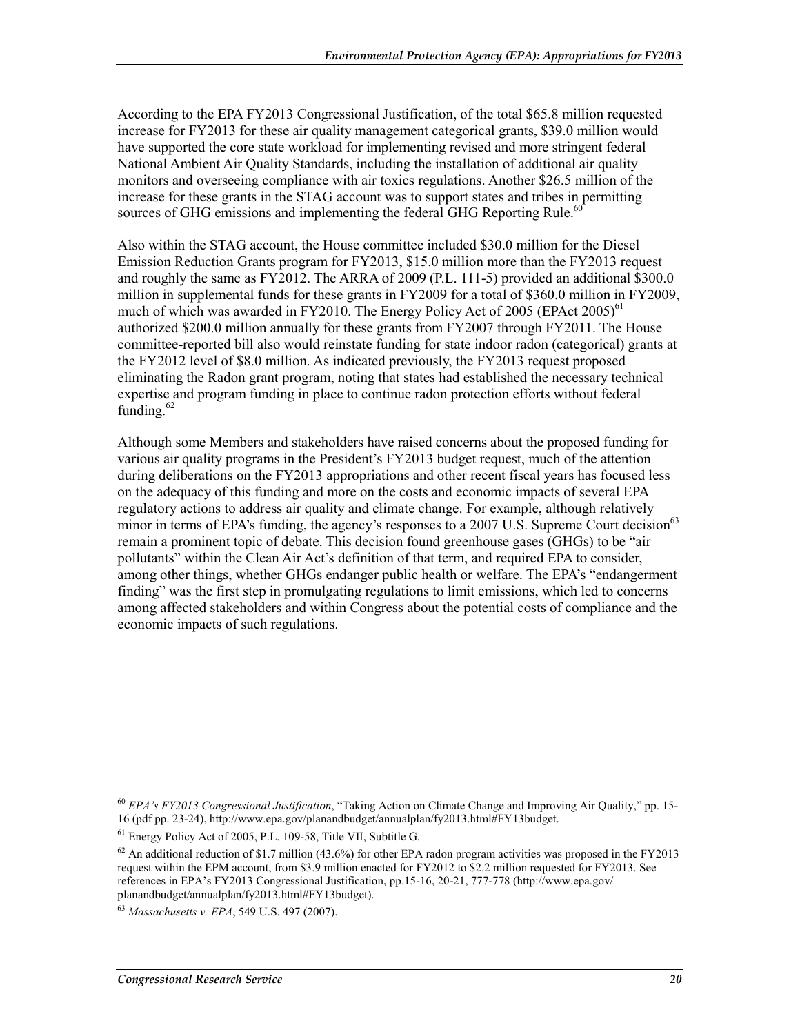According to the EPA FY2013 Congressional Justification, of the total $65.8 million requested increase for FY2013 for these air quality management categorical grants, $39.0 million would have supported the core state workload for implementing revised and more stringent federal National Ambient Air Quality Standards, including the installation of additional air quality monitors and overseeing compliance with air toxics regulations. Another $26.5 million of the increase for these grants in the STAG account was to support states and tribes in permitting sources of GHG emissions and implementing the federal GHG Reporting Rule.[60]

Also within the STAG account, the House committee included $30.0 million for the Diesel Emission Reduction Grants program for FY2013, $15.0 million more than the FY2013 request and roughly the same as FY2012. The ARRA of 2009 (P.L. 111-5) provided an additional $300.0 million in supplemental funds for these grants in FY2009 for a total of $360.0 million in FY2009, much of which was awarded in FY2010. The Energy Policy Act of 2005 (EPAct 2005)[61] authorized $200.0 million annually for these grants from FY2007 through FY2011. The House committee-reported bill also would reinstate funding for state indoor radon (categorical) grants at the FY2012 level of $8.0 million. As indicated previously, the FY2013 request proposed eliminating the Radon grant program, noting that states had established the necessary technical expertise and program funding in place to continue radon protection efforts without federal funding.[62]

Although some Members and stakeholders have raised concerns about the proposed funding for various air quality programs in the President's FY2013 budget request, much of the attention during deliberations on the FY2013 appropriations and other recent fiscal years has focused less on the adequacy of this funding and more on the costs and economic impacts of several EPA regulatory actions to address air quality and climate change. For example, although relatively minor in terms of EPA's funding, the agency's responses to a 2007 U.S. Supreme Court decision[63] remain a prominent topic of debate. This decision found greenhouse gases (GHGs) to be "air pollutants" within the Clean Air Act's definition of that term, and required EPA to consider, among other things, whether GHGs endanger public health or welfare. The EPA's "endangerment finding" was the first step in promulgating regulations to limit emissions, which led to concerns among affected stakeholders and within Congress about the potential costs of compliance and the economic impacts of such regulations.

---

[60] *EPA's FY2013 Congressional Justification*, "Taking Action on Climate Change and Improving Air Quality," pp. 15-16 (pdf pp. 23-24), http://www.epa.gov/planandbudget/annualplan/fy2013.html#FY13budget.

[61] Energy Policy Act of 2005, P.L. 109-58, Title VII, Subtitle G.

[62] An additional reduction of $1.7 million (43.6%) for other EPA radon program activities was proposed in the FY2013 request within the EPM account, from $3.9 million enacted for FY2012 to $2.2 million requested for FY2013. See references in EPA's FY2013 Congressional Justification, pp.15-16, 20-21, 777-778 (http://www.epa.gov/planandbudget/annualplan/fy2013.html#FY13budget).

[63] *Massachusetts v. EPA*, 549 U.S. 497 (2007).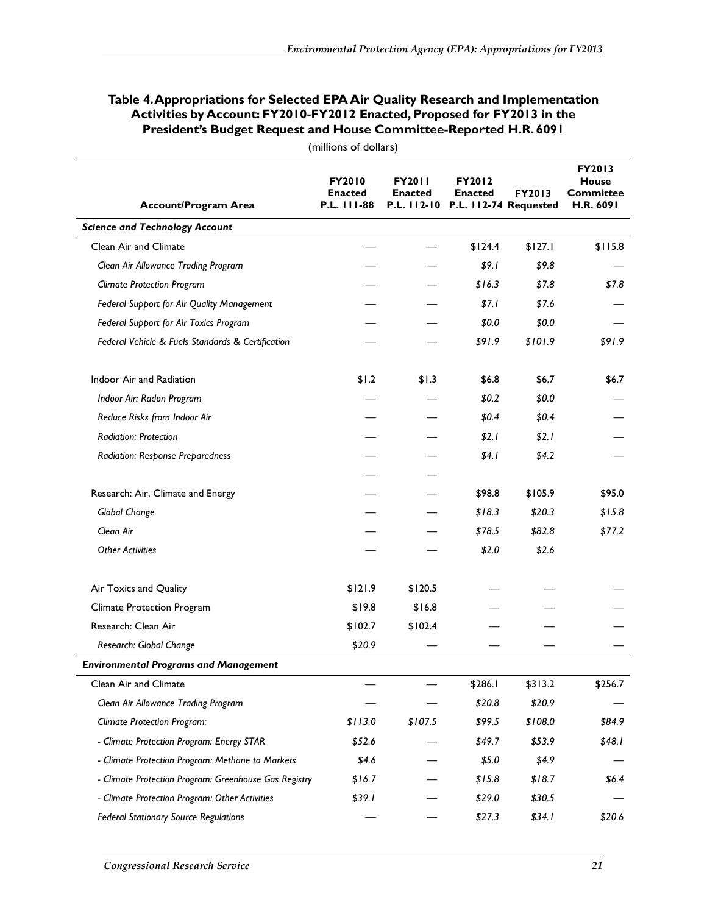**Table 4. Appropriations for Selected EPA Air Quality Research and Implementation Activities by Account: FY2010-FY2012 Enacted, Proposed for FY2013 in the President's Budget Request and House Committee-Reported H.R. 6091**

(millions of dollars)

| Account/Program Area | FY2010 Enacted P.L. 111-88 | FY2011 Enacted P.L. 112-10 | FY2012 Enacted P.L. 112-74 | FY2013 Requested | FY2013 House Committee H.R. 6091 |
|---|---|---|---|---|---|
| ***Science and Technology Account*** | | | | | |
| Clean Air and Climate | — | — | $124.4 | $127.1 | $115.8 |
| *Clean Air Allowance Trading Program* | — | — | *$9.1* | *$9.8* | — |
| *Climate Protection Program* | — | — | *$16.3* | *$7.8* | *$7.8* |
| *Federal Support for Air Quality Management* | — | — | *$7.1* | *$7.6* | — |
| *Federal Support for Air Toxics Program* | — | — | *$0.0* | *$0.0* | — |
| *Federal Vehicle & Fuels Standards & Certification* | — | — | *$91.9* | *$101.9* | *$91.9* |
| Indoor Air and Radiation | $1.2 | $1.3 | $6.8 | $6.7 | $6.7 |
| *Indoor Air: Radon Program* | — | — | *$0.2* | *$0.0* | — |
| *Reduce Risks from Indoor Air* | — | — | *$0.4* | *$0.4* | — |
| *Radiation: Protection* | — | — | *$2.1* | *$2.1* | — |
| *Radiation: Response Preparedness* | — | — | *$4.1* | *$4.2* | — |
| | — | — | | | |
| Research: Air, Climate and Energy | — | — | $98.8 | $105.9 | $95.0 |
| *Global Change* | — | — | *$18.3* | *$20.3* | *$15.8* |
| *Clean Air* | — | — | *$78.5* | *$82.8* | *$77.2* |
| *Other Activities* | — | — | *$2.0* | *$2.6* | |
| Air Toxics and Quality | $121.9 | $120.5 | — | — | — |
| Climate Protection Program | $19.8 | $16.8 | — | — | — |
| Research: Clean Air | $102.7 | $102.4 | — | — | — |
| *Research: Global Change* | *$20.9* | — | — | — | — |
| ***Environmental Programs and Management*** | | | | | |
| Clean Air and Climate | — | — | $286.1 | $313.2 | $256.7 |
| *Clean Air Allowance Trading Program* | — | — | *$20.8* | *$20.9* | — |
| *Climate Protection Program:* | *$113.0* | *$107.5* | *$99.5* | *$108.0* | *$84.9* |
| *- Climate Protection Program: Energy STAR* | *$52.6* | — | *$49.7* | *$53.9* | *$48.1* |
| *- Climate Protection Program: Methane to Markets* | *$4.6* | — | *$5.0* | *$4.9* | — |
| *- Climate Protection Program: Greenhouse Gas Registry* | *$16.7* | — | *$15.8* | *$18.7* | *$6.4* |
| *- Climate Protection Program: Other Activities* | *$39.1* | — | *$29.0* | *$30.5* | — |
| *Federal Stationary Source Regulations* | — | — | *$27.3* | *$34.1* | *$20.6* |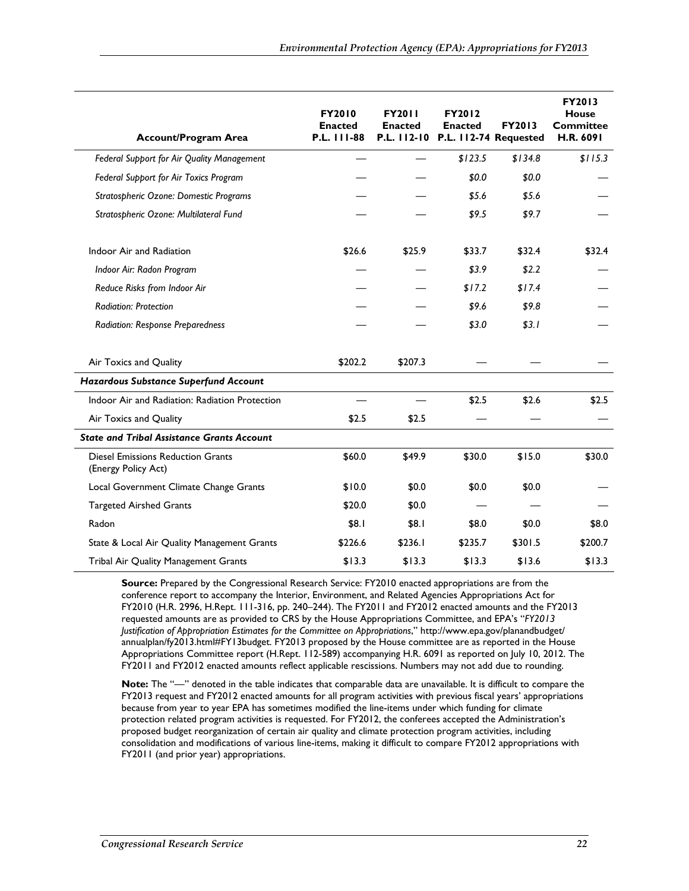| Account/Program Area | FY2010 Enacted P.L. 111-88 | FY2011 Enacted P.L. 112-10 | FY2012 Enacted P.L. 112-74 | FY2013 Requested | FY2013 House Committee H.R. 6091 |
|---|---|---|---|---|---|
| *Federal Support for Air Quality Management* | — | — | *$123.5* | *$134.8* | *$115.3* |
| *Federal Support for Air Toxics Program* | — | — | *$0.0* | *$0.0* | — |
| *Stratospheric Ozone: Domestic Programs* | — | — | *$5.6* | *$5.6* | — |
| *Stratospheric Ozone: Multilateral Fund* | — | — | *$9.5* | *$9.7* | — |
| Indoor Air and Radiation | $26.6 | $25.9 | $33.7 | $32.4 | $32.4 |
| *Indoor Air: Radon Program* | — | — | *$3.9* | *$2.2* | — |
| *Reduce Risks from Indoor Air* | — | — | *$17.2* | *$17.4* | — |
| *Radiation: Protection* | — | — | *$9.6* | *$9.8* | — |
| *Radiation: Response Preparedness* | — | — | *$3.0* | *$3.1* | — |
| Air Toxics and Quality | $202.2 | $207.3 | — | — | — |
| ***Hazardous Substance Superfund Account*** | | | | | |
| Indoor Air and Radiation: Radiation Protection | — | — | $2.5 | $2.6 | $2.5 |
| Air Toxics and Quality | $2.5 | $2.5 | — | — | — |
| ***State and Tribal Assistance Grants Account*** | | | | | |
| Diesel Emissions Reduction Grants (Energy Policy Act) | $60.0 | $49.9 | $30.0 | $15.0 | $30.0 |
| Local Government Climate Change Grants | $10.0 | $0.0 | $0.0 | $0.0 | — |
| Targeted Airshed Grants | $20.0 | $0.0 | — | — | — |
| Radon | $8.1 | $8.1 | $8.0 | $0.0 | $8.0 |
| State & Local Air Quality Management Grants | $226.6 | $236.1 | $235.7 | $301.5 | $200.7 |
| Tribal Air Quality Management Grants | $13.3 | $13.3 | $13.3 | $13.6 | $13.3 |

**Source:** Prepared by the Congressional Research Service: FY2010 enacted appropriations are from the conference report to accompany the Interior, Environment, and Related Agencies Appropriations Act for FY2010 (H.R. 2996, H.Rept. 111-316, pp. 240–244). The FY2011 and FY2012 enacted amounts and the FY2013 requested amounts are as provided to CRS by the House Appropriations Committee, and EPA's "*FY2013 Justification of Appropriation Estimates for the Committee on Appropriations*," http://www.epa.gov/planandbudget/annualplan/fy2013.html#FY13budget. FY2013 proposed by the House committee are as reported in the House Appropriations Committee report (H.Rept. 112-589) accompanying H.R. 6091 as reported on July 10, 2012. The FY2011 and FY2012 enacted amounts reflect applicable rescissions. Numbers may not add due to rounding.

**Note:** The "—" denoted in the table indicates that comparable data are unavailable. It is difficult to compare the FY2013 request and FY2012 enacted amounts for all program activities with previous fiscal years' appropriations because from year to year EPA has sometimes modified the line-items under which funding for climate protection related program activities is requested. For FY2012, the conferees accepted the Administration's proposed budget reorganization of certain air quality and climate protection program activities, including consolidation and modifications of various line-items, making it difficult to compare FY2012 appropriations with FY2011 (and prior year) appropriations.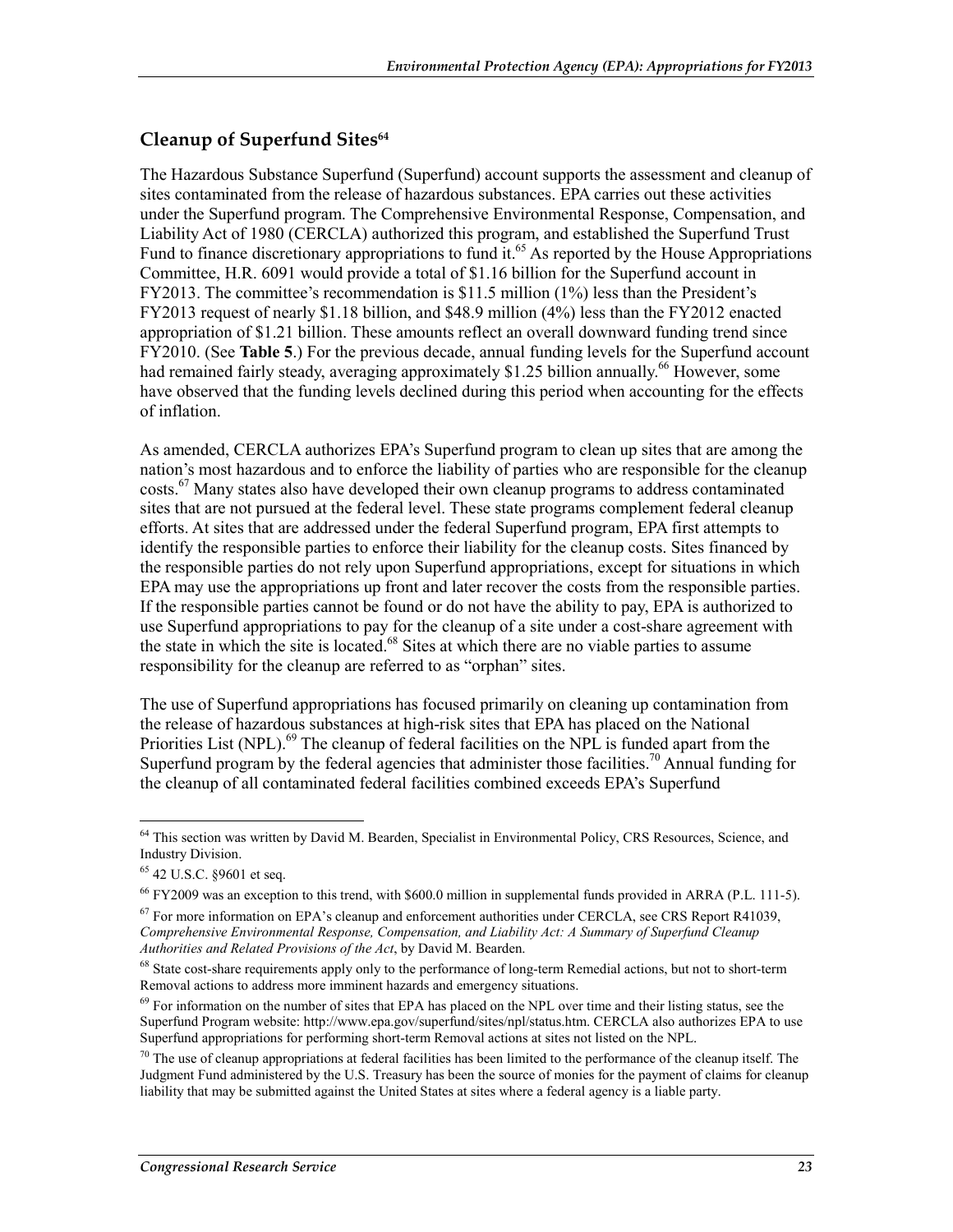## Cleanup of Superfund Sites[64]

The Hazardous Substance Superfund (Superfund) account supports the assessment and cleanup of sites contaminated from the release of hazardous substances. EPA carries out these activities under the Superfund program. The Comprehensive Environmental Response, Compensation, and Liability Act of 1980 (CERCLA) authorized this program, and established the Superfund Trust Fund to finance discretionary appropriations to fund it.[65] As reported by the House Appropriations Committee, H.R. 6091 would provide a total of $1.16 billion for the Superfund account in FY2013. The committee's recommendation is $11.5 million (1%) less than the President's FY2013 request of nearly $1.18 billion, and $48.9 million (4%) less than the FY2012 enacted appropriation of $1.21 billion. These amounts reflect an overall downward funding trend since FY2010. (See **Table 5**.) For the previous decade, annual funding levels for the Superfund account had remained fairly steady, averaging approximately $1.25 billion annually.[66] However, some have observed that the funding levels declined during this period when accounting for the effects of inflation.

As amended, CERCLA authorizes EPA's Superfund program to clean up sites that are among the nation's most hazardous and to enforce the liability of parties who are responsible for the cleanup costs.[67] Many states also have developed their own cleanup programs to address contaminated sites that are not pursued at the federal level. These state programs complement federal cleanup efforts. At sites that are addressed under the federal Superfund program, EPA first attempts to identify the responsible parties to enforce their liability for the cleanup costs. Sites financed by the responsible parties do not rely upon Superfund appropriations, except for situations in which EPA may use the appropriations up front and later recover the costs from the responsible parties. If the responsible parties cannot be found or do not have the ability to pay, EPA is authorized to use Superfund appropriations to pay for the cleanup of a site under a cost-share agreement with the state in which the site is located.[68] Sites at which there are no viable parties to assume responsibility for the cleanup are referred to as "orphan" sites.

The use of Superfund appropriations has focused primarily on cleaning up contamination from the release of hazardous substances at high-risk sites that EPA has placed on the National Priorities List (NPL).[69] The cleanup of federal facilities on the NPL is funded apart from the Superfund program by the federal agencies that administer those facilities.[70] Annual funding for the cleanup of all contaminated federal facilities combined exceeds EPA's Superfund

---

[64] This section was written by David M. Bearden, Specialist in Environmental Policy, CRS Resources, Science, and Industry Division.

[65] 42 U.S.C. §9601 et seq.

[66] FY2009 was an exception to this trend, with $600.0 million in supplemental funds provided in ARRA (P.L. 111-5).

[67] For more information on EPA's cleanup and enforcement authorities under CERCLA, see CRS Report R41039, *Comprehensive Environmental Response, Compensation, and Liability Act: A Summary of Superfund Cleanup Authorities and Related Provisions of the Act*, by David M. Bearden.

[68] State cost-share requirements apply only to the performance of long-term Remedial actions, but not to short-term Removal actions to address more imminent hazards and emergency situations.

[69] For information on the number of sites that EPA has placed on the NPL over time and their listing status, see the Superfund Program website: http://www.epa.gov/superfund/sites/npl/status.htm. CERCLA also authorizes EPA to use Superfund appropriations for performing short-term Removal actions at sites not listed on the NPL.

[70] The use of cleanup appropriations at federal facilities has been limited to the performance of the cleanup itself. The Judgment Fund administered by the U.S. Treasury has been the source of monies for the payment of claims for cleanup liability that may be submitted against the United States at sites where a federal agency is a liable party.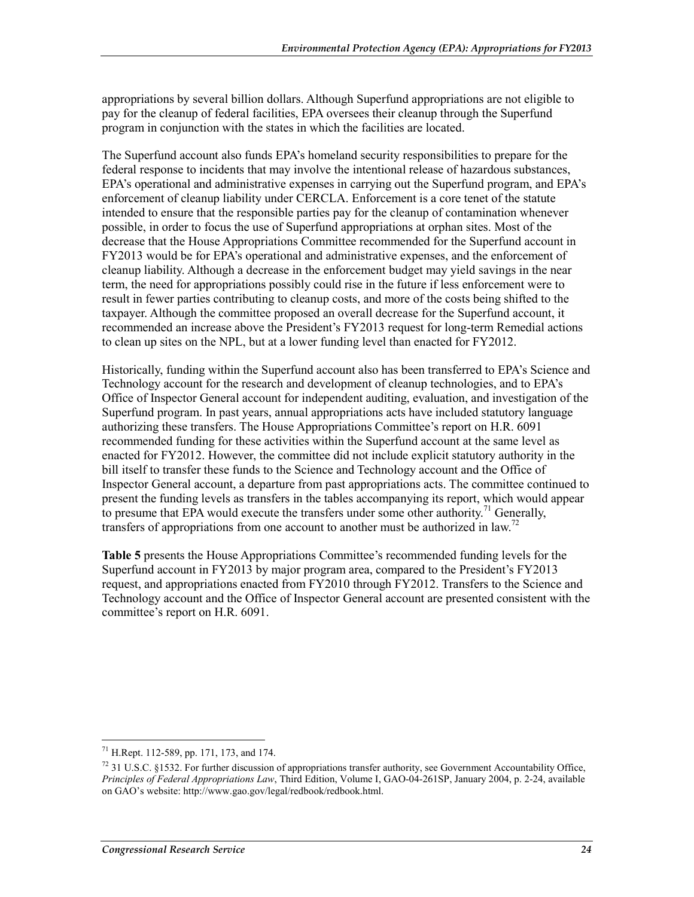appropriations by several billion dollars. Although Superfund appropriations are not eligible to pay for the cleanup of federal facilities, EPA oversees their cleanup through the Superfund program in conjunction with the states in which the facilities are located.

The Superfund account also funds EPA's homeland security responsibilities to prepare for the federal response to incidents that may involve the intentional release of hazardous substances, EPA's operational and administrative expenses in carrying out the Superfund program, and EPA's enforcement of cleanup liability under CERCLA. Enforcement is a core tenet of the statute intended to ensure that the responsible parties pay for the cleanup of contamination whenever possible, in order to focus the use of Superfund appropriations at orphan sites. Most of the decrease that the House Appropriations Committee recommended for the Superfund account in FY2013 would be for EPA's operational and administrative expenses, and the enforcement of cleanup liability. Although a decrease in the enforcement budget may yield savings in the near term, the need for appropriations possibly could rise in the future if less enforcement were to result in fewer parties contributing to cleanup costs, and more of the costs being shifted to the taxpayer. Although the committee proposed an overall decrease for the Superfund account, it recommended an increase above the President's FY2013 request for long-term Remedial actions to clean up sites on the NPL, but at a lower funding level than enacted for FY2012.

Historically, funding within the Superfund account also has been transferred to EPA's Science and Technology account for the research and development of cleanup technologies, and to EPA's Office of Inspector General account for independent auditing, evaluation, and investigation of the Superfund program. In past years, annual appropriations acts have included statutory language authorizing these transfers. The House Appropriations Committee's report on H.R. 6091 recommended funding for these activities within the Superfund account at the same level as enacted for FY2012. However, the committee did not include explicit statutory authority in the bill itself to transfer these funds to the Science and Technology account and the Office of Inspector General account, a departure from past appropriations acts. The committee continued to present the funding levels as transfers in the tables accompanying its report, which would appear to presume that EPA would execute the transfers under some other authority.[71] Generally, transfers of appropriations from one account to another must be authorized in law.[72]

**Table 5** presents the House Appropriations Committee's recommended funding levels for the Superfund account in FY2013 by major program area, compared to the President's FY2013 request, and appropriations enacted from FY2010 through FY2012. Transfers to the Science and Technology account and the Office of Inspector General account are presented consistent with the committee's report on H.R. 6091.

---

[71] H.Rept. 112-589, pp. 171, 173, and 174.

[72] 31 U.S.C. §1532. For further discussion of appropriations transfer authority, see Government Accountability Office, *Principles of Federal Appropriations Law*, Third Edition, Volume I, GAO-04-261SP, January 2004, p. 2-24, available on GAO's website: http://www.gao.gov/legal/redbook/redbook.html.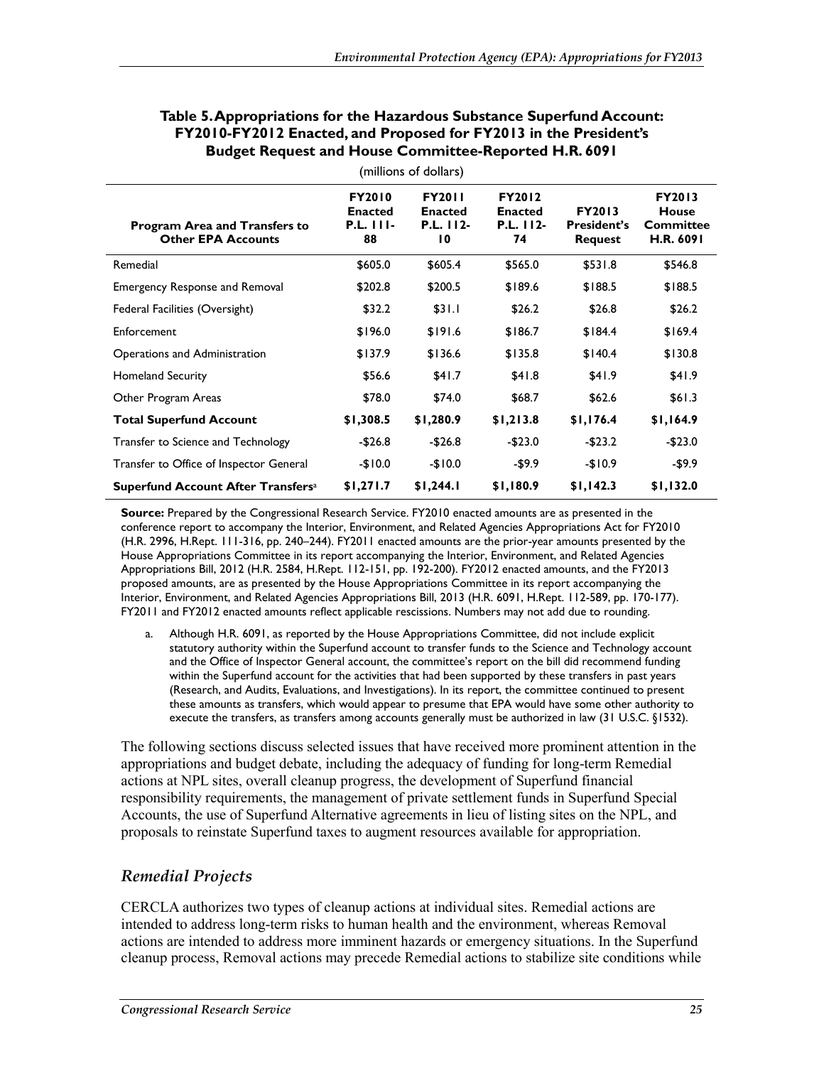**Table 5. Appropriations for the Hazardous Substance Superfund Account: FY2010-FY2012 Enacted, and Proposed for FY2013 in the President's Budget Request and House Committee-Reported H.R. 6091**

(millions of dollars)

| Program Area and Transfers to Other EPA Accounts | FY2010 Enacted P.L. 111-88 | FY2011 Enacted P.L. 112-10 | FY2012 Enacted P.L. 112-74 | FY2013 President's Request | FY2013 House Committee H.R. 6091 |
|---|---|---|---|---|---|
| Remedial | $605.0 | $605.4 | $565.0 | $531.8 | $546.8 |
| Emergency Response and Removal | $202.8 | $200.5 | $189.6 | $188.5 | $188.5 |
| Federal Facilities (Oversight) | $32.2 | $31.1 | $26.2 | $26.8 | $26.2 |
| Enforcement | $196.0 | $191.6 | $186.7 | $184.4 | $169.4 |
| Operations and Administration | $137.9 | $136.6 | $135.8 | $140.4 | $130.8 |
| Homeland Security | $56.6 | $41.7 | $41.8 | $41.9 | $41.9 |
| Other Program Areas | $78.0 | $74.0 | $68.7 | $62.6 | $61.3 |
| **Total Superfund Account** | **$1,308.5** | **$1,280.9** | **$1,213.8** | **$1,176.4** | **$1,164.9** |
| Transfer to Science and Technology | -$26.8 | -$26.8 | -$23.0 | -$23.2 | -$23.0 |
| Transfer to Office of Inspector General | -$10.0 | -$10.0 | -$9.9 | -$10.9 | -$9.9 |
| **Superfund Account After Transfers**[a] | **$1,271.7** | **$1,244.1** | **$1,180.9** | **$1,142.3** | **$1,132.0** |

**Source:** Prepared by the Congressional Research Service. FY2010 enacted amounts are as presented in the conference report to accompany the Interior, Environment, and Related Agencies Appropriations Act for FY2010 (H.R. 2996, H.Rept. 111-316, pp. 240–244). FY2011 enacted amounts are the prior-year amounts presented by the House Appropriations Committee in its report accompanying the Interior, Environment, and Related Agencies Appropriations Bill, 2012 (H.R. 2584, H.Rept. 112-151, pp. 192-200). FY2012 enacted amounts, and the FY2013 proposed amounts, are as presented by the House Appropriations Committee in its report accompanying the Interior, Environment, and Related Agencies Appropriations Bill, 2013 (H.R. 6091, H.Rept. 112-589, pp. 170-177). FY2011 and FY2012 enacted amounts reflect applicable rescissions. Numbers may not add due to rounding.

a. Although H.R. 6091, as reported by the House Appropriations Committee, did not include explicit statutory authority within the Superfund account to transfer funds to the Science and Technology account and the Office of Inspector General account, the committee's report on the bill did recommend funding within the Superfund account for the activities that had been supported by these transfers in past years (Research, and Audits, Evaluations, and Investigations). In its report, the committee continued to present these amounts as transfers, which would appear to presume that EPA would have some other authority to execute the transfers, as transfers among accounts generally must be authorized in law (31 U.S.C. §1532).

The following sections discuss selected issues that have received more prominent attention in the appropriations and budget debate, including the adequacy of funding for long-term Remedial actions at NPL sites, overall cleanup progress, the development of Superfund financial responsibility requirements, the management of private settlement funds in Superfund Special Accounts, the use of Superfund Alternative agreements in lieu of listing sites on the NPL, and proposals to reinstate Superfund taxes to augment resources available for appropriation.

## *Remedial Projects*

CERCLA authorizes two types of cleanup actions at individual sites. Remedial actions are intended to address long-term risks to human health and the environment, whereas Removal actions are intended to address more imminent hazards or emergency situations. In the Superfund cleanup process, Removal actions may precede Remedial actions to stabilize site conditions while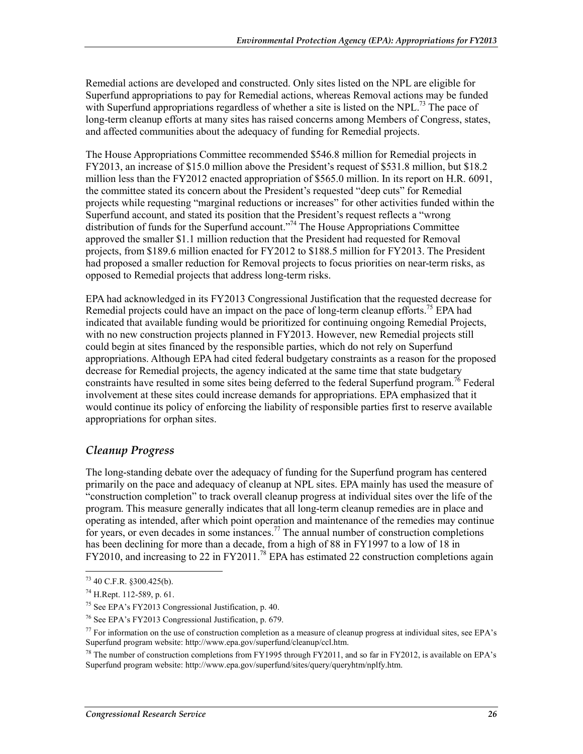Remedial actions are developed and constructed. Only sites listed on the NPL are eligible for Superfund appropriations to pay for Remedial actions, whereas Removal actions may be funded with Superfund appropriations regardless of whether a site is listed on the NPL.[73] The pace of long-term cleanup efforts at many sites has raised concerns among Members of Congress, states, and affected communities about the adequacy of funding for Remedial projects.

The House Appropriations Committee recommended $546.8 million for Remedial projects in FY2013, an increase of $15.0 million above the President's request of $531.8 million, but $18.2 million less than the FY2012 enacted appropriation of $565.0 million. In its report on H.R. 6091, the committee stated its concern about the President's requested "deep cuts" for Remedial projects while requesting "marginal reductions or increases" for other activities funded within the Superfund account, and stated its position that the President's request reflects a "wrong distribution of funds for the Superfund account."[74] The House Appropriations Committee approved the smaller $1.1 million reduction that the President had requested for Removal projects, from $189.6 million enacted for FY2012 to $188.5 million for FY2013. The President had proposed a smaller reduction for Removal projects to focus priorities on near-term risks, as opposed to Remedial projects that address long-term risks.

EPA had acknowledged in its FY2013 Congressional Justification that the requested decrease for Remedial projects could have an impact on the pace of long-term cleanup efforts.[75] EPA had indicated that available funding would be prioritized for continuing ongoing Remedial Projects, with no new construction projects planned in FY2013. However, new Remedial projects still could begin at sites financed by the responsible parties, which do not rely on Superfund appropriations. Although EPA had cited federal budgetary constraints as a reason for the proposed decrease for Remedial projects, the agency indicated at the same time that state budgetary constraints have resulted in some sites being deferred to the federal Superfund program.[76] Federal involvement at these sites could increase demands for appropriations. EPA emphasized that it would continue its policy of enforcing the liability of responsible parties first to reserve available appropriations for orphan sites.

### *Cleanup Progress*

The long-standing debate over the adequacy of funding for the Superfund program has centered primarily on the pace and adequacy of cleanup at NPL sites. EPA mainly has used the measure of "construction completion" to track overall cleanup progress at individual sites over the life of the program. This measure generally indicates that all long-term cleanup remedies are in place and operating as intended, after which point operation and maintenance of the remedies may continue for years, or even decades in some instances.[77] The annual number of construction completions has been declining for more than a decade, from a high of 88 in FY1997 to a low of 18 in FY2010, and increasing to 22 in FY2011.[78] EPA has estimated 22 construction completions again

---

[73] 40 C.F.R. §300.425(b).

[74] H.Rept. 112-589, p. 61.

[75] See EPA's FY2013 Congressional Justification, p. 40.

[76] See EPA's FY2013 Congressional Justification, p. 679.

[77] For information on the use of construction completion as a measure of cleanup progress at individual sites, see EPA's Superfund program website: http://www.epa.gov/superfund/cleanup/ccl.htm.

[78] The number of construction completions from FY1995 through FY2011, and so far in FY2012, is available on EPA's Superfund program website: http://www.epa.gov/superfund/sites/query/queryhtm/nplfy.htm.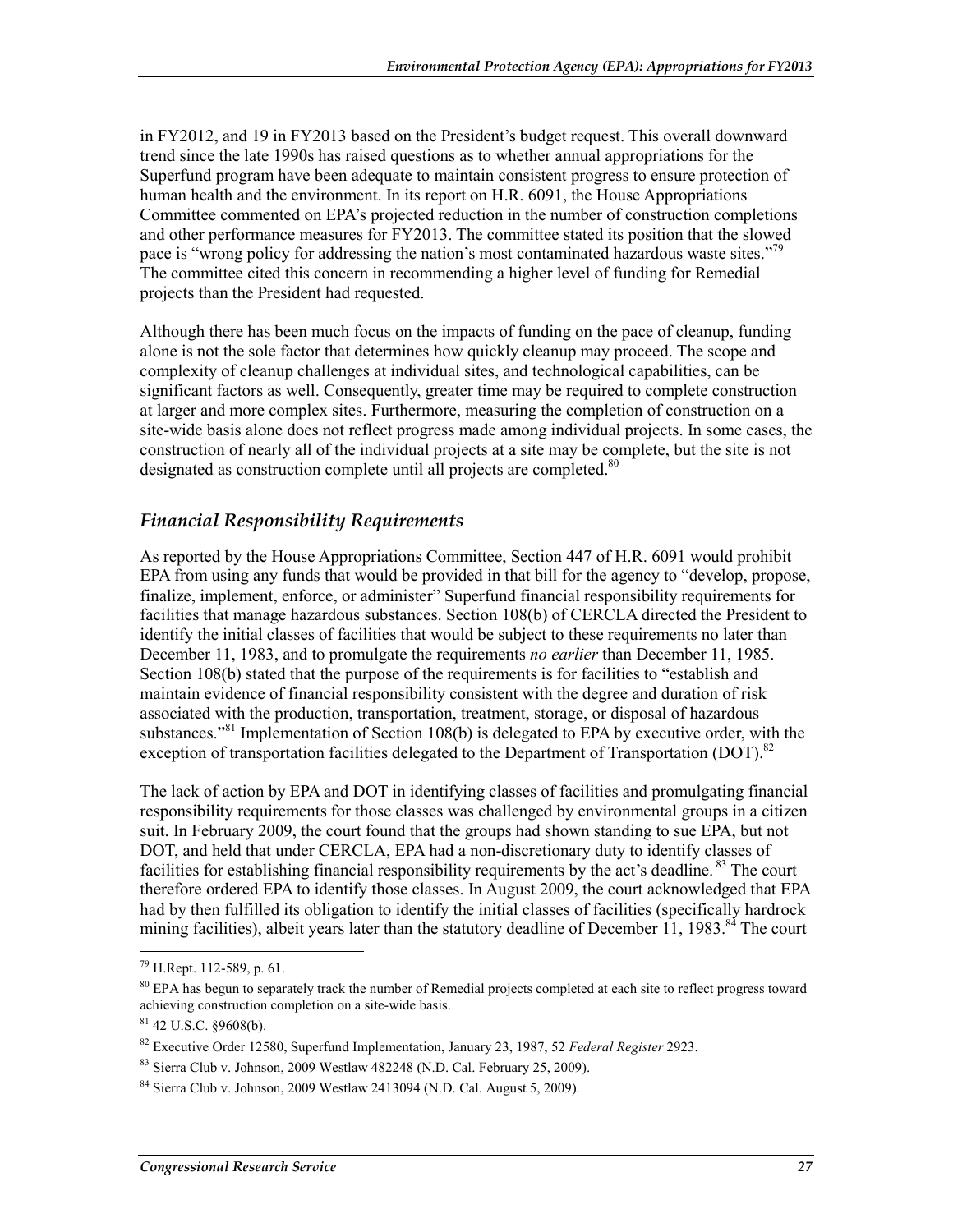in FY2012, and 19 in FY2013 based on the President's budget request. This overall downward trend since the late 1990s has raised questions as to whether annual appropriations for the Superfund program have been adequate to maintain consistent progress to ensure protection of human health and the environment. In its report on H.R. 6091, the House Appropriations Committee commented on EPA's projected reduction in the number of construction completions and other performance measures for FY2013. The committee stated its position that the slowed pace is "wrong policy for addressing the nation's most contaminated hazardous waste sites."[79] The committee cited this concern in recommending a higher level of funding for Remedial projects than the President had requested.

Although there has been much focus on the impacts of funding on the pace of cleanup, funding alone is not the sole factor that determines how quickly cleanup may proceed. The scope and complexity of cleanup challenges at individual sites, and technological capabilities, can be significant factors as well. Consequently, greater time may be required to complete construction at larger and more complex sites. Furthermore, measuring the completion of construction on a site-wide basis alone does not reflect progress made among individual projects. In some cases, the construction of nearly all of the individual projects at a site may be complete, but the site is not designated as construction complete until all projects are completed.[80]

### *Financial Responsibility Requirements*

As reported by the House Appropriations Committee, Section 447 of H.R. 6091 would prohibit EPA from using any funds that would be provided in that bill for the agency to "develop, propose, finalize, implement, enforce, or administer" Superfund financial responsibility requirements for facilities that manage hazardous substances. Section 108(b) of CERCLA directed the President to identify the initial classes of facilities that would be subject to these requirements no later than December 11, 1983, and to promulgate the requirements *no earlier* than December 11, 1985. Section 108(b) stated that the purpose of the requirements is for facilities to "establish and maintain evidence of financial responsibility consistent with the degree and duration of risk associated with the production, transportation, treatment, storage, or disposal of hazardous substances."[81] Implementation of Section 108(b) is delegated to EPA by executive order, with the exception of transportation facilities delegated to the Department of Transportation (DOT).[82]

The lack of action by EPA and DOT in identifying classes of facilities and promulgating financial responsibility requirements for those classes was challenged by environmental groups in a citizen suit. In February 2009, the court found that the groups had shown standing to sue EPA, but not DOT, and held that under CERCLA, EPA had a non-discretionary duty to identify classes of facilities for establishing financial responsibility requirements by the act's deadline.[83] The court therefore ordered EPA to identify those classes. In August 2009, the court acknowledged that EPA had by then fulfilled its obligation to identify the initial classes of facilities (specifically hardrock mining facilities), albeit years later than the statutory deadline of December 11, 1983.[84] The court

---

[79] H.Rept. 112-589, p. 61.

[80] EPA has begun to separately track the number of Remedial projects completed at each site to reflect progress toward achieving construction completion on a site-wide basis.

[81] 42 U.S.C. §9608(b).

[82] Executive Order 12580, Superfund Implementation, January 23, 1987, 52 *Federal Register* 2923.

[83] Sierra Club v. Johnson, 2009 Westlaw 482248 (N.D. Cal. February 25, 2009).

[84] Sierra Club v. Johnson, 2009 Westlaw 2413094 (N.D. Cal. August 5, 2009).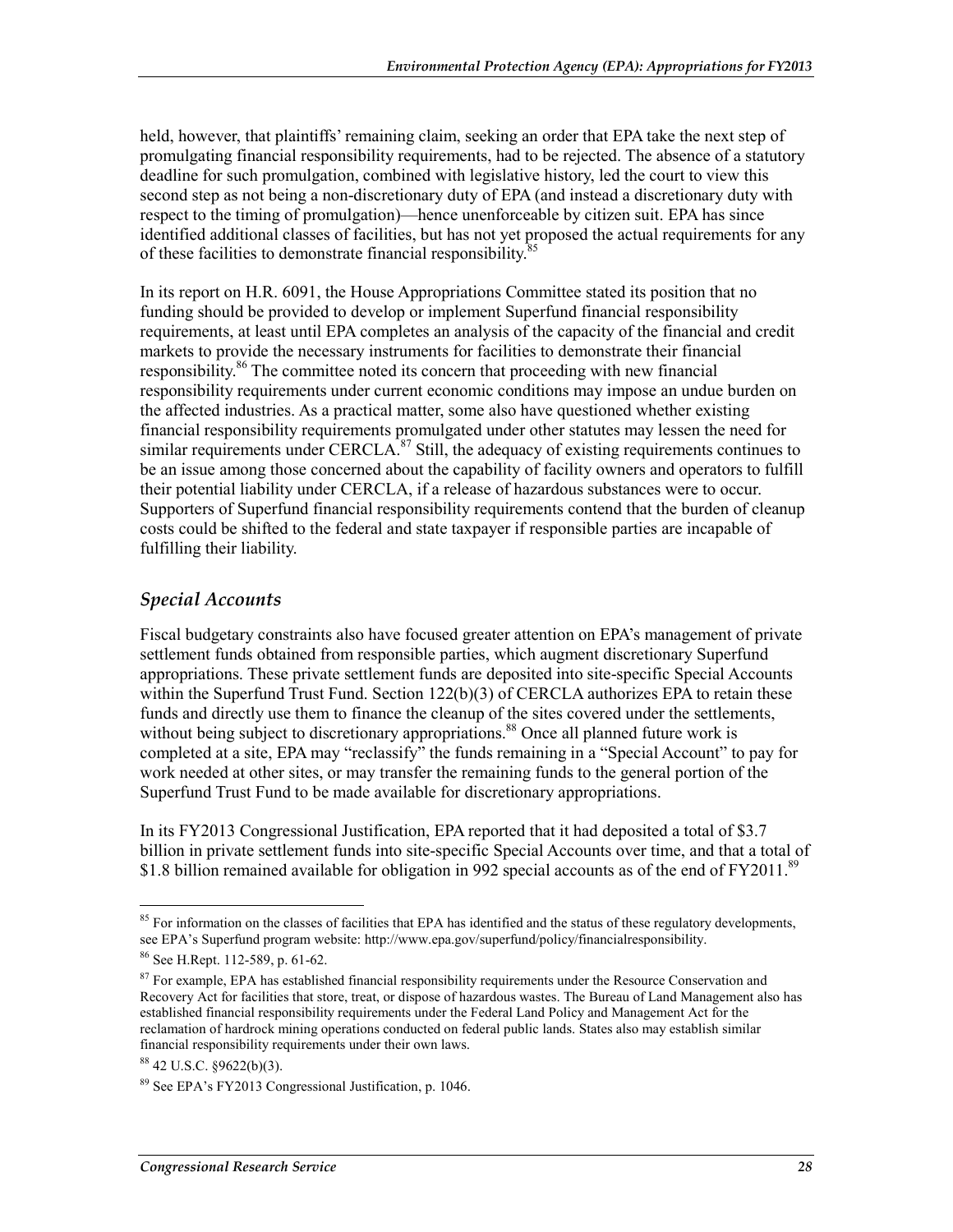held, however, that plaintiffs' remaining claim, seeking an order that EPA take the next step of promulgating financial responsibility requirements, had to be rejected. The absence of a statutory deadline for such promulgation, combined with legislative history, led the court to view this second step as not being a non-discretionary duty of EPA (and instead a discretionary duty with respect to the timing of promulgation)—hence unenforceable by citizen suit. EPA has since identified additional classes of facilities, but has not yet proposed the actual requirements for any of these facilities to demonstrate financial responsibility.[85]

In its report on H.R. 6091, the House Appropriations Committee stated its position that no funding should be provided to develop or implement Superfund financial responsibility requirements, at least until EPA completes an analysis of the capacity of the financial and credit markets to provide the necessary instruments for facilities to demonstrate their financial responsibility.[86] The committee noted its concern that proceeding with new financial responsibility requirements under current economic conditions may impose an undue burden on the affected industries. As a practical matter, some also have questioned whether existing financial responsibility requirements promulgated under other statutes may lessen the need for similar requirements under CERCLA.[87] Still, the adequacy of existing requirements continues to be an issue among those concerned about the capability of facility owners and operators to fulfill their potential liability under CERCLA, if a release of hazardous substances were to occur. Supporters of Superfund financial responsibility requirements contend that the burden of cleanup costs could be shifted to the federal and state taxpayer if responsible parties are incapable of fulfilling their liability.

### *Special Accounts*

Fiscal budgetary constraints also have focused greater attention on EPA's management of private settlement funds obtained from responsible parties, which augment discretionary Superfund appropriations. These private settlement funds are deposited into site-specific Special Accounts within the Superfund Trust Fund. Section 122(b)(3) of CERCLA authorizes EPA to retain these funds and directly use them to finance the cleanup of the sites covered under the settlements, without being subject to discretionary appropriations.[88] Once all planned future work is completed at a site, EPA may "reclassify" the funds remaining in a "Special Account" to pay for work needed at other sites, or may transfer the remaining funds to the general portion of the Superfund Trust Fund to be made available for discretionary appropriations.

In its FY2013 Congressional Justification, EPA reported that it had deposited a total of \$3.7 billion in private settlement funds into site-specific Special Accounts over time, and that a total of \$1.8 billion remained available for obligation in 992 special accounts as of the end of FY2011.[89]

---

[85] For information on the classes of facilities that EPA has identified and the status of these regulatory developments, see EPA's Superfund program website: http://www.epa.gov/superfund/policy/financialresponsibility.

[86] See H.Rept. 112-589, p. 61-62.

[87] For example, EPA has established financial responsibility requirements under the Resource Conservation and Recovery Act for facilities that store, treat, or dispose of hazardous wastes. The Bureau of Land Management also has established financial responsibility requirements under the Federal Land Policy and Management Act for the reclamation of hardrock mining operations conducted on federal public lands. States also may establish similar financial responsibility requirements under their own laws.

[88] 42 U.S.C. §9622(b)(3).

[89] See EPA's FY2013 Congressional Justification, p. 1046.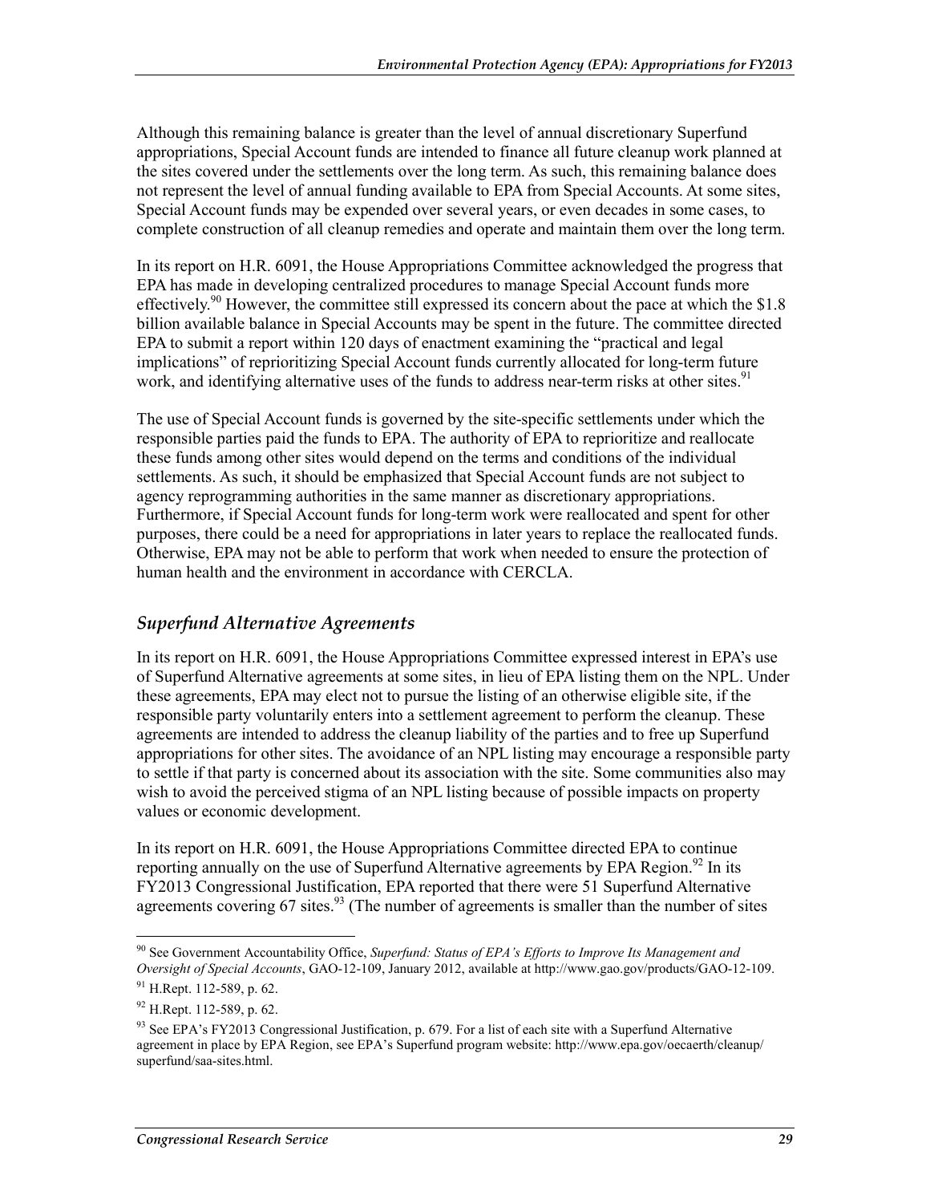Although this remaining balance is greater than the level of annual discretionary Superfund appropriations, Special Account funds are intended to finance all future cleanup work planned at the sites covered under the settlements over the long term. As such, this remaining balance does not represent the level of annual funding available to EPA from Special Accounts. At some sites, Special Account funds may be expended over several years, or even decades in some cases, to complete construction of all cleanup remedies and operate and maintain them over the long term.

In its report on H.R. 6091, the House Appropriations Committee acknowledged the progress that EPA has made in developing centralized procedures to manage Special Account funds more effectively.[90] However, the committee still expressed its concern about the pace at which the $1.8 billion available balance in Special Accounts may be spent in the future. The committee directed EPA to submit a report within 120 days of enactment examining the "practical and legal implications" of reprioritizing Special Account funds currently allocated for long-term future work, and identifying alternative uses of the funds to address near-term risks at other sites.[91]

The use of Special Account funds is governed by the site-specific settlements under which the responsible parties paid the funds to EPA. The authority of EPA to reprioritize and reallocate these funds among other sites would depend on the terms and conditions of the individual settlements. As such, it should be emphasized that Special Account funds are not subject to agency reprogramming authorities in the same manner as discretionary appropriations. Furthermore, if Special Account funds for long-term work were reallocated and spent for other purposes, there could be a need for appropriations in later years to replace the reallocated funds. Otherwise, EPA may not be able to perform that work when needed to ensure the protection of human health and the environment in accordance with CERCLA.

### *Superfund Alternative Agreements*

In its report on H.R. 6091, the House Appropriations Committee expressed interest in EPA's use of Superfund Alternative agreements at some sites, in lieu of EPA listing them on the NPL. Under these agreements, EPA may elect not to pursue the listing of an otherwise eligible site, if the responsible party voluntarily enters into a settlement agreement to perform the cleanup. These agreements are intended to address the cleanup liability of the parties and to free up Superfund appropriations for other sites. The avoidance of an NPL listing may encourage a responsible party to settle if that party is concerned about its association with the site. Some communities also may wish to avoid the perceived stigma of an NPL listing because of possible impacts on property values or economic development.

In its report on H.R. 6091, the House Appropriations Committee directed EPA to continue reporting annually on the use of Superfund Alternative agreements by EPA Region.[92] In its FY2013 Congressional Justification, EPA reported that there were 51 Superfund Alternative agreements covering 67 sites.[93] (The number of agreements is smaller than the number of sites

---

[90] See Government Accountability Office, *Superfund: Status of EPA's Efforts to Improve Its Management and Oversight of Special Accounts*, GAO-12-109, January 2012, available at http://www.gao.gov/products/GAO-12-109.

[91] H.Rept. 112-589, p. 62.

[92] H.Rept. 112-589, p. 62.

[93] See EPA's FY2013 Congressional Justification, p. 679. For a list of each site with a Superfund Alternative agreement in place by EPA Region, see EPA's Superfund program website: http://www.epa.gov/oecaerth/cleanup/superfund/saa-sites.html.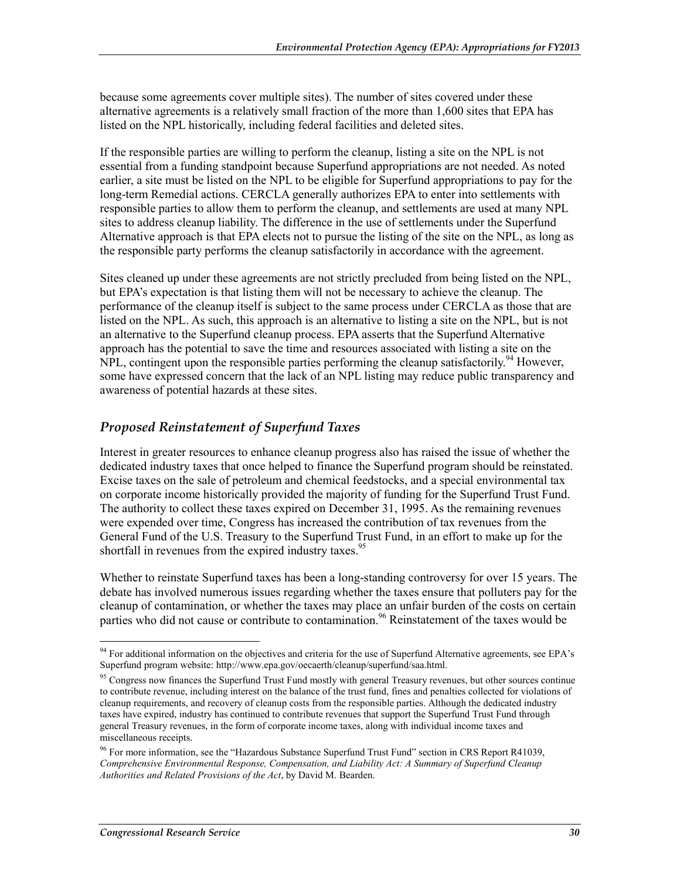because some agreements cover multiple sites). The number of sites covered under these alternative agreements is a relatively small fraction of the more than 1,600 sites that EPA has listed on the NPL historically, including federal facilities and deleted sites.

If the responsible parties are willing to perform the cleanup, listing a site on the NPL is not essential from a funding standpoint because Superfund appropriations are not needed. As noted earlier, a site must be listed on the NPL to be eligible for Superfund appropriations to pay for the long-term Remedial actions. CERCLA generally authorizes EPA to enter into settlements with responsible parties to allow them to perform the cleanup, and settlements are used at many NPL sites to address cleanup liability. The difference in the use of settlements under the Superfund Alternative approach is that EPA elects not to pursue the listing of the site on the NPL, as long as the responsible party performs the cleanup satisfactorily in accordance with the agreement.

Sites cleaned up under these agreements are not strictly precluded from being listed on the NPL, but EPA's expectation is that listing them will not be necessary to achieve the cleanup. The performance of the cleanup itself is subject to the same process under CERCLA as those that are listed on the NPL. As such, this approach is an alternative to listing a site on the NPL, but is not an alternative to the Superfund cleanup process. EPA asserts that the Superfund Alternative approach has the potential to save the time and resources associated with listing a site on the NPL, contingent upon the responsible parties performing the cleanup satisfactorily.[94] However, some have expressed concern that the lack of an NPL listing may reduce public transparency and awareness of potential hazards at these sites.

### *Proposed Reinstatement of Superfund Taxes*

Interest in greater resources to enhance cleanup progress also has raised the issue of whether the dedicated industry taxes that once helped to finance the Superfund program should be reinstated. Excise taxes on the sale of petroleum and chemical feedstocks, and a special environmental tax on corporate income historically provided the majority of funding for the Superfund Trust Fund. The authority to collect these taxes expired on December 31, 1995. As the remaining revenues were expended over time, Congress has increased the contribution of tax revenues from the General Fund of the U.S. Treasury to the Superfund Trust Fund, in an effort to make up for the shortfall in revenues from the expired industry taxes.[95]

Whether to reinstate Superfund taxes has been a long-standing controversy for over 15 years. The debate has involved numerous issues regarding whether the taxes ensure that polluters pay for the cleanup of contamination, or whether the taxes may place an unfair burden of the costs on certain parties who did not cause or contribute to contamination.[96] Reinstatement of the taxes would be

---

[94] For additional information on the objectives and criteria for the use of Superfund Alternative agreements, see EPA's Superfund program website: http://www.epa.gov/oecaerth/cleanup/superfund/saa.html.

[95] Congress now finances the Superfund Trust Fund mostly with general Treasury revenues, but other sources continue to contribute revenue, including interest on the balance of the trust fund, fines and penalties collected for violations of cleanup requirements, and recovery of cleanup costs from the responsible parties. Although the dedicated industry taxes have expired, industry has continued to contribute revenues that support the Superfund Trust Fund through general Treasury revenues, in the form of corporate income taxes, along with individual income taxes and miscellaneous receipts.

[96] For more information, see the "Hazardous Substance Superfund Trust Fund" section in CRS Report R41039, *Comprehensive Environmental Response, Compensation, and Liability Act: A Summary of Superfund Cleanup Authorities and Related Provisions of the Act*, by David M. Bearden.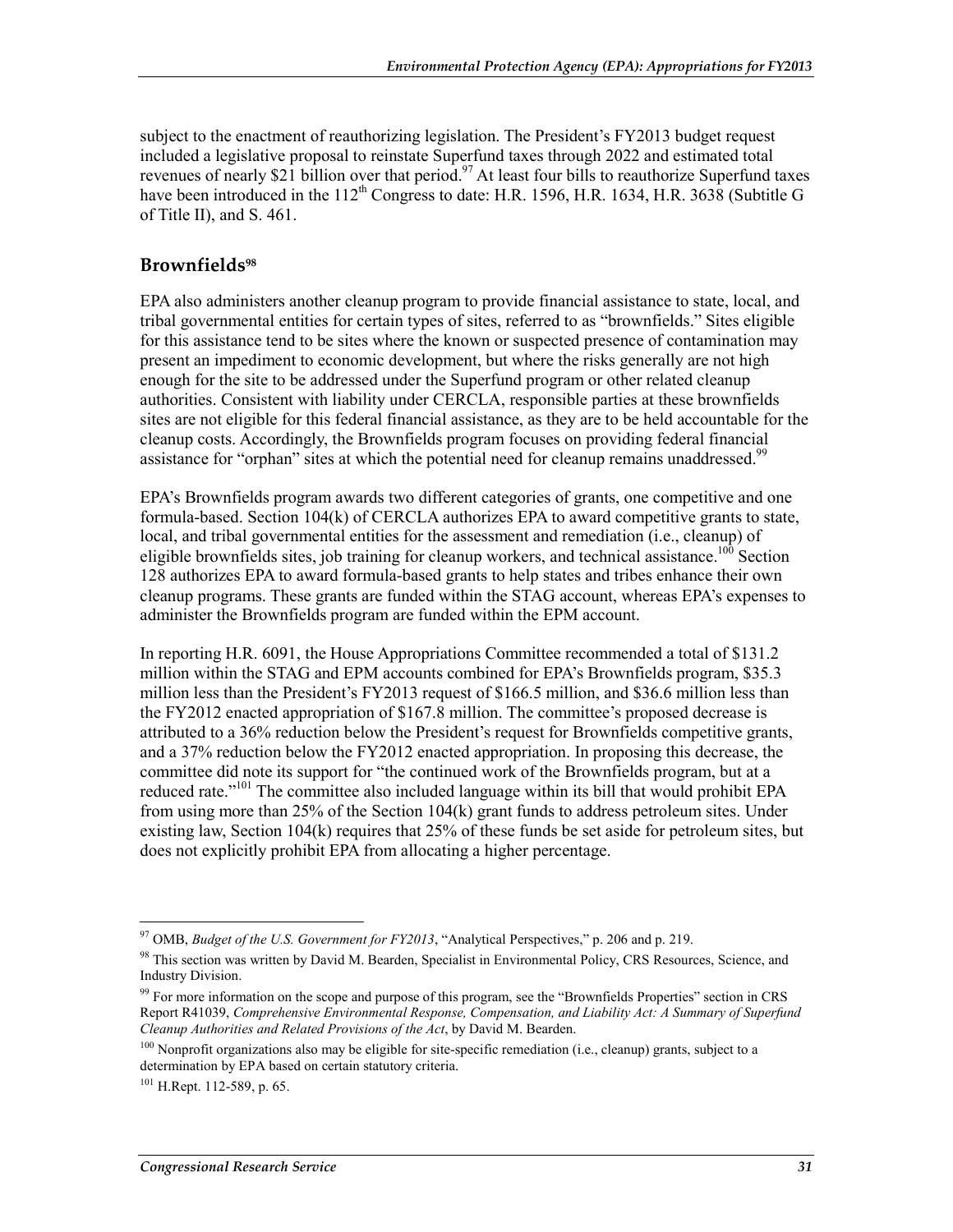subject to the enactment of reauthorizing legislation. The President's FY2013 budget request included a legislative proposal to reinstate Superfund taxes through 2022 and estimated total revenues of nearly $21 billion over that period.[97] At least four bills to reauthorize Superfund taxes have been introduced in the 112th Congress to date: H.R. 1596, H.R. 1634, H.R. 3638 (Subtitle G of Title II), and S. 461.

## Brownfields[98]

EPA also administers another cleanup program to provide financial assistance to state, local, and tribal governmental entities for certain types of sites, referred to as "brownfields." Sites eligible for this assistance tend to be sites where the known or suspected presence of contamination may present an impediment to economic development, but where the risks generally are not high enough for the site to be addressed under the Superfund program or other related cleanup authorities. Consistent with liability under CERCLA, responsible parties at these brownfields sites are not eligible for this federal financial assistance, as they are to be held accountable for the cleanup costs. Accordingly, the Brownfields program focuses on providing federal financial assistance for "orphan" sites at which the potential need for cleanup remains unaddressed.[99]

EPA's Brownfields program awards two different categories of grants, one competitive and one formula-based. Section 104(k) of CERCLA authorizes EPA to award competitive grants to state, local, and tribal governmental entities for the assessment and remediation (i.e., cleanup) of eligible brownfields sites, job training for cleanup workers, and technical assistance.[100] Section 128 authorizes EPA to award formula-based grants to help states and tribes enhance their own cleanup programs. These grants are funded within the STAG account, whereas EPA's expenses to administer the Brownfields program are funded within the EPM account.

In reporting H.R. 6091, the House Appropriations Committee recommended a total of $131.2 million within the STAG and EPM accounts combined for EPA's Brownfields program, $35.3 million less than the President's FY2013 request of $166.5 million, and $36.6 million less than the FY2012 enacted appropriation of $167.8 million. The committee's proposed decrease is attributed to a 36% reduction below the President's request for Brownfields competitive grants, and a 37% reduction below the FY2012 enacted appropriation. In proposing this decrease, the committee did note its support for "the continued work of the Brownfields program, but at a reduced rate."[101] The committee also included language within its bill that would prohibit EPA from using more than 25% of the Section 104(k) grant funds to address petroleum sites. Under existing law, Section 104(k) requires that 25% of these funds be set aside for petroleum sites, but does not explicitly prohibit EPA from allocating a higher percentage.

---

[97] OMB, *Budget of the U.S. Government for FY2013*, "Analytical Perspectives," p. 206 and p. 219.

[98] This section was written by David M. Bearden, Specialist in Environmental Policy, CRS Resources, Science, and Industry Division.

[99] For more information on the scope and purpose of this program, see the "Brownfields Properties" section in CRS Report R41039, *Comprehensive Environmental Response, Compensation, and Liability Act: A Summary of Superfund Cleanup Authorities and Related Provisions of the Act*, by David M. Bearden.

[100] Nonprofit organizations also may be eligible for site-specific remediation (i.e., cleanup) grants, subject to a determination by EPA based on certain statutory criteria.

[101] H.Rept. 112-589, p. 65.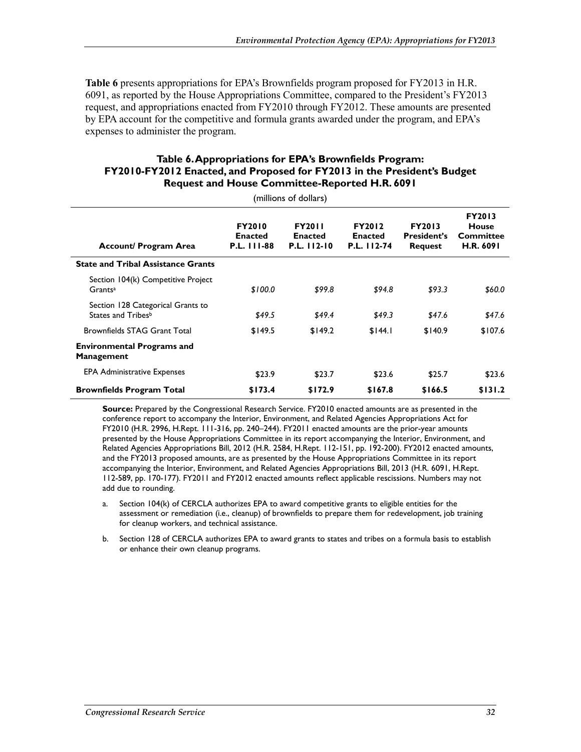**Table 6** presents appropriations for EPA's Brownfields program proposed for FY2013 in H.R. 6091, as reported by the House Appropriations Committee, compared to the President's FY2013 request, and appropriations enacted from FY2010 through FY2012. These amounts are presented by EPA account for the competitive and formula grants awarded under the program, and EPA's expenses to administer the program.

**Table 6. Appropriations for EPA's Brownfields Program: FY2010-FY2012 Enacted, and Proposed for FY2013 in the President's Budget Request and House Committee-Reported H.R. 6091**

(millions of dollars)

| Account/ Program Area | FY2010 Enacted P.L. 111-88 | FY2011 Enacted P.L. 112-10 | FY2012 Enacted P.L. 112-74 | FY2013 President's Request | FY2013 House Committee H.R. 6091 |
|---|---|---|---|---|---|
| **State and Tribal Assistance Grants** | | | | | |
| Section 104(k) Competitive Project Grants[a] | *$100.0* | *$99.8* | *$94.8* | *$93.3* | *$60.0* |
| Section 128 Categorical Grants to States and Tribes[b] | *$49.5* | *$49.4* | *$49.3* | *$47.6* | *$47.6* |
| Brownfields STAG Grant Total | $149.5 | $149.2 | $144.1 | $140.9 | $107.6 |
| **Environmental Programs and Management** | | | | | |
| EPA Administrative Expenses | $23.9 | $23.7 | $23.6 | $25.7 | $23.6 |
| **Brownfields Program Total** | **$173.4** | **$172.9** | **$167.8** | **$166.5** | **$131.2** |

**Source:** Prepared by the Congressional Research Service. FY2010 enacted amounts are as presented in the conference report to accompany the Interior, Environment, and Related Agencies Appropriations Act for FY2010 (H.R. 2996, H.Rept. 111-316, pp. 240–244). FY2011 enacted amounts are the prior-year amounts presented by the House Appropriations Committee in its report accompanying the Interior, Environment, and Related Agencies Appropriations Bill, 2012 (H.R. 2584, H.Rept. 112-151, pp. 192-200). FY2012 enacted amounts, and the FY2013 proposed amounts, are as presented by the House Appropriations Committee in its report accompanying the Interior, Environment, and Related Agencies Appropriations Bill, 2013 (H.R. 6091, H.Rept. 112-589, pp. 170-177). FY2011 and FY2012 enacted amounts reflect applicable rescissions. Numbers may not add due to rounding.

a. Section 104(k) of CERCLA authorizes EPA to award competitive grants to eligible entities for the assessment or remediation (i.e., cleanup) of brownfields to prepare them for redevelopment, job training for cleanup workers, and technical assistance.

b. Section 128 of CERCLA authorizes EPA to award grants to states and tribes on a formula basis to establish or enhance their own cleanup programs.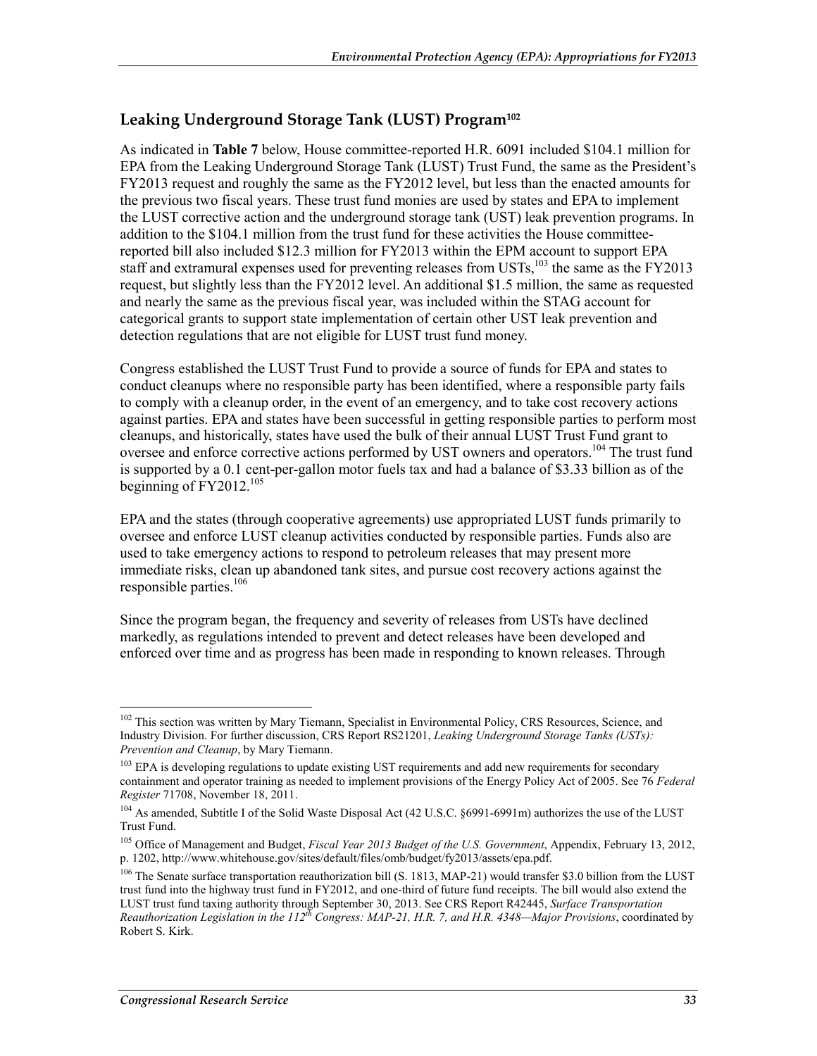## Leaking Underground Storage Tank (LUST) Program[102]

As indicated in **Table 7** below, House committee-reported H.R. 6091 included $104.1 million for EPA from the Leaking Underground Storage Tank (LUST) Trust Fund, the same as the President's FY2013 request and roughly the same as the FY2012 level, but less than the enacted amounts for the previous two fiscal years. These trust fund monies are used by states and EPA to implement the LUST corrective action and the underground storage tank (UST) leak prevention programs. In addition to the $104.1 million from the trust fund for these activities the House committee-reported bill also included $12.3 million for FY2013 within the EPM account to support EPA staff and extramural expenses used for preventing releases from USTs,[103] the same as the FY2013 request, but slightly less than the FY2012 level. An additional $1.5 million, the same as requested and nearly the same as the previous fiscal year, was included within the STAG account for categorical grants to support state implementation of certain other UST leak prevention and detection regulations that are not eligible for LUST trust fund money.

Congress established the LUST Trust Fund to provide a source of funds for EPA and states to conduct cleanups where no responsible party has been identified, where a responsible party fails to comply with a cleanup order, in the event of an emergency, and to take cost recovery actions against parties. EPA and states have been successful in getting responsible parties to perform most cleanups, and historically, states have used the bulk of their annual LUST Trust Fund grant to oversee and enforce corrective actions performed by UST owners and operators.[104] The trust fund is supported by a 0.1 cent-per-gallon motor fuels tax and had a balance of $3.33 billion as of the beginning of FY2012.[105]

EPA and the states (through cooperative agreements) use appropriated LUST funds primarily to oversee and enforce LUST cleanup activities conducted by responsible parties. Funds also are used to take emergency actions to respond to petroleum releases that may present more immediate risks, clean up abandoned tank sites, and pursue cost recovery actions against the responsible parties.[106]

Since the program began, the frequency and severity of releases from USTs have declined markedly, as regulations intended to prevent and detect releases have been developed and enforced over time and as progress has been made in responding to known releases. Through

---

[102] This section was written by Mary Tiemann, Specialist in Environmental Policy, CRS Resources, Science, and Industry Division. For further discussion, CRS Report RS21201, *Leaking Underground Storage Tanks (USTs): Prevention and Cleanup*, by Mary Tiemann.

[103] EPA is developing regulations to update existing UST requirements and add new requirements for secondary containment and operator training as needed to implement provisions of the Energy Policy Act of 2005. See 76 *Federal Register* 71708, November 18, 2011.

[104] As amended, Subtitle I of the Solid Waste Disposal Act (42 U.S.C. §6991-6991m) authorizes the use of the LUST Trust Fund.

[105] Office of Management and Budget, *Fiscal Year 2013 Budget of the U.S. Government*, Appendix, February 13, 2012, p. 1202, http://www.whitehouse.gov/sites/default/files/omb/budget/fy2013/assets/epa.pdf.

[106] The Senate surface transportation reauthorization bill (S. 1813, MAP-21) would transfer $3.0 billion from the LUST trust fund into the highway trust fund in FY2012, and one-third of future fund receipts. The bill would also extend the LUST trust fund taxing authority through September 30, 2013. See CRS Report R42445, *Surface Transportation Reauthorization Legislation in the 112th Congress: MAP-21, H.R. 7, and H.R. 4348—Major Provisions*, coordinated by Robert S. Kirk.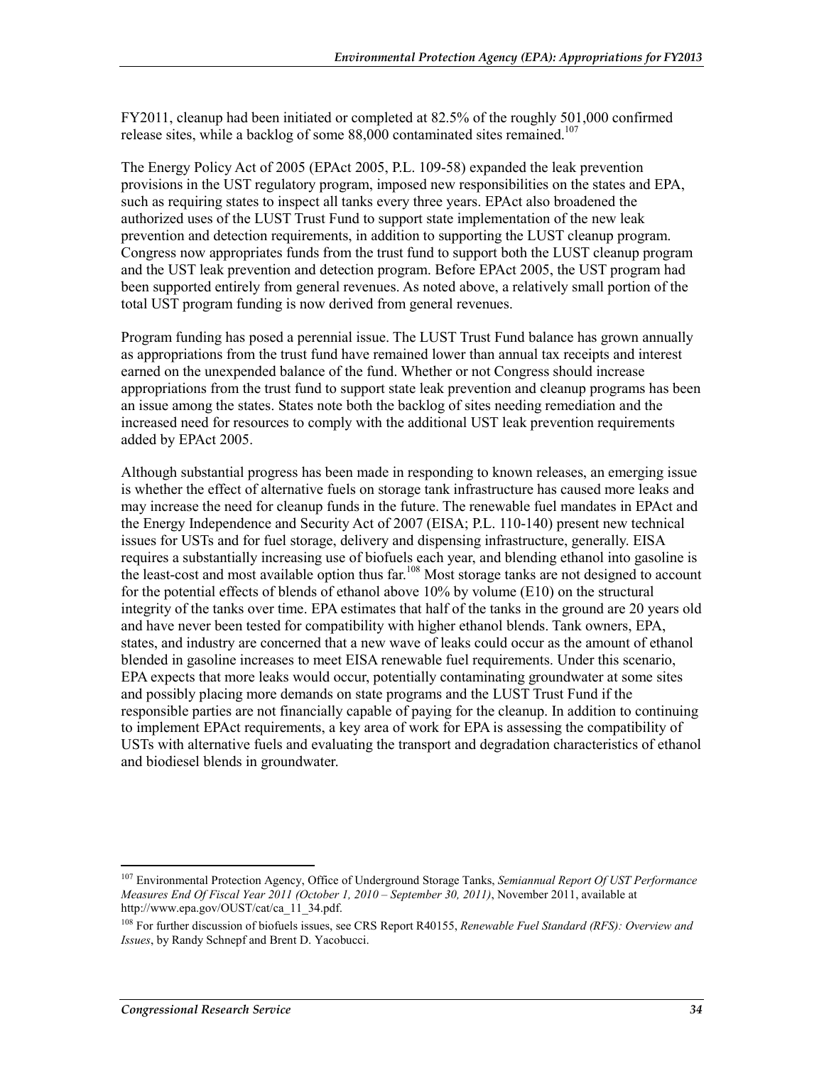FY2011, cleanup had been initiated or completed at 82.5% of the roughly 501,000 confirmed release sites, while a backlog of some 88,000 contaminated sites remained.[107]

The Energy Policy Act of 2005 (EPAct 2005, P.L. 109-58) expanded the leak prevention provisions in the UST regulatory program, imposed new responsibilities on the states and EPA, such as requiring states to inspect all tanks every three years. EPAct also broadened the authorized uses of the LUST Trust Fund to support state implementation of the new leak prevention and detection requirements, in addition to supporting the LUST cleanup program. Congress now appropriates funds from the trust fund to support both the LUST cleanup program and the UST leak prevention and detection program. Before EPAct 2005, the UST program had been supported entirely from general revenues. As noted above, a relatively small portion of the total UST program funding is now derived from general revenues.

Program funding has posed a perennial issue. The LUST Trust Fund balance has grown annually as appropriations from the trust fund have remained lower than annual tax receipts and interest earned on the unexpended balance of the fund. Whether or not Congress should increase appropriations from the trust fund to support state leak prevention and cleanup programs has been an issue among the states. States note both the backlog of sites needing remediation and the increased need for resources to comply with the additional UST leak prevention requirements added by EPAct 2005.

Although substantial progress has been made in responding to known releases, an emerging issue is whether the effect of alternative fuels on storage tank infrastructure has caused more leaks and may increase the need for cleanup funds in the future. The renewable fuel mandates in EPAct and the Energy Independence and Security Act of 2007 (EISA; P.L. 110-140) present new technical issues for USTs and for fuel storage, delivery and dispensing infrastructure, generally. EISA requires a substantially increasing use of biofuels each year, and blending ethanol into gasoline is the least-cost and most available option thus far.[108] Most storage tanks are not designed to account for the potential effects of blends of ethanol above 10% by volume (E10) on the structural integrity of the tanks over time. EPA estimates that half of the tanks in the ground are 20 years old and have never been tested for compatibility with higher ethanol blends. Tank owners, EPA, states, and industry are concerned that a new wave of leaks could occur as the amount of ethanol blended in gasoline increases to meet EISA renewable fuel requirements. Under this scenario, EPA expects that more leaks would occur, potentially contaminating groundwater at some sites and possibly placing more demands on state programs and the LUST Trust Fund if the responsible parties are not financially capable of paying for the cleanup. In addition to continuing to implement EPAct requirements, a key area of work for EPA is assessing the compatibility of USTs with alternative fuels and evaluating the transport and degradation characteristics of ethanol and biodiesel blends in groundwater.

---

[107] Environmental Protection Agency, Office of Underground Storage Tanks, *Semiannual Report Of UST Performance Measures End Of Fiscal Year 2011 (October 1, 2010 – September 30, 2011)*, November 2011, available at http://www.epa.gov/OUST/cat/ca_11_34.pdf.

[108] For further discussion of biofuels issues, see CRS Report R40155, *Renewable Fuel Standard (RFS): Overview and Issues*, by Randy Schnepf and Brent D. Yacobucci.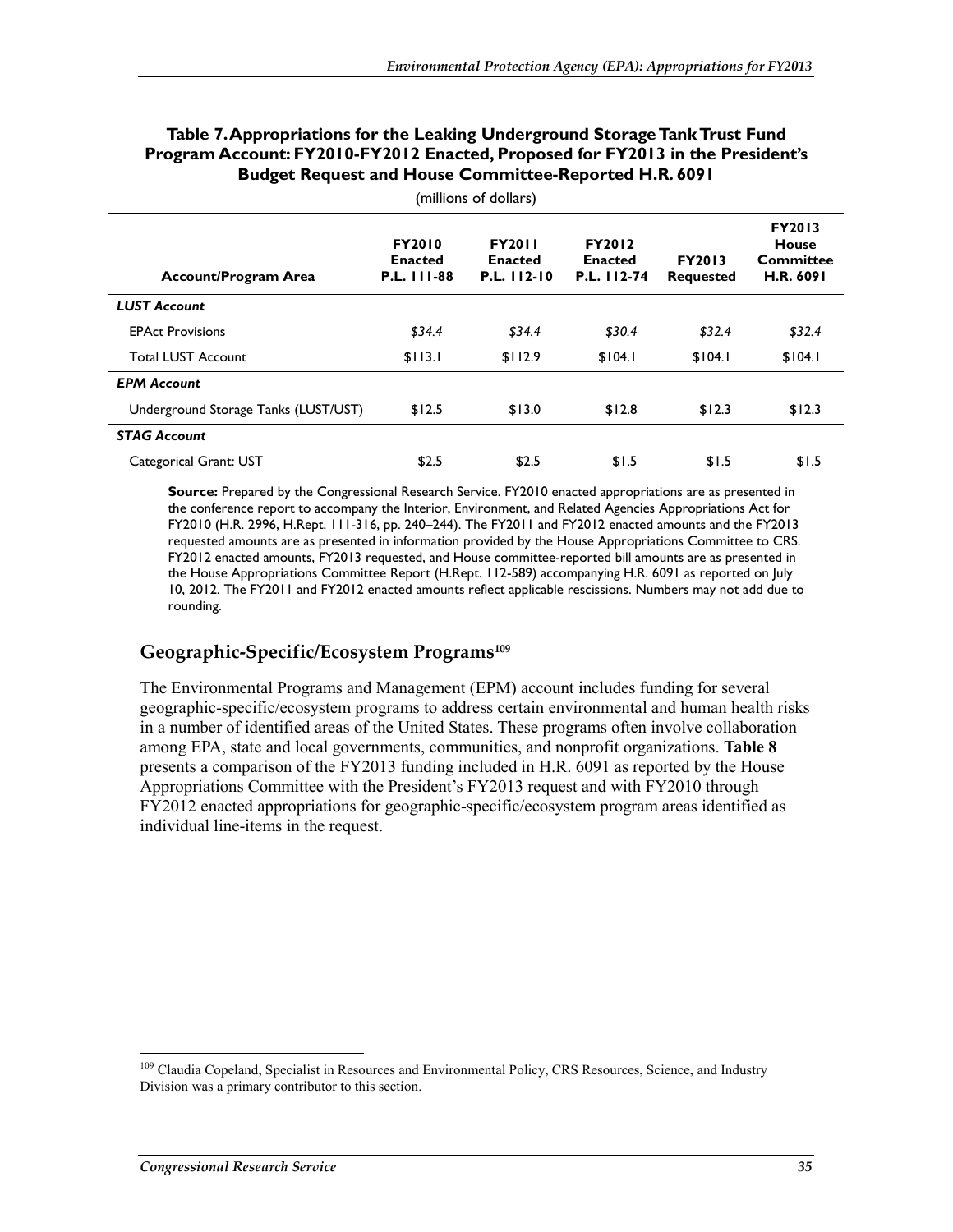**Table 7. Appropriations for the Leaking Underground Storage Tank Trust Fund Program Account: FY2010-FY2012 Enacted, Proposed for FY2013 in the President's Budget Request and House Committee-Reported H.R. 6091**

(millions of dollars)

| Account/Program Area | FY2010 Enacted P.L. 111-88 | FY2011 Enacted P.L. 112-10 | FY2012 Enacted P.L. 112-74 | FY2013 Requested | FY2013 House Committee H.R. 6091 |
|---|---|---|---|---|---|
| ***LUST Account*** | | | | | |
| EPAct Provisions | *$34.4* | *$34.4* | *$30.4* | *$32.4* | *$32.4* |
| Total LUST Account | $113.1 | $112.9 | $104.1 | $104.1 | $104.1 |
| ***EPM Account*** | | | | | |
| Underground Storage Tanks (LUST/UST) | $12.5 | $13.0 | $12.8 | $12.3 | $12.3 |
| ***STAG Account*** | | | | | |
| Categorical Grant: UST | $2.5 | $2.5 | $1.5 | $1.5 | $1.5 |

**Source:** Prepared by the Congressional Research Service. FY2010 enacted appropriations are as presented in the conference report to accompany the Interior, Environment, and Related Agencies Appropriations Act for FY2010 (H.R. 2996, H.Rept. 111-316, pp. 240–244). The FY2011 and FY2012 enacted amounts and the FY2013 requested amounts are as presented in information provided by the House Appropriations Committee to CRS. FY2012 enacted amounts, FY2013 requested, and House committee-reported bill amounts are as presented in the House Appropriations Committee Report (H.Rept. 112-589) accompanying H.R. 6091 as reported on July 10, 2012. The FY2011 and FY2012 enacted amounts reflect applicable rescissions. Numbers may not add due to rounding.

## Geographic-Specific/Ecosystem Programs[109]

The Environmental Programs and Management (EPM) account includes funding for several geographic-specific/ecosystem programs to address certain environmental and human health risks in a number of identified areas of the United States. These programs often involve collaboration among EPA, state and local governments, communities, and nonprofit organizations. **Table 8** presents a comparison of the FY2013 funding included in H.R. 6091 as reported by the House Appropriations Committee with the President's FY2013 request and with FY2010 through FY2012 enacted appropriations for geographic-specific/ecosystem program areas identified as individual line-items in the request.

[109] Claudia Copeland, Specialist in Resources and Environmental Policy, CRS Resources, Science, and Industry Division was a primary contributor to this section.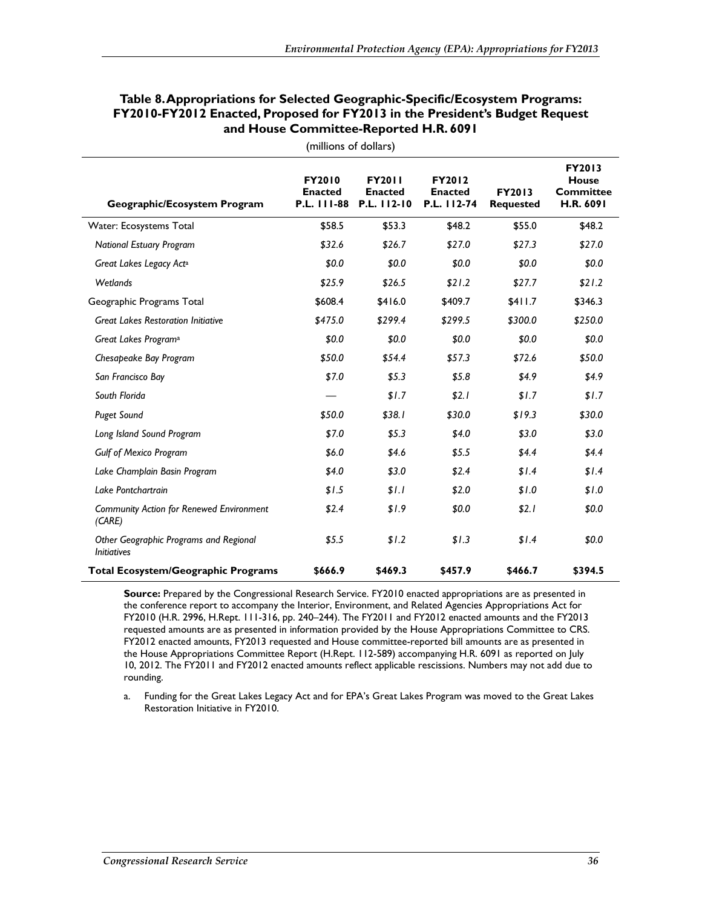**Table 8. Appropriations for Selected Geographic-Specific/Ecosystem Programs: FY2010-FY2012 Enacted, Proposed for FY2013 in the President's Budget Request and House Committee-Reported H.R. 6091**

(millions of dollars)

| Geographic/Ecosystem Program | FY2010 Enacted P.L. 111-88 | FY2011 Enacted P.L. 112-10 | FY2012 Enacted P.L. 112-74 | FY2013 Requested | FY2013 House Committee H.R. 6091 |
|---|---|---|---|---|---|
| Water: Ecosystems Total | $58.5 | $53.3 | $48.2 | $55.0 | $48.2 |
| *National Estuary Program* | *$32.6* | *$26.7* | *$27.0* | *$27.3* | *$27.0* |
| *Great Lakes Legacy Act*[a] | *$0.0* | *$0.0* | *$0.0* | *$0.0* | *$0.0* |
| *Wetlands* | *$25.9* | *$26.5* | *$21.2* | *$27.7* | *$21.2* |
| Geographic Programs Total | $608.4 | $416.0 | $409.7 | $411.7 | $346.3 |
| *Great Lakes Restoration Initiative* | *$475.0* | *$299.4* | *$299.5* | *$300.0* | *$250.0* |
| *Great Lakes Program*[a] | *$0.0* | *$0.0* | *$0.0* | *$0.0* | *$0.0* |
| *Chesapeake Bay Program* | *$50.0* | *$54.4* | *$57.3* | *$72.6* | *$50.0* |
| *San Francisco Bay* | *$7.0* | *$5.3* | *$5.8* | *$4.9* | *$4.9* |
| *South Florida* | — | *$1.7* | *$2.1* | *$1.7* | *$1.7* |
| *Puget Sound* | *$50.0* | *$38.1* | *$30.0* | *$19.3* | *$30.0* |
| *Long Island Sound Program* | *$7.0* | *$5.3* | *$4.0* | *$3.0* | *$3.0* |
| *Gulf of Mexico Program* | *$6.0* | *$4.6* | *$5.5* | *$4.4* | *$4.4* |
| *Lake Champlain Basin Program* | *$4.0* | *$3.0* | *$2.4* | *$1.4* | *$1.4* |
| *Lake Pontchartrain* | *$1.5* | *$1.1* | *$2.0* | *$1.0* | *$1.0* |
| *Community Action for Renewed Environment (CARE)* | *$2.4* | *$1.9* | *$0.0* | *$2.1* | *$0.0* |
| *Other Geographic Programs and Regional Initiatives* | *$5.5* | *$1.2* | *$1.3* | *$1.4* | *$0.0* |
| **Total Ecosystem/Geographic Programs** | **$666.9** | **$469.3** | **$457.9** | **$466.7** | **$394.5** |

**Source:** Prepared by the Congressional Research Service. FY2010 enacted appropriations are as presented in the conference report to accompany the Interior, Environment, and Related Agencies Appropriations Act for FY2010 (H.R. 2996, H.Rept. 111-316, pp. 240–244). The FY2011 and FY2012 enacted amounts and the FY2013 requested amounts are as presented in information provided by the House Appropriations Committee to CRS. FY2012 enacted amounts, FY2013 requested and House committee-reported bill amounts are as presented in the House Appropriations Committee Report (H.Rept. 112-589) accompanying H.R. 6091 as reported on July 10, 2012. The FY2011 and FY2012 enacted amounts reflect applicable rescissions. Numbers may not add due to rounding.

a. Funding for the Great Lakes Legacy Act and for EPA's Great Lakes Program was moved to the Great Lakes Restoration Initiative in FY2010.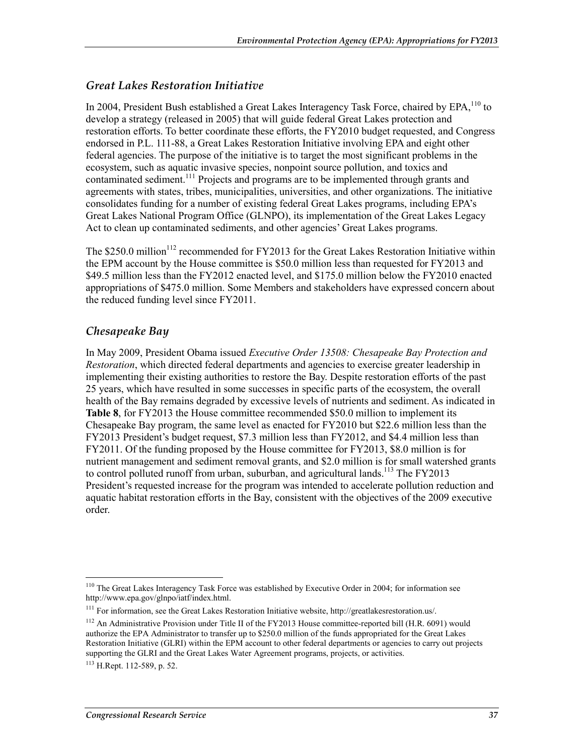## *Great Lakes Restoration Initiative*

In 2004, President Bush established a Great Lakes Interagency Task Force, chaired by EPA,[110] to develop a strategy (released in 2005) that will guide federal Great Lakes protection and restoration efforts. To better coordinate these efforts, the FY2010 budget requested, and Congress endorsed in P.L. 111-88, a Great Lakes Restoration Initiative involving EPA and eight other federal agencies. The purpose of the initiative is to target the most significant problems in the ecosystem, such as aquatic invasive species, nonpoint source pollution, and toxics and contaminated sediment.[111] Projects and programs are to be implemented through grants and agreements with states, tribes, municipalities, universities, and other organizations. The initiative consolidates funding for a number of existing federal Great Lakes programs, including EPA's Great Lakes National Program Office (GLNPO), its implementation of the Great Lakes Legacy Act to clean up contaminated sediments, and other agencies' Great Lakes programs.

The $250.0 million[112] recommended for FY2013 for the Great Lakes Restoration Initiative within the EPM account by the House committee is $50.0 million less than requested for FY2013 and $49.5 million less than the FY2012 enacted level, and $175.0 million below the FY2010 enacted appropriations of $475.0 million. Some Members and stakeholders have expressed concern about the reduced funding level since FY2011.

## *Chesapeake Bay*

In May 2009, President Obama issued *Executive Order 13508: Chesapeake Bay Protection and Restoration*, which directed federal departments and agencies to exercise greater leadership in implementing their existing authorities to restore the Bay. Despite restoration efforts of the past 25 years, which have resulted in some successes in specific parts of the ecosystem, the overall health of the Bay remains degraded by excessive levels of nutrients and sediment. As indicated in **Table 8**, for FY2013 the House committee recommended $50.0 million to implement its Chesapeake Bay program, the same level as enacted for FY2010 but $22.6 million less than the FY2013 President's budget request, $7.3 million less than FY2012, and $4.4 million less than FY2011. Of the funding proposed by the House committee for FY2013, $8.0 million is for nutrient management and sediment removal grants, and $2.0 million is for small watershed grants to control polluted runoff from urban, suburban, and agricultural lands.[113] The FY2013 President's requested increase for the program was intended to accelerate pollution reduction and aquatic habitat restoration efforts in the Bay, consistent with the objectives of the 2009 executive order.

---

[110] The Great Lakes Interagency Task Force was established by Executive Order in 2004; for information see http://www.epa.gov/glnpo/iatf/index.html.

[111] For information, see the Great Lakes Restoration Initiative website, http://greatlakesrestoration.us/.

[112] An Administrative Provision under Title II of the FY2013 House committee-reported bill (H.R. 6091) would authorize the EPA Administrator to transfer up to $250.0 million of the funds appropriated for the Great Lakes Restoration Initiative (GLRI) within the EPM account to other federal departments or agencies to carry out projects supporting the GLRI and the Great Lakes Water Agreement programs, projects, or activities.

[113] H.Rept. 112-589, p. 52.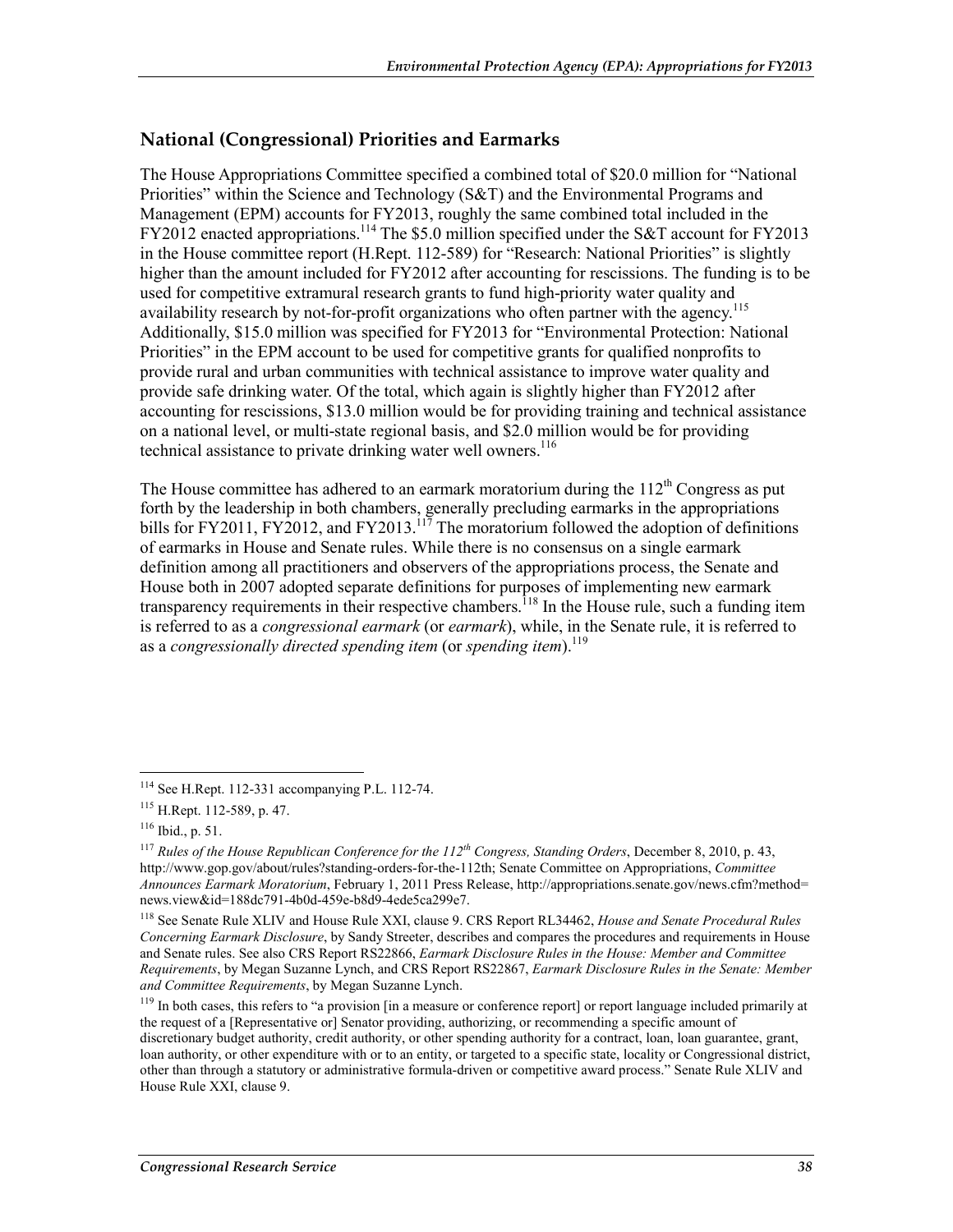## National (Congressional) Priorities and Earmarks

The House Appropriations Committee specified a combined total of $20.0 million for "National Priorities" within the Science and Technology (S&T) and the Environmental Programs and Management (EPM) accounts for FY2013, roughly the same combined total included in the FY2012 enacted appropriations.[114] The $5.0 million specified under the S&T account for FY2013 in the House committee report (H.Rept. 112-589) for "Research: National Priorities" is slightly higher than the amount included for FY2012 after accounting for rescissions. The funding is to be used for competitive extramural research grants to fund high-priority water quality and availability research by not-for-profit organizations who often partner with the agency.[115] Additionally, $15.0 million was specified for FY2013 for "Environmental Protection: National Priorities" in the EPM account to be used for competitive grants for qualified nonprofits to provide rural and urban communities with technical assistance to improve water quality and provide safe drinking water. Of the total, which again is slightly higher than FY2012 after accounting for rescissions, $13.0 million would be for providing training and technical assistance on a national level, or multi-state regional basis, and $2.0 million would be for providing technical assistance to private drinking water well owners.[116]

The House committee has adhered to an earmark moratorium during the 112th Congress as put forth by the leadership in both chambers, generally precluding earmarks in the appropriations bills for FY2011, FY2012, and FY2013.[117] The moratorium followed the adoption of definitions of earmarks in House and Senate rules. While there is no consensus on a single earmark definition among all practitioners and observers of the appropriations process, the Senate and House both in 2007 adopted separate definitions for purposes of implementing new earmark transparency requirements in their respective chambers.[118] In the House rule, such a funding item is referred to as a *congressional earmark* (or *earmark*), while, in the Senate rule, it is referred to as a *congressionally directed spending item* (or *spending item*).[119]

---

[114] See H.Rept. 112-331 accompanying P.L. 112-74.

[115] H.Rept. 112-589, p. 47.

[116] Ibid., p. 51.

[117] *Rules of the House Republican Conference for the 112th Congress, Standing Orders*, December 8, 2010, p. 43, http://www.gop.gov/about/rules?standing-orders-for-the-112th; Senate Committee on Appropriations, *Committee Announces Earmark Moratorium*, February 1, 2011 Press Release, http://appropriations.senate.gov/news.cfm?method=news.view&id=188dc791-4b0d-459e-b8d9-4ede5ca299e7.

[118] See Senate Rule XLIV and House Rule XXI, clause 9. CRS Report RL34462, *House and Senate Procedural Rules Concerning Earmark Disclosure*, by Sandy Streeter, describes and compares the procedures and requirements in House and Senate rules. See also CRS Report RS22866, *Earmark Disclosure Rules in the House: Member and Committee Requirements*, by Megan Suzanne Lynch, and CRS Report RS22867, *Earmark Disclosure Rules in the Senate: Member and Committee Requirements*, by Megan Suzanne Lynch.

[119] In both cases, this refers to "a provision [in a measure or conference report] or report language included primarily at the request of a [Representative or] Senator providing, authorizing, or recommending a specific amount of discretionary budget authority, credit authority, or other spending authority for a contract, loan, loan guarantee, grant, loan authority, or other expenditure with or to an entity, or targeted to a specific state, locality or Congressional district, other than through a statutory or administrative formula-driven or competitive award process." Senate Rule XLIV and House Rule XXI, clause 9.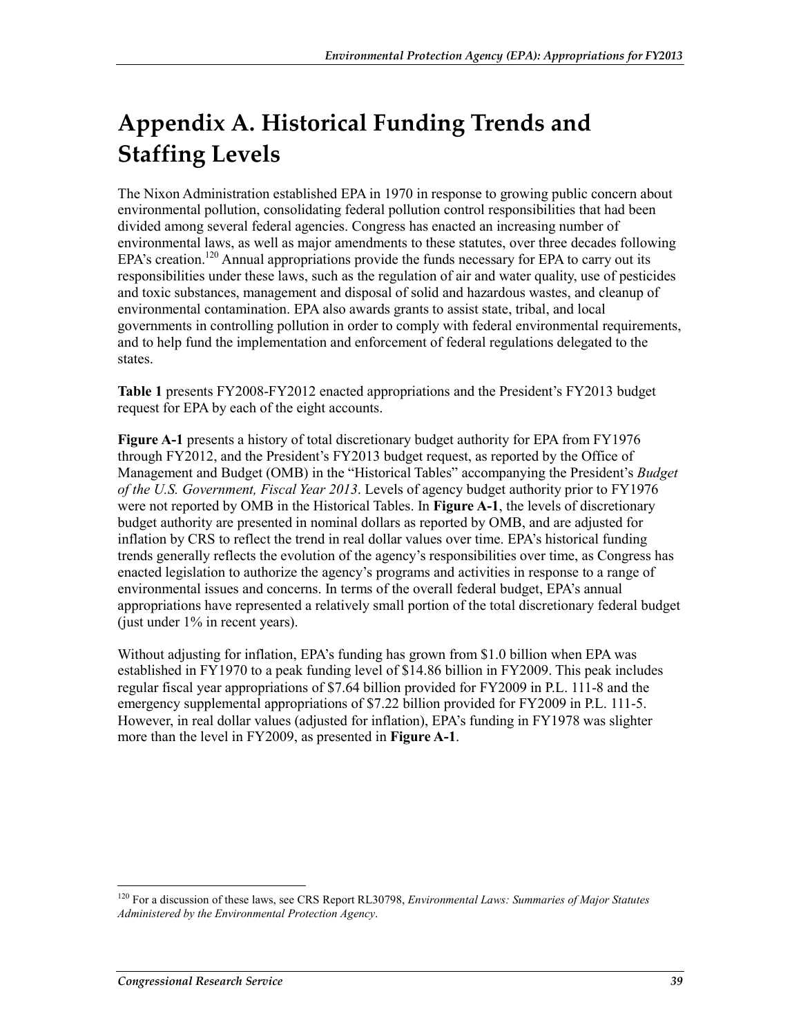# Appendix A. Historical Funding Trends and Staffing Levels

The Nixon Administration established EPA in 1970 in response to growing public concern about environmental pollution, consolidating federal pollution control responsibilities that had been divided among several federal agencies. Congress has enacted an increasing number of environmental laws, as well as major amendments to these statutes, over three decades following EPA's creation.[120] Annual appropriations provide the funds necessary for EPA to carry out its responsibilities under these laws, such as the regulation of air and water quality, use of pesticides and toxic substances, management and disposal of solid and hazardous wastes, and cleanup of environmental contamination. EPA also awards grants to assist state, tribal, and local governments in controlling pollution in order to comply with federal environmental requirements, and to help fund the implementation and enforcement of federal regulations delegated to the states.

**Table 1** presents FY2008-FY2012 enacted appropriations and the President's FY2013 budget request for EPA by each of the eight accounts.

**Figure A-1** presents a history of total discretionary budget authority for EPA from FY1976 through FY2012, and the President's FY2013 budget request, as reported by the Office of Management and Budget (OMB) in the "Historical Tables" accompanying the President's *Budget of the U.S. Government, Fiscal Year 2013*. Levels of agency budget authority prior to FY1976 were not reported by OMB in the Historical Tables. In **Figure A-1**, the levels of discretionary budget authority are presented in nominal dollars as reported by OMB, and are adjusted for inflation by CRS to reflect the trend in real dollar values over time. EPA's historical funding trends generally reflects the evolution of the agency's responsibilities over time, as Congress has enacted legislation to authorize the agency's programs and activities in response to a range of environmental issues and concerns. In terms of the overall federal budget, EPA's annual appropriations have represented a relatively small portion of the total discretionary federal budget (just under 1% in recent years).

Without adjusting for inflation, EPA's funding has grown from $1.0 billion when EPA was established in FY1970 to a peak funding level of $14.86 billion in FY2009. This peak includes regular fiscal year appropriations of $7.64 billion provided for FY2009 in P.L. 111-8 and the emergency supplemental appropriations of $7.22 billion provided for FY2009 in P.L. 111-5. However, in real dollar values (adjusted for inflation), EPA's funding in FY1978 was slighter more than the level in FY2009, as presented in **Figure A-1**.

---

[120] For a discussion of these laws, see CRS Report RL30798, *Environmental Laws: Summaries of Major Statutes Administered by the Environmental Protection Agency*.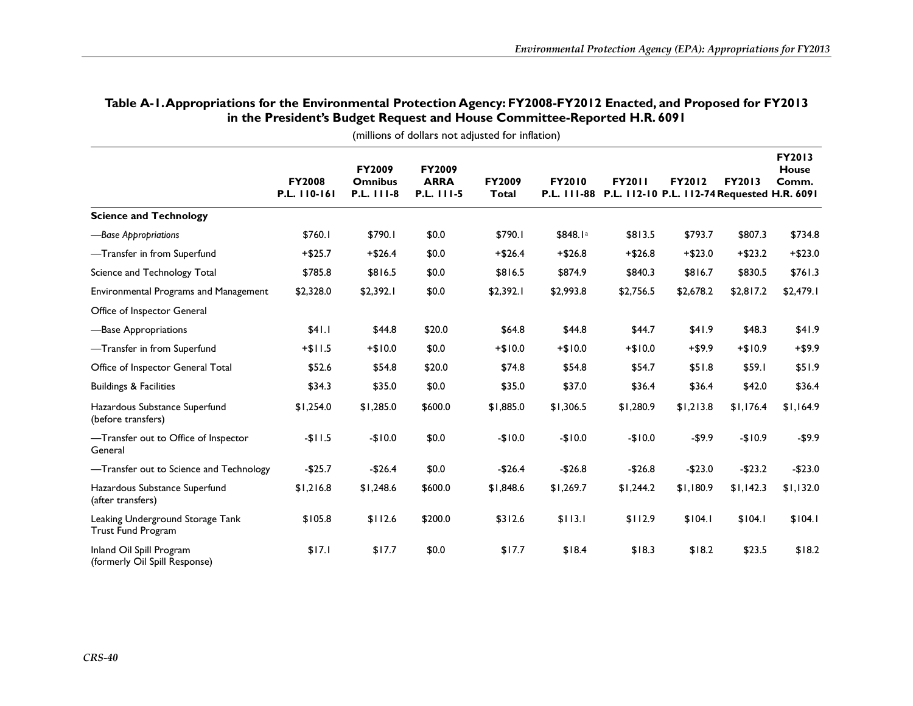**Table A-1. Appropriations for the Environmental Protection Agency: FY2008-FY2012 Enacted, and Proposed for FY2013 in the President's Budget Request and House Committee-Reported H.R. 6091**

(millions of dollars not adjusted for inflation)

| | FY2008 P.L. 110-161 | FY2009 Omnibus P.L. 111-8 | FY2009 ARRA P.L. 111-5 | FY2009 Total | FY2010 P.L. 111-88 | FY2011 P.L. 112-10 | FY2012 P.L. 112-74 | FY2013 Requested | FY2013 House Comm. H.R. 6091 |
|---|---|---|---|---|---|---|---|---|---|
| **Science and Technology** | | | | | | | | | |
| *—Base Appropriations* | $760.1 | $790.1 | $0.0 | $790.1 | $848.1[a] | $813.5 | $793.7 | $807.3 | $734.8 |
| —Transfer in from Superfund | +$25.7 | +$26.4 | $0.0 | +$26.4 | +$26.8 | +$26.8 | +$23.0 | +$23.2 | +$23.0 |
| Science and Technology Total | $785.8 | $816.5 | $0.0 | $816.5 | $874.9 | $840.3 | $816.7 | $830.5 | $761.3 |
| Environmental Programs and Management | $2,328.0 | $2,392.1 | $0.0 | $2,392.1 | $2,993.8 | $2,756.5 | $2,678.2 | $2,817.2 | $2,479.1 |
| Office of Inspector General | | | | | | | | | |
| —Base Appropriations | $41.1 | $44.8 | $20.0 | $64.8 | $44.8 | $44.7 | $41.9 | $48.3 | $41.9 |
| —Transfer in from Superfund | +$11.5 | +$10.0 | $0.0 | +$10.0 | +$10.0 | +$10.0 | +$9.9 | +$10.9 | +$9.9 |
| Office of Inspector General Total | $52.6 | $54.8 | $20.0 | $74.8 | $54.8 | $54.7 | $51.8 | $59.1 | $51.9 |
| Buildings & Facilities | $34.3 | $35.0 | $0.0 | $35.0 | $37.0 | $36.4 | $36.4 | $42.0 | $36.4 |
| Hazardous Substance Superfund (before transfers) | $1,254.0 | $1,285.0 | $600.0 | $1,885.0 | $1,306.5 | $1,280.9 | $1,213.8 | $1,176.4 | $1,164.9 |
| —Transfer out to Office of Inspector General | -$11.5 | -$10.0 | $0.0 | -$10.0 | -$10.0 | -$10.0 | -$9.9 | -$10.9 | -$9.9 |
| —Transfer out to Science and Technology | -$25.7 | -$26.4 | $0.0 | -$26.4 | -$26.8 | -$26.8 | -$23.0 | -$23.2 | -$23.0 |
| Hazardous Substance Superfund (after transfers) | $1,216.8 | $1,248.6 | $600.0 | $1,848.6 | $1,269.7 | $1,244.2 | $1,180.9 | $1,142.3 | $1,132.0 |
| Leaking Underground Storage Tank Trust Fund Program | $105.8 | $112.6 | $200.0 | $312.6 | $113.1 | $112.9 | $104.1 | $104.1 | $104.1 |
| Inland Oil Spill Program (formerly Oil Spill Response) | $17.1 | $17.7 | $0.0 | $17.7 | $18.4 | $18.3 | $18.2 | $23.5 | $18.2 |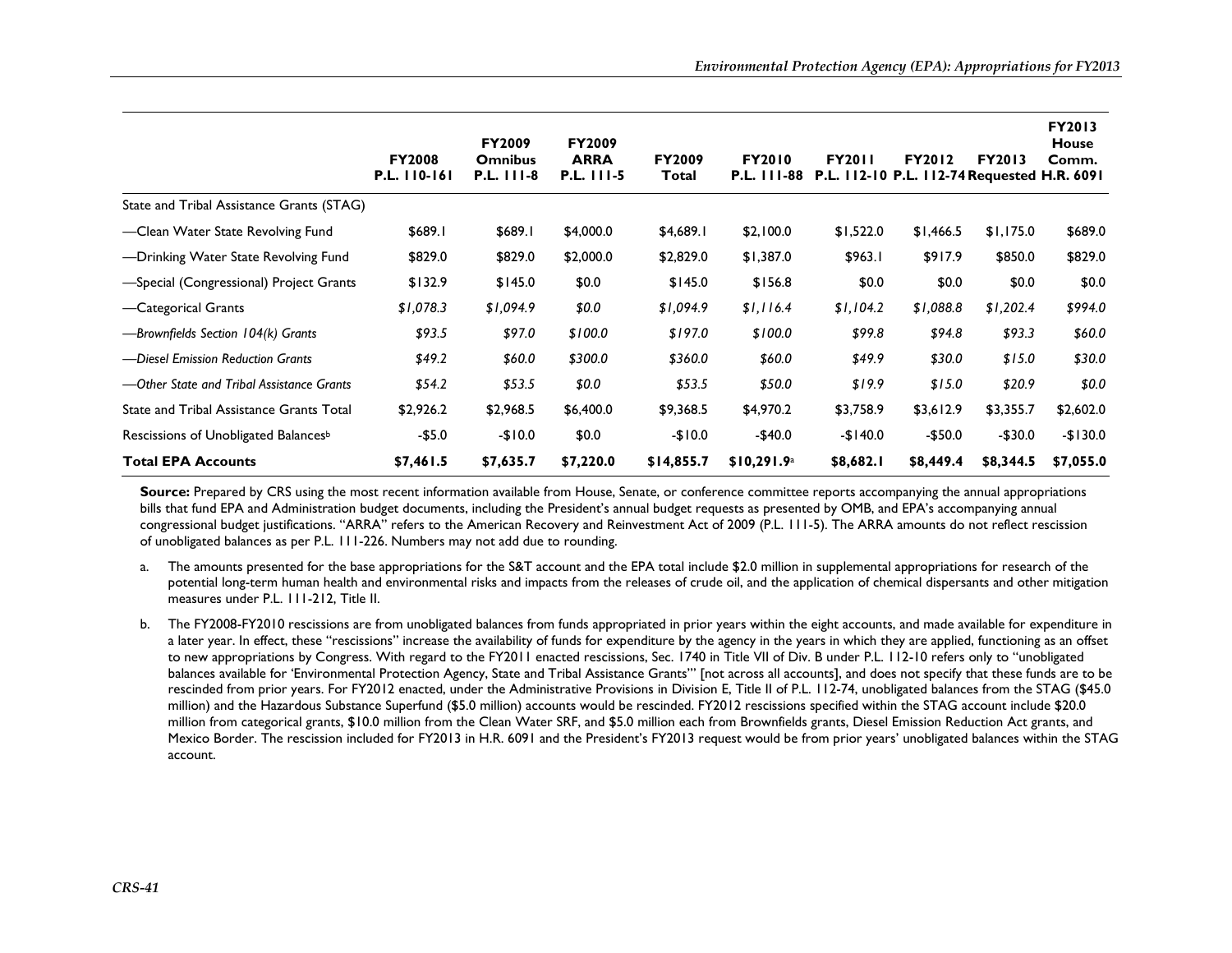| | FY2008 P.L. 110-161 | FY2009 Omnibus P.L. 111-8 | FY2009 ARRA P.L. 111-5 | FY2009 Total | FY2010 P.L. 111-88 | FY2011 P.L. 112-10 | FY2012 P.L. 112-74 | FY2013 Requested | FY2013 House Comm. H.R. 6091 |
|---|---|---|---|---|---|---|---|---|---|
| State and Tribal Assistance Grants (STAG) | | | | | | | | | |
| —Clean Water State Revolving Fund | $689.1 | $689.1 | $4,000.0 | $4,689.1 | $2,100.0 | $1,522.0 | $1,466.5 | $1,175.0 | $689.0 |
| —Drinking Water State Revolving Fund | $829.0 | $829.0 | $2,000.0 | $2,829.0 | $1,387.0 | $963.1 | $917.9 | $850.0 | $829.0 |
| —Special (Congressional) Project Grants | $132.9 | $145.0 | $0.0 | $145.0 | $156.8 | $0.0 | $0.0 | $0.0 | $0.0 |
| —Categorical Grants | *$1,078.3* | *$1,094.9* | *$0.0* | *$1,094.9* | *$1,116.4* | *$1,104.2* | *$1,088.8* | *$1,202.4* | *$994.0* |
| *—Brownfields Section 104(k) Grants* | *$93.5* | *$97.0* | *$100.0* | *$197.0* | *$100.0* | *$99.8* | *$94.8* | *$93.3* | *$60.0* |
| *—Diesel Emission Reduction Grants* | *$49.2* | *$60.0* | *$300.0* | *$360.0* | *$60.0* | *$49.9* | *$30.0* | *$15.0* | *$30.0* |
| *—Other State and Tribal Assistance Grants* | *$54.2* | *$53.5* | *$0.0* | *$53.5* | *$50.0* | *$19.9* | *$15.0* | *$20.9* | *$0.0* |
| State and Tribal Assistance Grants Total | $2,926.2 | $2,968.5 | $6,400.0 | $9,368.5 | $4,970.2 | $3,758.9 | $3,612.9 | $3,355.7 | $2,602.0 |
| Rescissions of Unobligated Balances[b] | -$5.0 | -$10.0 | $0.0 | -$10.0 | -$40.0 | -$140.0 | -$50.0 | -$30.0 | -$130.0 |
| **Total EPA Accounts** | **$7,461.5** | **$7,635.7** | **$7,220.0** | **$14,855.7** | **$10,291.9**[a] | **$8,682.1** | **$8,449.4** | **$8,344.5** | **$7,055.0** |

**Source:** Prepared by CRS using the most recent information available from House, Senate, or conference committee reports accompanying the annual appropriations bills that fund EPA and Administration budget documents, including the President's annual budget requests as presented by OMB, and EPA's accompanying annual congressional budget justifications. "ARRA" refers to the American Recovery and Reinvestment Act of 2009 (P.L. 111-5). The ARRA amounts do not reflect rescission of unobligated balances as per P.L. 111-226. Numbers may not add due to rounding.

a. The amounts presented for the base appropriations for the S&T account and the EPA total include $2.0 million in supplemental appropriations for research of the potential long-term human health and environmental risks and impacts from the releases of crude oil, and the application of chemical dispersants and other mitigation measures under P.L. 111-212, Title II.

b. The FY2008-FY2010 rescissions are from unobligated balances from funds appropriated in prior years within the eight accounts, and made available for expenditure in a later year. In effect, these "rescissions" increase the availability of funds for expenditure by the agency in the years in which they are applied, functioning as an offset to new appropriations by Congress. With regard to the FY2011 enacted rescissions, Sec. 1740 in Title VII of Div. B under P.L. 112-10 refers only to "unobligated balances available for 'Environmental Protection Agency, State and Tribal Assistance Grants'" [not across all accounts], and does not specify that these funds are to be rescinded from prior years. For FY2012 enacted, under the Administrative Provisions in Division E, Title II of P.L. 112-74, unobligated balances from the STAG ($45.0 million) and the Hazardous Substance Superfund ($5.0 million) accounts would be rescinded. FY2012 rescissions specified within the STAG account include $20.0 million from categorical grants, $10.0 million from the Clean Water SRF, and $5.0 million each from Brownfields grants, Diesel Emission Reduction Act grants, and Mexico Border. The rescission included for FY2013 in H.R. 6091 and the President's FY2013 request would be from prior years' unobligated balances within the STAG account.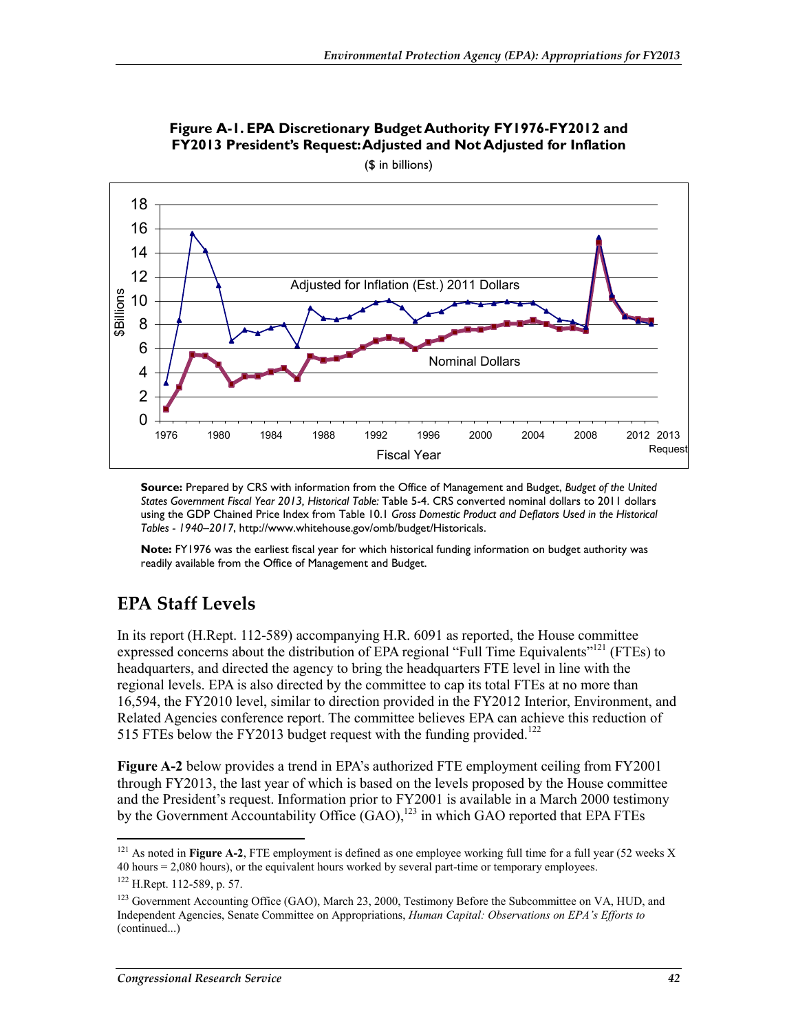**Figure A-1. EPA Discretionary Budget Authority FY1976-FY2012 and FY2013 President's Request: Adjusted and Not Adjusted for Inflation**

($ in billions)

**Source:** Prepared by CRS with information from the Office of Management and Budget, *Budget of the United States Government Fiscal Year 2013, Historical Table:* Table 5-4. CRS converted nominal dollars to 2011 dollars using the GDP Chained Price Index from Table 10.1 *Gross Domestic Product and Deflators Used in the Historical Tables - 1940–2017*, http://www.whitehouse.gov/omb/budget/Historicals.

**Note:** FY1976 was the earliest fiscal year for which historical funding information on budget authority was readily available from the Office of Management and Budget.

## EPA Staff Levels

In its report (H.Rept. 112-589) accompanying H.R. 6091 as reported, the House committee expressed concerns about the distribution of EPA regional "Full Time Equivalents"[121] (FTEs) to headquarters, and directed the agency to bring the headquarters FTE level in line with the regional levels. EPA is also directed by the committee to cap its total FTEs at no more than 16,594, the FY2010 level, similar to direction provided in the FY2012 Interior, Environment, and Related Agencies conference report. The committee believes EPA can achieve this reduction of 515 FTEs below the FY2013 budget request with the funding provided.[122]

**Figure A-2** below provides a trend in EPA's authorized FTE employment ceiling from FY2001 through FY2013, the last year of which is based on the levels proposed by the House committee and the President's request. Information prior to FY2001 is available in a March 2000 testimony by the Government Accountability Office (GAO),[123] in which GAO reported that EPA FTEs

---

[121] As noted in **Figure A-2**, FTE employment is defined as one employee working full time for a full year (52 weeks X 40 hours = 2,080 hours), or the equivalent hours worked by several part-time or temporary employees.

[122] H.Rept. 112-589, p. 57.

[123] Government Accounting Office (GAO), March 23, 2000, Testimony Before the Subcommittee on VA, HUD, and Independent Agencies, Senate Committee on Appropriations, *Human Capital: Observations on EPA's Efforts to* (continued...)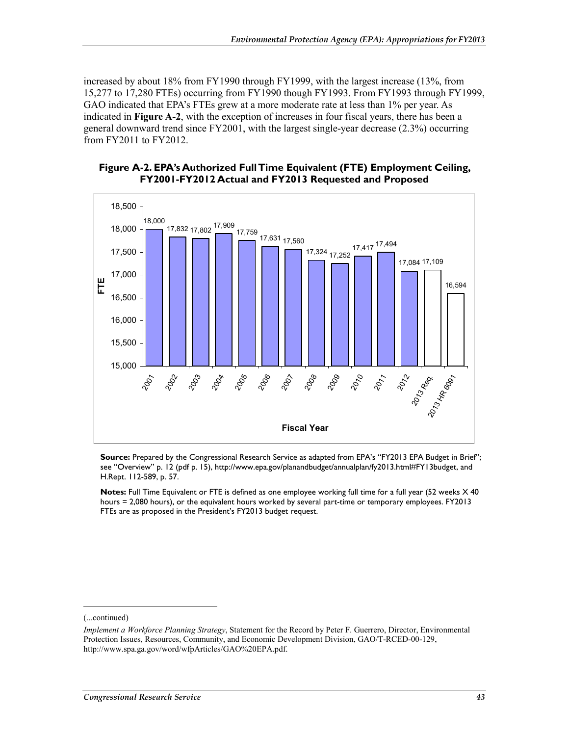increased by about 18% from FY1990 through FY1999, with the largest increase (13%, from 15,277 to 17,280 FTEs) occurring from FY1990 though FY1993. From FY1993 through FY1999, GAO indicated that EPA's FTEs grew at a more moderate rate at less than 1% per year. As indicated in **Figure A-2**, with the exception of increases in four fiscal years, there has been a general downward trend since FY2001, with the largest single-year decrease (2.3%) occurring from FY2011 to FY2012.

**Figure A-2. EPA's Authorized Full Time Equivalent (FTE) Employment Ceiling, FY2001-FY2012 Actual and FY2013 Requested and Proposed**

| Fiscal Year | FTE |
|---|---|
| 2001 | 18,000 |
| 2002 | 17,832 |
| 2003 | 17,802 |
| 2004 | 17,909 |
| 2005 | 17,759 |
| 2006 | 17,631 |
| 2007 | 17,560 |
| 2008 | 17,324 |
| 2009 | 17,252 |
| 2010 | 17,417 |
| 2011 | 17,494 |
| 2012 | 17,084 |
| 2013 Req. | 17,109 |
| 2013 HR 6091 | 16,594 |

**Source:** Prepared by the Congressional Research Service as adapted from EPA's "FY2013 EPA Budget in Brief"; see "Overview" p. 12 (pdf p. 15), http://www.epa.gov/planandbudget/annualplan/fy2013.html#FY13budget, and H.Rept. 112-589, p. 57.

**Notes:** Full Time Equivalent or FTE is defined as one employee working full time for a full year (52 weeks X 40 hours = 2,080 hours), or the equivalent hours worked by several part-time or temporary employees. FY2013 FTEs are as proposed in the President's FY2013 budget request.

(...continued)

*Implement a Workforce Planning Strategy*, Statement for the Record by Peter F. Guerrero, Director, Environmental Protection Issues, Resources, Community, and Economic Development Division, GAO/T-RCED-00-129, http://www.spa.ga.gov/word/wfpArticles/GAO%20EPA.pdf.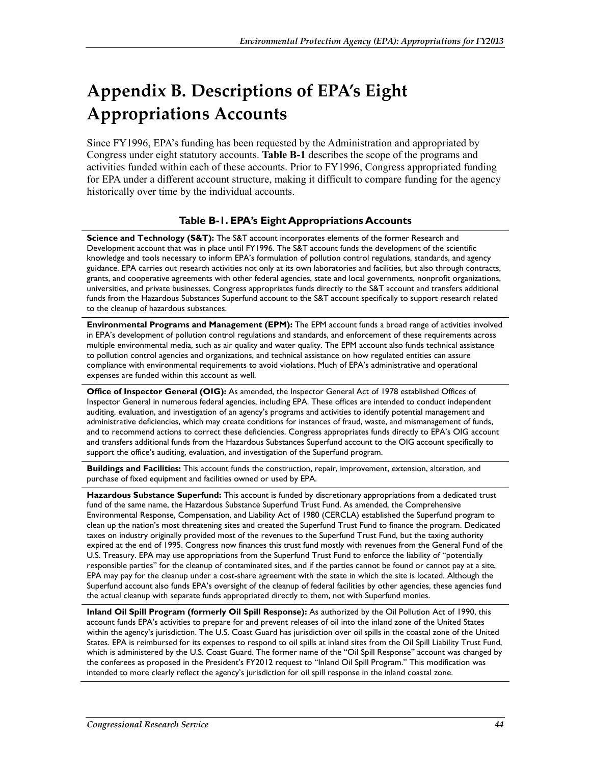# Appendix B. Descriptions of EPA's Eight Appropriations Accounts

Since FY1996, EPA's funding has been requested by the Administration and appropriated by Congress under eight statutory accounts. **Table B-1** describes the scope of the programs and activities funded within each of these accounts. Prior to FY1996, Congress appropriated funding for EPA under a different account structure, making it difficult to compare funding for the agency historically over time by the individual accounts.

**Table B-1. EPA's Eight Appropriations Accounts**

| |
|---|
| **Science and Technology (S&T):** The S&T account incorporates elements of the former Research and Development account that was in place until FY1996. The S&T account funds the development of the scientific knowledge and tools necessary to inform EPA's formulation of pollution control regulations, standards, and agency guidance. EPA carries out research activities not only at its own laboratories and facilities, but also through contracts, grants, and cooperative agreements with other federal agencies, state and local governments, nonprofit organizations, universities, and private businesses. Congress appropriates funds directly to the S&T account and transfers additional funds from the Hazardous Substances Superfund account to the S&T account specifically to support research related to the cleanup of hazardous substances. |
| **Environmental Programs and Management (EPM):** The EPM account funds a broad range of activities involved in EPA's development of pollution control regulations and standards, and enforcement of these requirements across multiple environmental media, such as air quality and water quality. The EPM account also funds technical assistance to pollution control agencies and organizations, and technical assistance on how regulated entities can assure compliance with environmental requirements to avoid violations. Much of EPA's administrative and operational expenses are funded within this account as well. |
| **Office of Inspector General (OIG):** As amended, the Inspector General Act of 1978 established Offices of Inspector General in numerous federal agencies, including EPA. These offices are intended to conduct independent auditing, evaluation, and investigation of an agency's programs and activities to identify potential management and administrative deficiencies, which may create conditions for instances of fraud, waste, and mismanagement of funds, and to recommend actions to correct these deficiencies. Congress appropriates funds directly to EPA's OIG account and transfers additional funds from the Hazardous Substances Superfund account to the OIG account specifically to support the office's auditing, evaluation, and investigation of the Superfund program. |
| **Buildings and Facilities:** This account funds the construction, repair, improvement, extension, alteration, and purchase of fixed equipment and facilities owned or used by EPA. |
| **Hazardous Substance Superfund:** This account is funded by discretionary appropriations from a dedicated trust fund of the same name, the Hazardous Substance Superfund Trust Fund. As amended, the Comprehensive Environmental Response, Compensation, and Liability Act of 1980 (CERCLA) established the Superfund program to clean up the nation's most threatening sites and created the Superfund Trust Fund to finance the program. Dedicated taxes on industry originally provided most of the revenues to the Superfund Trust Fund, but the taxing authority expired at the end of 1995. Congress now finances this trust fund mostly with revenues from the General Fund of the U.S. Treasury. EPA may use appropriations from the Superfund Trust Fund to enforce the liability of "potentially responsible parties" for the cleanup of contaminated sites, and if the parties cannot be found or cannot pay at a site, EPA may pay for the cleanup under a cost-share agreement with the state in which the site is located. Although the Superfund account also funds EPA's oversight of the cleanup of federal facilities by other agencies, these agencies fund the actual cleanup with separate funds appropriated directly to them, not with Superfund monies. |
| **Inland Oil Spill Program (formerly Oil Spill Response):** As authorized by the Oil Pollution Act of 1990, this account funds EPA's activities to prepare for and prevent releases of oil into the inland zone of the United States within the agency's jurisdiction. The U.S. Coast Guard has jurisdiction over oil spills in the coastal zone of the United States. EPA is reimbursed for its expenses to respond to oil spills at inland sites from the Oil Spill Liability Trust Fund, which is administered by the U.S. Coast Guard. The former name of the "Oil Spill Response" account was changed by the conferees as proposed in the President's FY2012 request to "Inland Oil Spill Program." This modification was intended to more clearly reflect the agency's jurisdiction for oil spill response in the inland coastal zone. |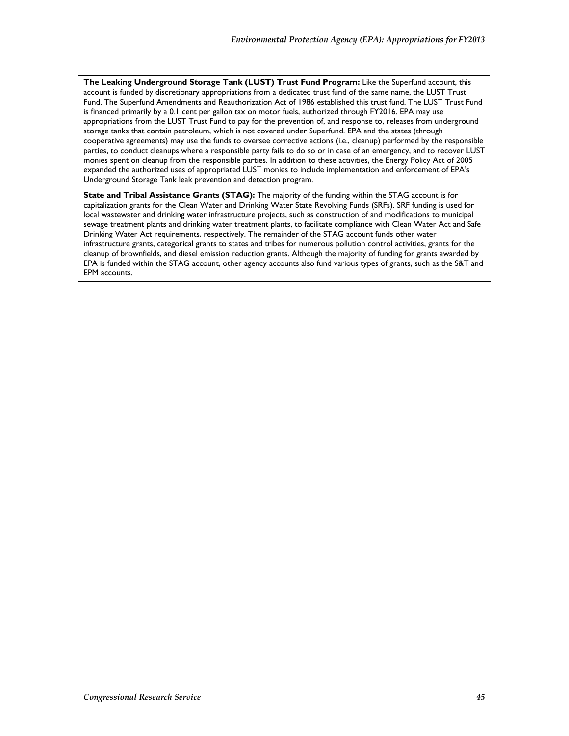**The Leaking Underground Storage Tank (LUST) Trust Fund Program:** Like the Superfund account, this account is funded by discretionary appropriations from a dedicated trust fund of the same name, the LUST Trust Fund. The Superfund Amendments and Reauthorization Act of 1986 established this trust fund. The LUST Trust Fund is financed primarily by a 0.1 cent per gallon tax on motor fuels, authorized through FY2016. EPA may use appropriations from the LUST Trust Fund to pay for the prevention of, and response to, releases from underground storage tanks that contain petroleum, which is not covered under Superfund. EPA and the states (through cooperative agreements) may use the funds to oversee corrective actions (i.e., cleanup) performed by the responsible parties, to conduct cleanups where a responsible party fails to do so or in case of an emergency, and to recover LUST monies spent on cleanup from the responsible parties. In addition to these activities, the Energy Policy Act of 2005 expanded the authorized uses of appropriated LUST monies to include implementation and enforcement of EPA's Underground Storage Tank leak prevention and detection program.

**State and Tribal Assistance Grants (STAG):** The majority of the funding within the STAG account is for capitalization grants for the Clean Water and Drinking Water State Revolving Funds (SRFs). SRF funding is used for local wastewater and drinking water infrastructure projects, such as construction of and modifications to municipal sewage treatment plants and drinking water treatment plants, to facilitate compliance with Clean Water Act and Safe Drinking Water Act requirements, respectively. The remainder of the STAG account funds other water infrastructure grants, categorical grants to states and tribes for numerous pollution control activities, grants for the cleanup of brownfields, and diesel emission reduction grants. Although the majority of funding for grants awarded by EPA is funded within the STAG account, other agency accounts also fund various types of grants, such as the S&T and EPM accounts.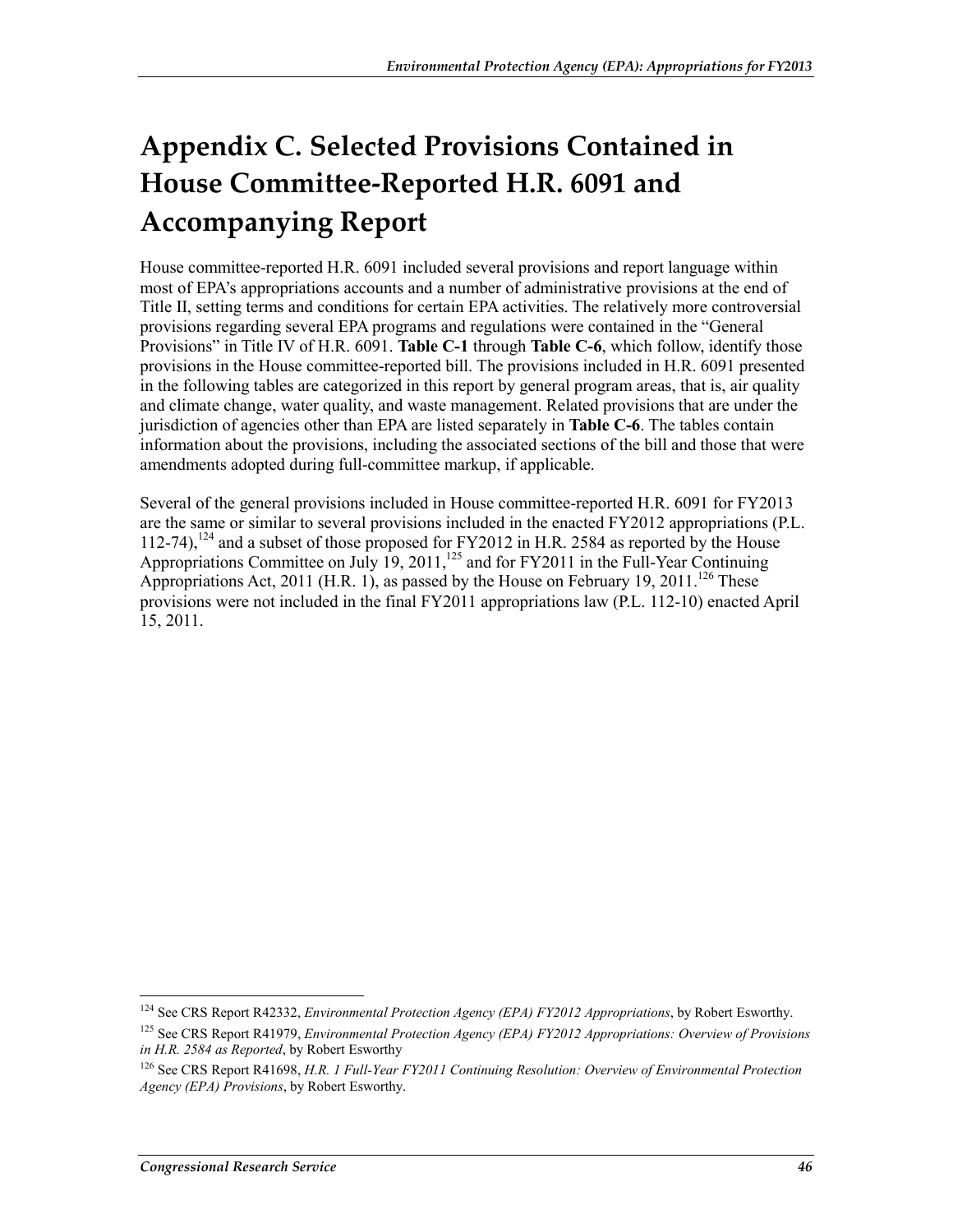# Appendix C. Selected Provisions Contained in House Committee-Reported H.R. 6091 and Accompanying Report

House committee-reported H.R. 6091 included several provisions and report language within most of EPA's appropriations accounts and a number of administrative provisions at the end of Title II, setting terms and conditions for certain EPA activities. The relatively more controversial provisions regarding several EPA programs and regulations were contained in the "General Provisions" in Title IV of H.R. 6091. **Table C-1** through **Table C-6**, which follow, identify those provisions in the House committee-reported bill. The provisions included in H.R. 6091 presented in the following tables are categorized in this report by general program areas, that is, air quality and climate change, water quality, and waste management. Related provisions that are under the jurisdiction of agencies other than EPA are listed separately in **Table C-6**. The tables contain information about the provisions, including the associated sections of the bill and those that were amendments adopted during full-committee markup, if applicable.

Several of the general provisions included in House committee-reported H.R. 6091 for FY2013 are the same or similar to several provisions included in the enacted FY2012 appropriations (P.L. 112-74),[124] and a subset of those proposed for FY2012 in H.R. 2584 as reported by the House Appropriations Committee on July 19, 2011,[125] and for FY2011 in the Full-Year Continuing Appropriations Act, 2011 (H.R. 1), as passed by the House on February 19, 2011.[126] These provisions were not included in the final FY2011 appropriations law (P.L. 112-10) enacted April 15, 2011.

---

[124] See CRS Report R42332, *Environmental Protection Agency (EPA) FY2012 Appropriations*, by Robert Esworthy.

[125] See CRS Report R41979, *Environmental Protection Agency (EPA) FY2012 Appropriations: Overview of Provisions in H.R. 2584 as Reported*, by Robert Esworthy

[126] See CRS Report R41698, *H.R. 1 Full-Year FY2011 Continuing Resolution: Overview of Environmental Protection Agency (EPA) Provisions*, by Robert Esworthy.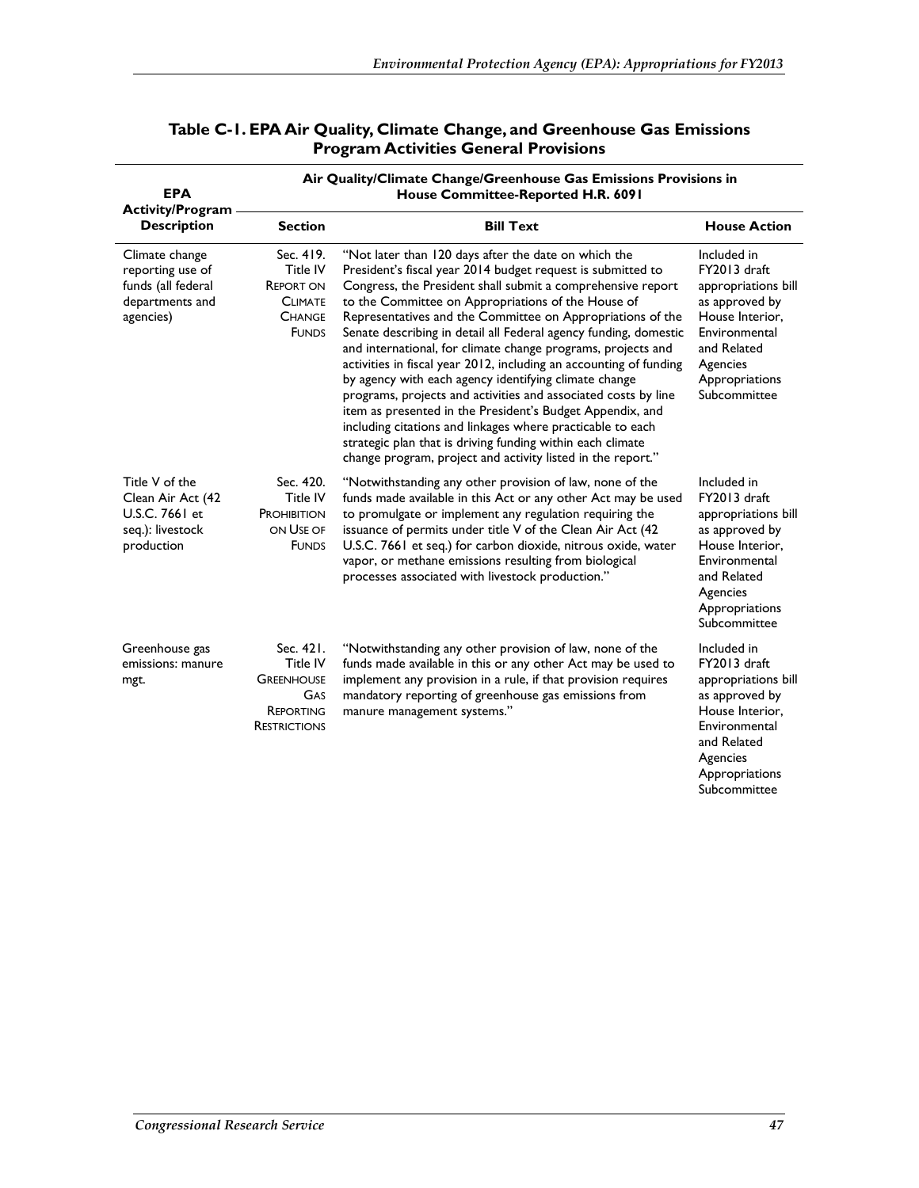**Table C-1. EPA Air Quality, Climate Change, and Greenhouse Gas Emissions Program Activities General Provisions**

| EPA Activity/Program Description | Air Quality/Climate Change/Greenhouse Gas Emissions Provisions in House Committee-Reported H.R. 6091 | | |
|---|---|---|---|
| | **Section** | **Bill Text** | **House Action** |
| Climate change reporting use of funds (all federal departments and agencies) | Sec. 419. Title IV REPORT ON CLIMATE CHANGE FUNDS | "Not later than 120 days after the date on which the President's fiscal year 2014 budget request is submitted to Congress, the President shall submit a comprehensive report to the Committee on Appropriations of the House of Representatives and the Committee on Appropriations of the Senate describing in detail all Federal agency funding, domestic and international, for climate change programs, projects and activities in fiscal year 2012, including an accounting of funding by agency with each agency identifying climate change programs, projects and activities and associated costs by line item as presented in the President's Budget Appendix, and including citations and linkages where practicable to each strategic plan that is driving funding within each climate change program, project and activity listed in the report." | Included in FY2013 draft appropriations bill as approved by House Interior, Environmental and Related Agencies Appropriations Subcommittee |
| Title V of the Clean Air Act (42 U.S.C. 7661 et seq.): livestock production | Sec. 420. Title IV PROHIBITION ON USE OF FUNDS | "Notwithstanding any other provision of law, none of the funds made available in this Act or any other Act may be used to promulgate or implement any regulation requiring the issuance of permits under title V of the Clean Air Act (42 U.S.C. 7661 et seq.) for carbon dioxide, nitrous oxide, water vapor, or methane emissions resulting from biological processes associated with livestock production." | Included in FY2013 draft appropriations bill as approved by House Interior, Environmental and Related Agencies Appropriations Subcommittee |
| Greenhouse gas emissions: manure mgt. | Sec. 421. Title IV GREENHOUSE GAS REPORTING RESTRICTIONS | "Notwithstanding any other provision of law, none of the funds made available in this or any other Act may be used to implement any provision in a rule, if that provision requires mandatory reporting of greenhouse gas emissions from manure management systems." | Included in FY2013 draft appropriations bill as approved by House Interior, Environmental and Related Agencies Appropriations Subcommittee |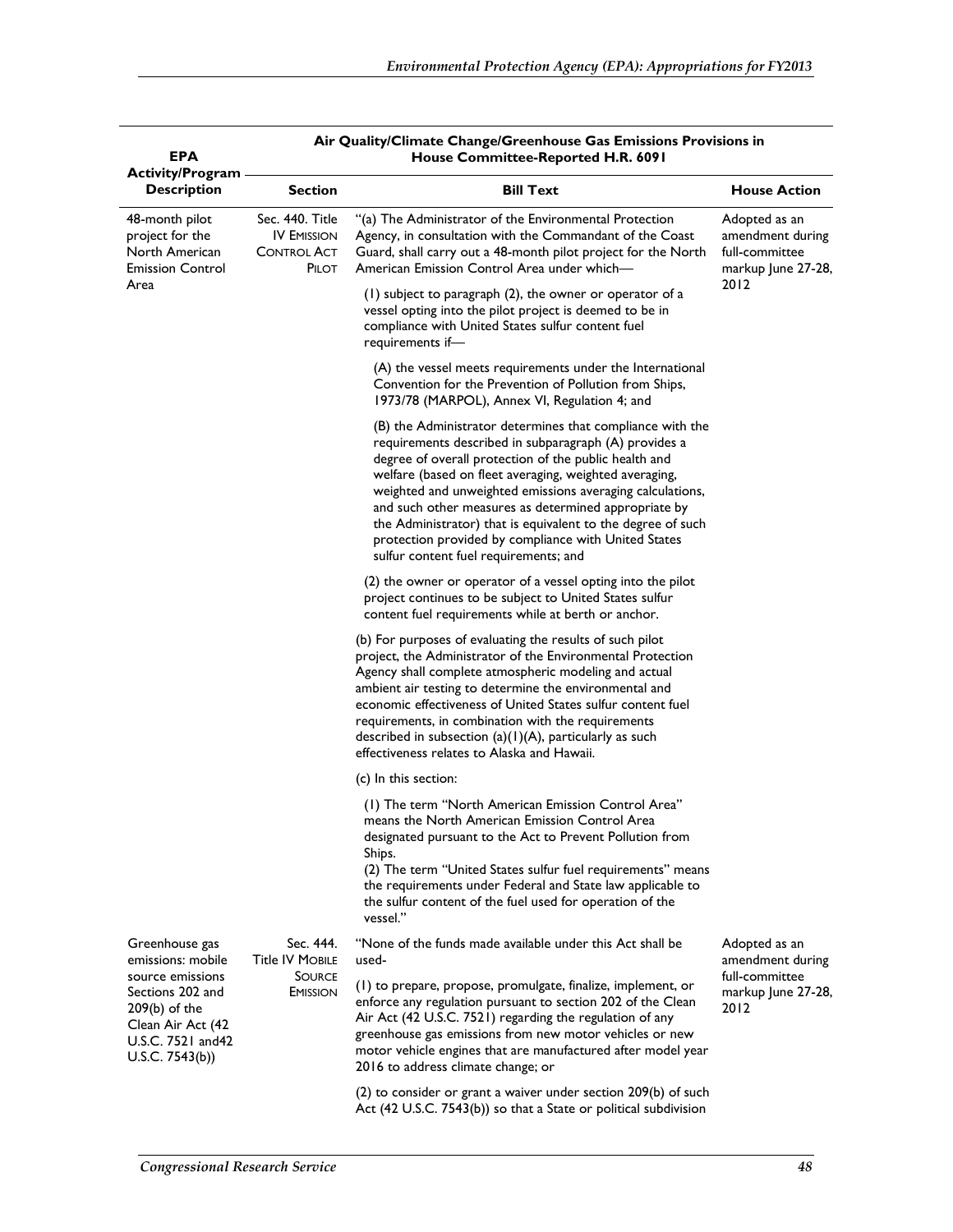| EPA Activity/Program Description | Air Quality/Climate Change/Greenhouse Gas Emissions Provisions in House Committee-Reported H.R. 6091 | | |
|---|---|---|---|
| | Section | Bill Text | House Action |
| 48-month pilot project for the North American Emission Control Area | Sec. 440. Title IV EMISSION CONTROL ACT PILOT | "(a) The Administrator of the Environmental Protection Agency, in consultation with the Commandant of the Coast Guard, shall carry out a 48-month pilot project for the North American Emission Control Area under which—<br><br>(1) subject to paragraph (2), the owner or operator of a vessel opting into the pilot project is deemed to be in compliance with United States sulfur content fuel requirements if—<br><br>(A) the vessel meets requirements under the International Convention for the Prevention of Pollution from Ships, 1973/78 (MARPOL), Annex VI, Regulation 4; and<br><br>(B) the Administrator determines that compliance with the requirements described in subparagraph (A) provides a degree of overall protection of the public health and welfare (based on fleet averaging, weighted averaging, weighted and unweighted emissions averaging calculations, and such other measures as determined appropriate by the Administrator) that is equivalent to the degree of such protection provided by compliance with United States sulfur content fuel requirements; and<br><br>(2) the owner or operator of a vessel opting into the pilot project continues to be subject to United States sulfur content fuel requirements while at berth or anchor.<br><br>(b) For purposes of evaluating the results of such pilot project, the Administrator of the Environmental Protection Agency shall complete atmospheric modeling and actual ambient air testing to determine the environmental and economic effectiveness of United States sulfur content fuel requirements, in combination with the requirements described in subsection (a)(1)(A), particularly as such effectiveness relates to Alaska and Hawaii.<br><br>(c) In this section:<br><br>(1) The term "North American Emission Control Area" means the North American Emission Control Area designated pursuant to the Act to Prevent Pollution from Ships.<br>(2) The term "United States sulfur fuel requirements" means the requirements under Federal and State law applicable to the sulfur content of the fuel used for operation of the vessel." | Adopted as an amendment during full-committee markup June 27-28, 2012 |
| Greenhouse gas emissions: mobile source emissions Sections 202 and 209(b) of the Clean Air Act (42 U.S.C. 7521 and42 U.S.C. 7543(b)) | Sec. 444. Title IV MOBILE SOURCE EMISSION | "None of the funds made available under this Act shall be used-<br><br>(1) to prepare, propose, promulgate, finalize, implement, or enforce any regulation pursuant to section 202 of the Clean Air Act (42 U.S.C. 7521) regarding the regulation of any greenhouse gas emissions from new motor vehicles or new motor vehicle engines that are manufactured after model year 2016 to address climate change; or<br><br>(2) to consider or grant a waiver under section 209(b) of such Act (42 U.S.C. 7543(b)) so that a State or political subdivision | Adopted as an amendment during full-committee markup June 27-28, 2012 |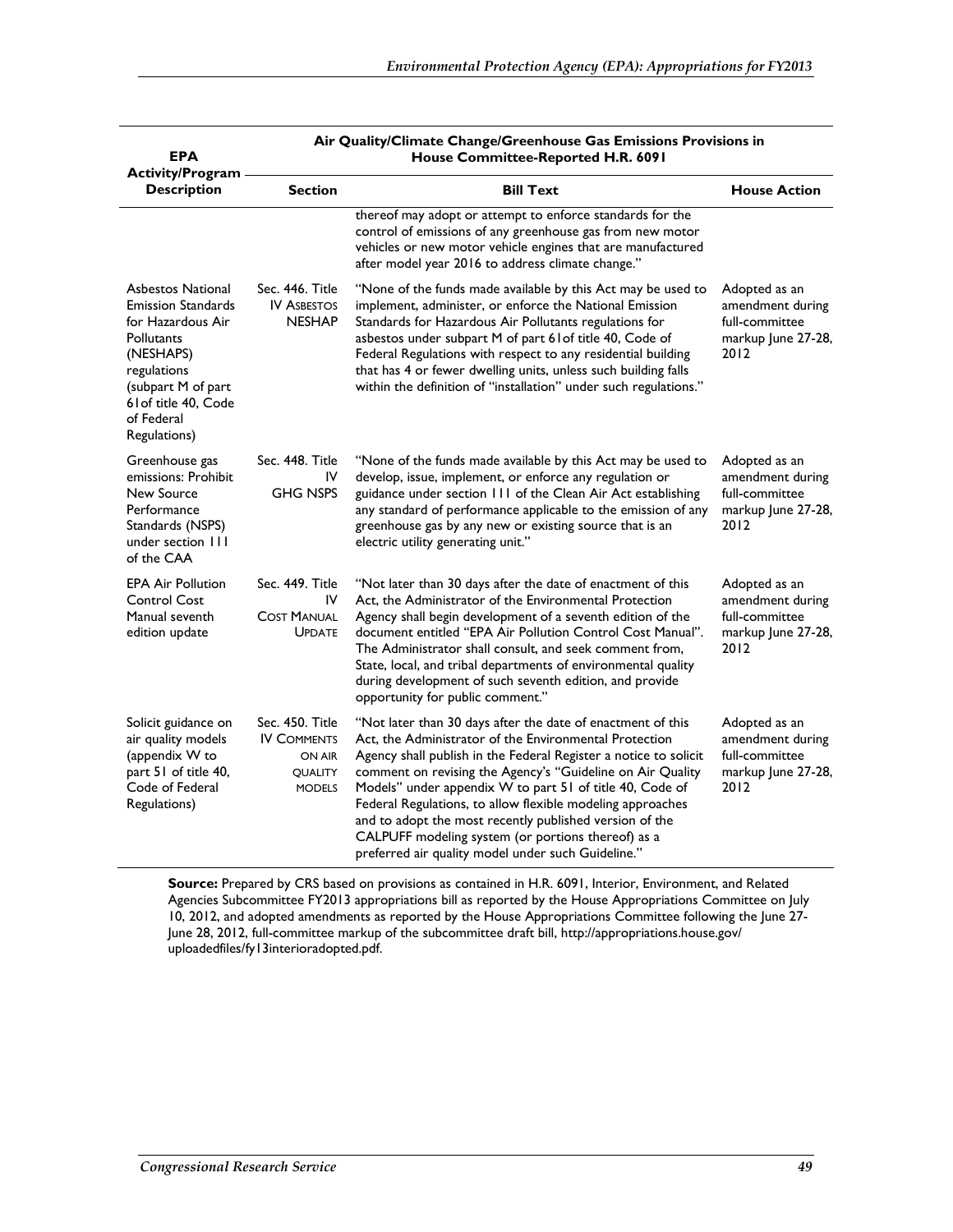| EPA Activity/Program Description | Air Quality/Climate Change/Greenhouse Gas Emissions Provisions in House Committee-Reported H.R. 6091 | | |
|---|---|---|---|
| | **Section** | **Bill Text** | **House Action** |
| | | thereof may adopt or attempt to enforce standards for the control of emissions of any greenhouse gas from new motor vehicles or new motor vehicle engines that are manufactured after model year 2016 to address climate change." | |
| Asbestos National Emission Standards for Hazardous Air Pollutants (NESHAPS) regulations (subpart M of part 61of title 40, Code of Federal Regulations) | Sec. 446. Title IV ASBESTOS NESHAP | "None of the funds made available by this Act may be used to implement, administer, or enforce the National Emission Standards for Hazardous Air Pollutants regulations for asbestos under subpart M of part 61of title 40, Code of Federal Regulations with respect to any residential building that has 4 or fewer dwelling units, unless such building falls within the definition of "installation" under such regulations." | Adopted as an amendment during full-committee markup June 27-28, 2012 |
| Greenhouse gas emissions: Prohibit New Source Performance Standards (NSPS) under section 111 of the CAA | Sec. 448. Title IV GHG NSPS | "None of the funds made available by this Act may be used to develop, issue, implement, or enforce any regulation or guidance under section 111 of the Clean Air Act establishing any standard of performance applicable to the emission of any greenhouse gas by any new or existing source that is an electric utility generating unit." | Adopted as an amendment during full-committee markup June 27-28, 2012 |
| EPA Air Pollution Control Cost Manual seventh edition update | Sec. 449. Title IV COST MANUAL UPDATE | "Not later than 30 days after the date of enactment of this Act, the Administrator of the Environmental Protection Agency shall begin development of a seventh edition of the document entitled "EPA Air Pollution Control Cost Manual". The Administrator shall consult, and seek comment from, State, local, and tribal departments of environmental quality during development of such seventh edition, and provide opportunity for public comment." | Adopted as an amendment during full-committee markup June 27-28, 2012 |
| Solicit guidance on air quality models (appendix W to part 51 of title 40, Code of Federal Regulations) | Sec. 450. Title IV COMMENTS ON AIR QUALITY MODELS | "Not later than 30 days after the date of enactment of this Act, the Administrator of the Environmental Protection Agency shall publish in the Federal Register a notice to solicit comment on revising the Agency's "Guideline on Air Quality Models" under appendix W to part 51 of title 40, Code of Federal Regulations, to allow flexible modeling approaches and to adopt the most recently published version of the CALPUFF modeling system (or portions thereof) as a preferred air quality model under such Guideline." | Adopted as an amendment during full-committee markup June 27-28, 2012 |

**Source:** Prepared by CRS based on provisions as contained in H.R. 6091, Interior, Environment, and Related Agencies Subcommittee FY2013 appropriations bill as reported by the House Appropriations Committee on July 10, 2012, and adopted amendments as reported by the House Appropriations Committee following the June 27-June 28, 2012, full-committee markup of the subcommittee draft bill, http://appropriations.house.gov/uploadedfiles/fy13interioradopted.pdf.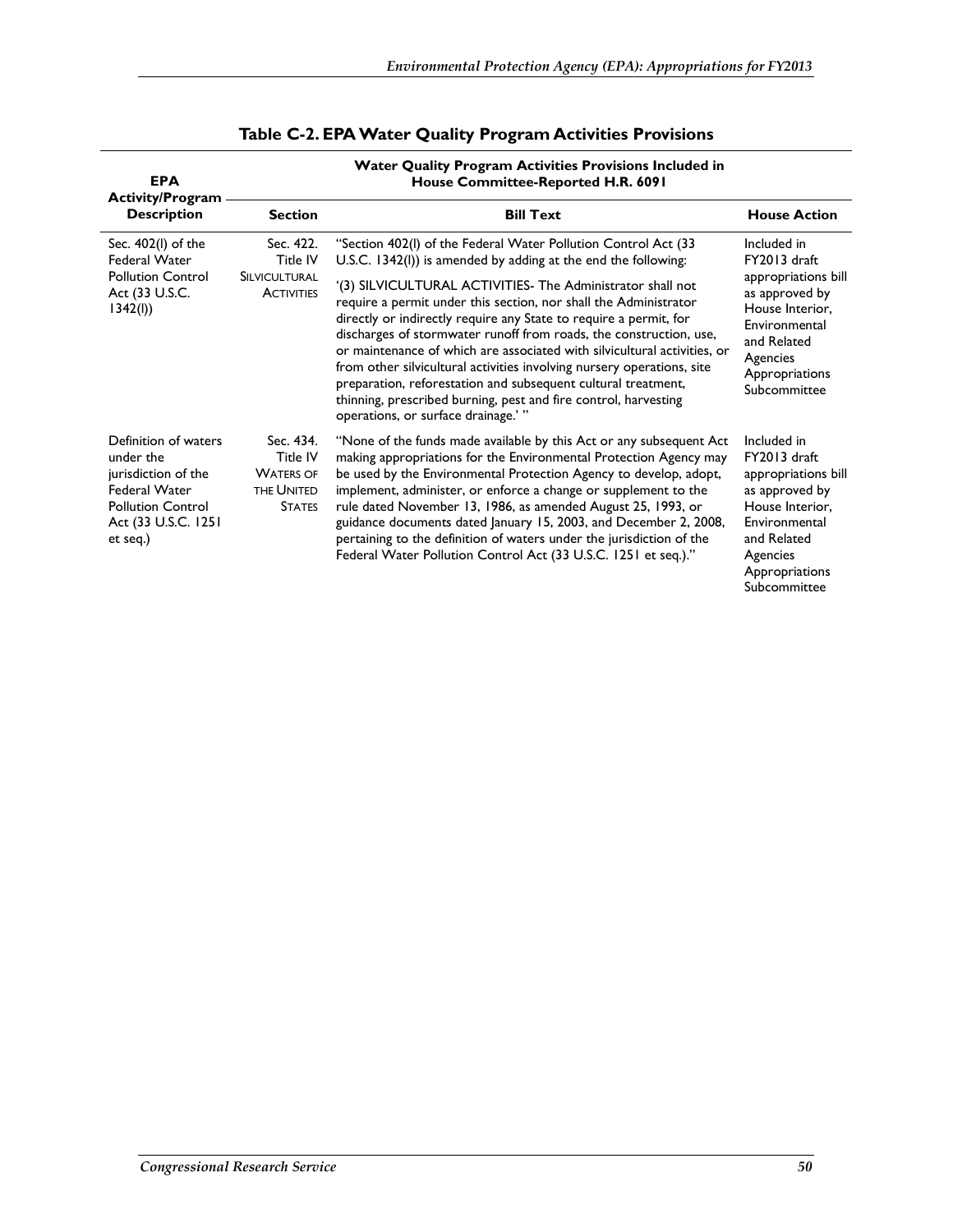**Table C-2. EPA Water Quality Program Activities Provisions**

| EPA Activity/Program Description | Water Quality Program Activities Provisions Included in House Committee-Reported H.R. 6091 | | |
|---|---|---|---|
| | **Section** | **Bill Text** | **House Action** |
| Sec. 402(l) of the Federal Water Pollution Control Act (33 U.S.C. 1342(l)) | Sec. 422. Title IV SILVICULTURAL ACTIVITIES | "Section 402(l) of the Federal Water Pollution Control Act (33 U.S.C. 1342(l)) is amended by adding at the end the following: '(3) SILVICULTURAL ACTIVITIES- The Administrator shall not require a permit under this section, nor shall the Administrator directly or indirectly require any State to require a permit, for discharges of stormwater runoff from roads, the construction, use, or maintenance of which are associated with silvicultural activities, or from other silvicultural activities involving nursery operations, site preparation, reforestation and subsequent cultural treatment, thinning, prescribed burning, pest and fire control, harvesting operations, or surface drainage.' " | Included in FY2013 draft appropriations bill as approved by House Interior, Environmental and Related Agencies Appropriations Subcommittee |
| Definition of waters under the jurisdiction of the Federal Water Pollution Control Act (33 U.S.C. 1251 et seq.) | Sec. 434. Title IV WATERS OF THE UNITED STATES | "None of the funds made available by this Act or any subsequent Act making appropriations for the Environmental Protection Agency may be used by the Environmental Protection Agency to develop, adopt, implement, administer, or enforce a change or supplement to the rule dated November 13, 1986, as amended August 25, 1993, or guidance documents dated January 15, 2003, and December 2, 2008, pertaining to the definition of waters under the jurisdiction of the Federal Water Pollution Control Act (33 U.S.C. 1251 et seq.)." | Included in FY2013 draft appropriations bill as approved by House Interior, Environmental and Related Agencies Appropriations Subcommittee |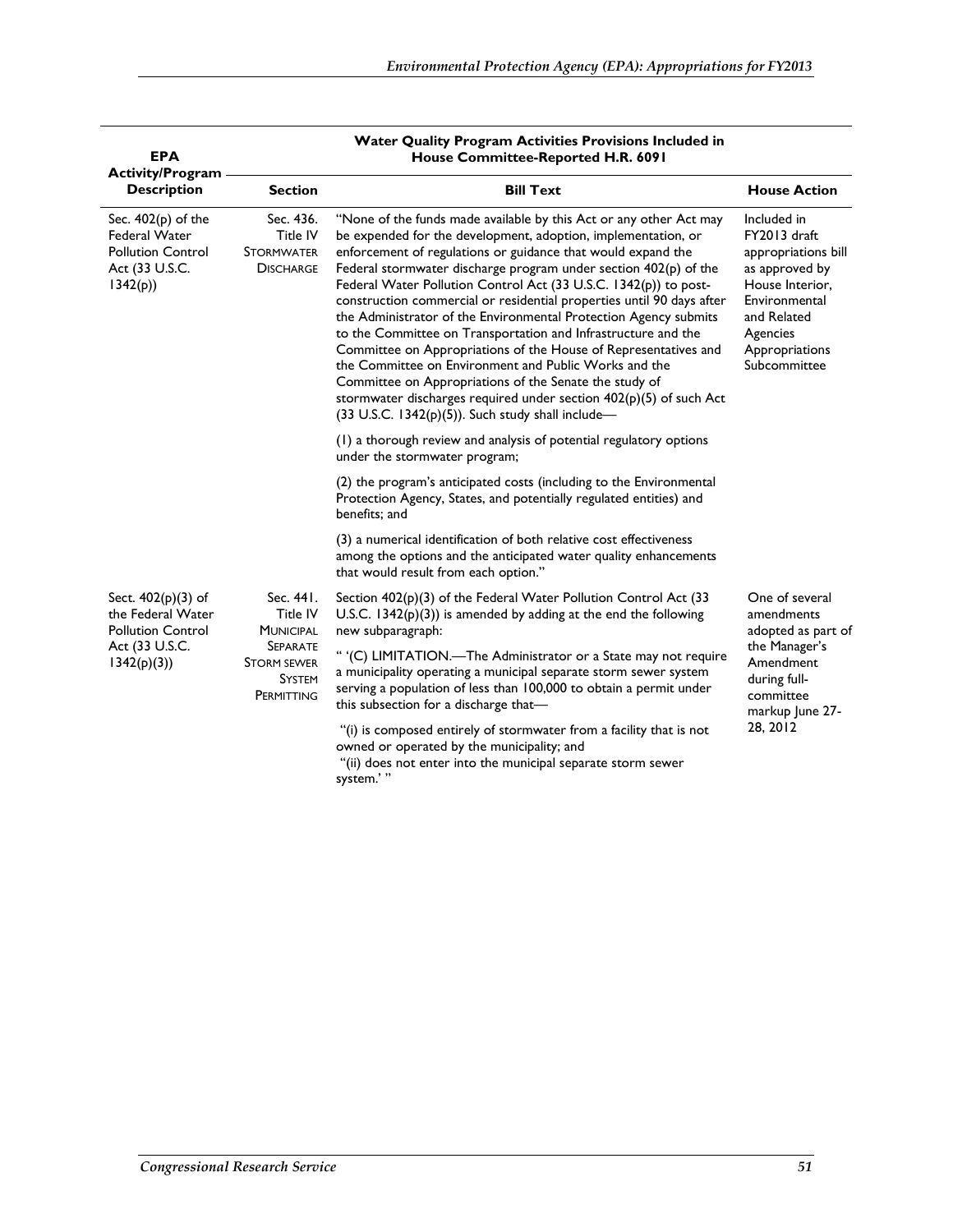| EPA Activity/Program Description | Water Quality Program Activities Provisions Included in House Committee-Reported H.R. 6091 | | |
|---|---|---|---|
| | **Section** | **Bill Text** | **House Action** |
| Sec. 402(p) of the Federal Water Pollution Control Act (33 U.S.C. 1342(p)) | Sec. 436. Title IV STORMWATER DISCHARGE | "None of the funds made available by this Act or any other Act may be expended for the development, adoption, implementation, or enforcement of regulations or guidance that would expand the Federal stormwater discharge program under section 402(p) of the Federal Water Pollution Control Act (33 U.S.C. 1342(p)) to post-construction commercial or residential properties until 90 days after the Administrator of the Environmental Protection Agency submits to the Committee on Transportation and Infrastructure and the Committee on Appropriations of the House of Representatives and the Committee on Environment and Public Works and the Committee on Appropriations of the Senate the study of stormwater discharges required under section 402(p)(5) of such Act (33 U.S.C. 1342(p)(5)). Such study shall include—<br><br>(1) a thorough review and analysis of potential regulatory options under the stormwater program;<br><br>(2) the program's anticipated costs (including to the Environmental Protection Agency, States, and potentially regulated entities) and benefits; and<br><br>(3) a numerical identification of both relative cost effectiveness among the options and the anticipated water quality enhancements that would result from each option." | Included in FY2013 draft appropriations bill as approved by House Interior, Environmental and Related Agencies Appropriations Subcommittee |
| Sect. 402(p)(3) of the Federal Water Pollution Control Act (33 U.S.C. 1342(p)(3)) | Sec. 441. Title IV MUNICIPAL SEPARATE STORM SEWER SYSTEM PERMITTING | Section 402(p)(3) of the Federal Water Pollution Control Act (33 U.S.C. 1342(p)(3)) is amended by adding at the end the following new subparagraph:<br><br>" '(C) LIMITATION.—The Administrator or a State may not require a municipality operating a municipal separate storm sewer system serving a population of less than 100,000 to obtain a permit under this subsection for a discharge that—<br><br>"(i) is composed entirely of stormwater from a facility that is not owned or operated by the municipality; and<br>"(ii) does not enter into the municipal separate storm sewer system.' " | One of several amendments adopted as part of the Manager's Amendment during full-committee markup June 27-28, 2012 |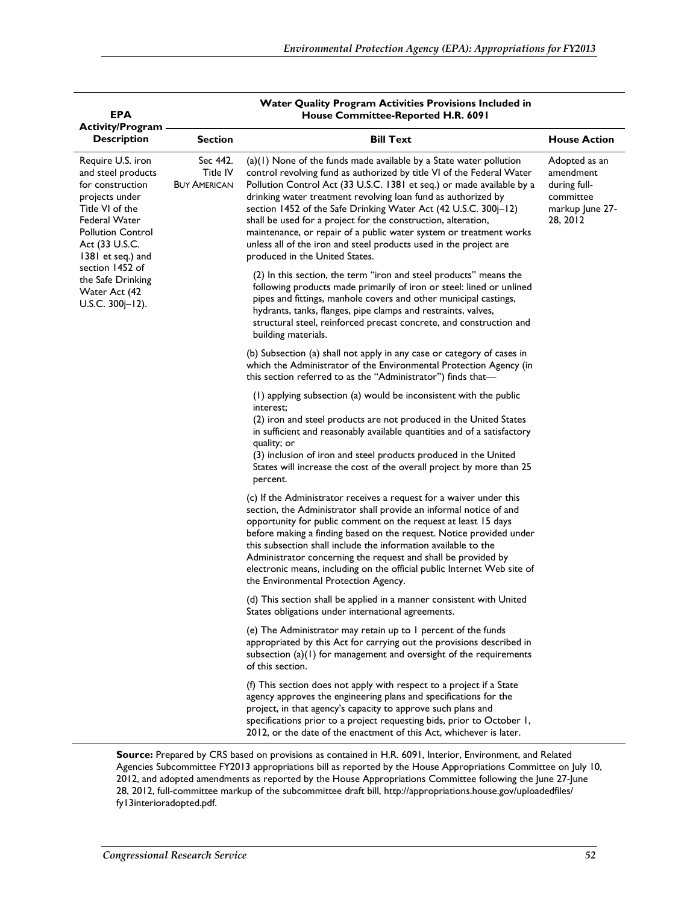| EPA Activity/Program Description | Water Quality Program Activities Provisions Included in House Committee-Reported H.R. 6091 | | |
|---|---|---|---|
| | **Section** | **Bill Text** | **House Action** |
| Require U.S. iron and steel products for construction projects under Title VI of the Federal Water Pollution Control Act (33 U.S.C. 1381 et seq.) and section 1452 of the Safe Drinking Water Act (42 U.S.C. 300j–12). | Sec 442. Title IV BUY AMERICAN | (a)(1) None of the funds made available by a State water pollution control revolving fund as authorized by title VI of the Federal Water Pollution Control Act (33 U.S.C. 1381 et seq.) or made available by a drinking water treatment revolving loan fund as authorized by section 1452 of the Safe Drinking Water Act (42 U.S.C. 300j–12) shall be used for a project for the construction, alteration, maintenance, or repair of a public water system or treatment works unless all of the iron and steel products used in the project are produced in the United States.<br><br>(2) In this section, the term "iron and steel products" means the following products made primarily of iron or steel: lined or unlined pipes and fittings, manhole covers and other municipal castings, hydrants, tanks, flanges, pipe clamps and restraints, valves, structural steel, reinforced precast concrete, and construction and building materials.<br><br>(b) Subsection (a) shall not apply in any case or category of cases in which the Administrator of the Environmental Protection Agency (in this section referred to as the "Administrator") finds that—<br><br>(1) applying subsection (a) would be inconsistent with the public interest;<br>(2) iron and steel products are not produced in the United States in sufficient and reasonably available quantities and of a satisfactory quality; or<br>(3) inclusion of iron and steel products produced in the United States will increase the cost of the overall project by more than 25 percent.<br><br>(c) If the Administrator receives a request for a waiver under this section, the Administrator shall provide an informal notice of and opportunity for public comment on the request at least 15 days before making a finding based on the request. Notice provided under this subsection shall include the information available to the Administrator concerning the request and shall be provided by electronic means, including on the official public Internet Web site of the Environmental Protection Agency.<br><br>(d) This section shall be applied in a manner consistent with United States obligations under international agreements.<br><br>(e) The Administrator may retain up to 1 percent of the funds appropriated by this Act for carrying out the provisions described in subsection (a)(1) for management and oversight of the requirements of this section.<br><br>(f) This section does not apply with respect to a project if a State agency approves the engineering plans and specifications for the project, in that agency's capacity to approve such plans and specifications prior to a project requesting bids, prior to October 1, 2012, or the date of the enactment of this Act, whichever is later. | Adopted as an amendment during full-committee markup June 27-28, 2012 |

**Source:** Prepared by CRS based on provisions as contained in H.R. 6091, Interior, Environment, and Related Agencies Subcommittee FY2013 appropriations bill as reported by the House Appropriations Committee on July 10, 2012, and adopted amendments as reported by the House Appropriations Committee following the June 27-June 28, 2012, full-committee markup of the subcommittee draft bill, http://appropriations.house.gov/uploadedfiles/fy13interioradopted.pdf.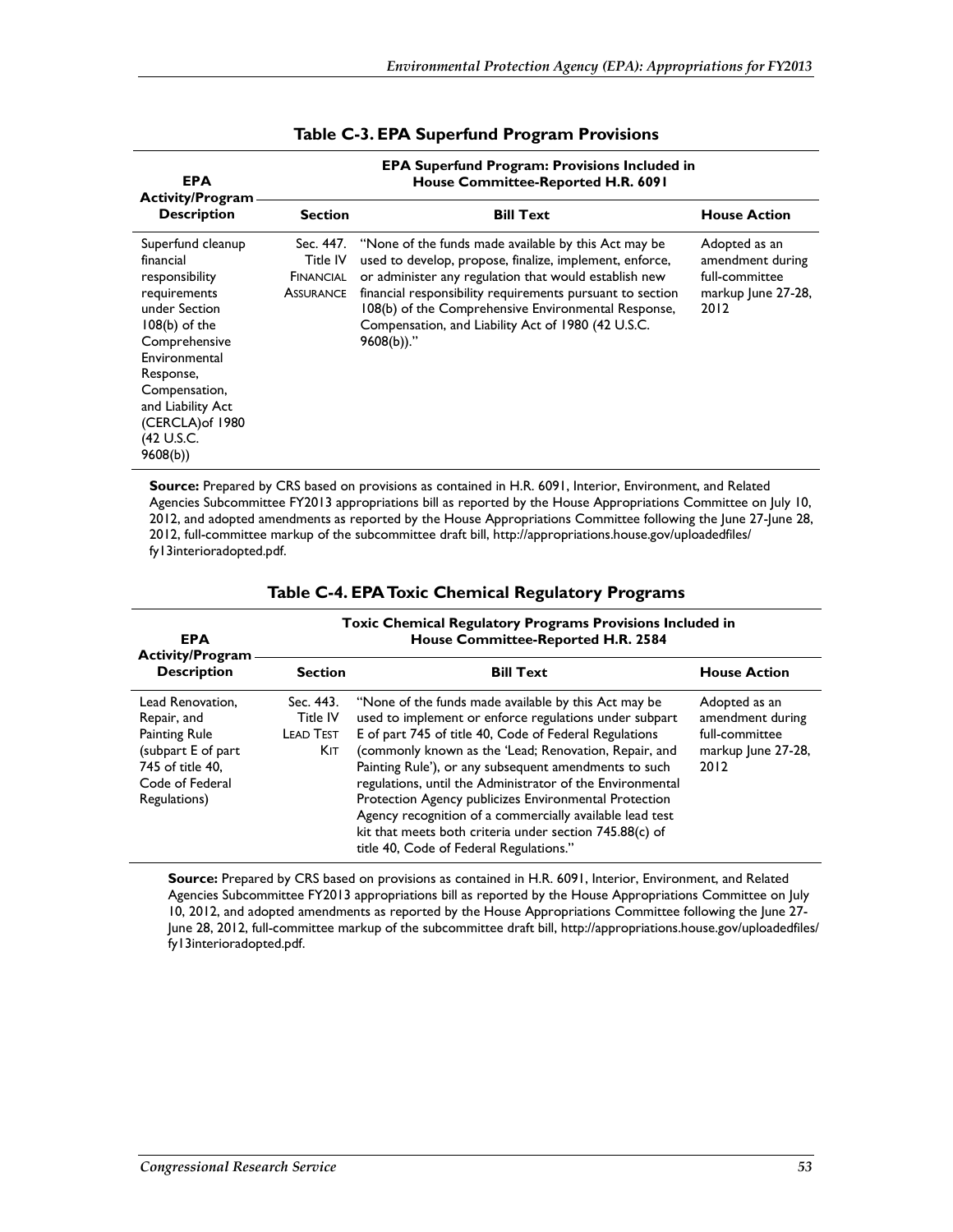**Table C-3. EPA Superfund Program Provisions**

| EPA Activity/Program Description | EPA Superfund Program: Provisions Included in House Committee-Reported H.R. 6091 | | |
|---|---|---|---|
| | **Section** | **Bill Text** | **House Action** |
| Superfund cleanup financial responsibility requirements under Section 108(b) of the Comprehensive Environmental Response, Compensation, and Liability Act (CERCLA)of 1980 (42 U.S.C. 9608(b)) | Sec. 447. Title IV FINANCIAL ASSURANCE | "None of the funds made available by this Act may be used to develop, propose, finalize, implement, enforce, or administer any regulation that would establish new financial responsibility requirements pursuant to section 108(b) of the Comprehensive Environmental Response, Compensation, and Liability Act of 1980 (42 U.S.C. 9608(b))." | Adopted as an amendment during full-committee markup June 27-28, 2012 |

**Source:** Prepared by CRS based on provisions as contained in H.R. 6091, Interior, Environment, and Related Agencies Subcommittee FY2013 appropriations bill as reported by the House Appropriations Committee on July 10, 2012, and adopted amendments as reported by the House Appropriations Committee following the June 27-June 28, 2012, full-committee markup of the subcommittee draft bill, http://appropriations.house.gov/uploadedfiles/fy13interioradopted.pdf.

**Table C-4. EPA Toxic Chemical Regulatory Programs**

| EPA Activity/Program Description | Toxic Chemical Regulatory Programs Provisions Included in House Committee-Reported H.R. 2584 | | |
|---|---|---|---|
| | **Section** | **Bill Text** | **House Action** |
| Lead Renovation, Repair, and Painting Rule (subpart E of part 745 of title 40, Code of Federal Regulations) | Sec. 443. Title IV LEAD TEST KIT | "None of the funds made available by this Act may be used to implement or enforce regulations under subpart E of part 745 of title 40, Code of Federal Regulations (commonly known as the 'Lead; Renovation, Repair, and Painting Rule'), or any subsequent amendments to such regulations, until the Administrator of the Environmental Protection Agency publicizes Environmental Protection Agency recognition of a commercially available lead test kit that meets both criteria under section 745.88(c) of title 40, Code of Federal Regulations." | Adopted as an amendment during full-committee markup June 27-28, 2012 |

**Source:** Prepared by CRS based on provisions as contained in H.R. 6091, Interior, Environment, and Related Agencies Subcommittee FY2013 appropriations bill as reported by the House Appropriations Committee on July 10, 2012, and adopted amendments as reported by the House Appropriations Committee following the June 27-June 28, 2012, full-committee markup of the subcommittee draft bill, http://appropriations.house.gov/uploadedfiles/fy13interioradopted.pdf.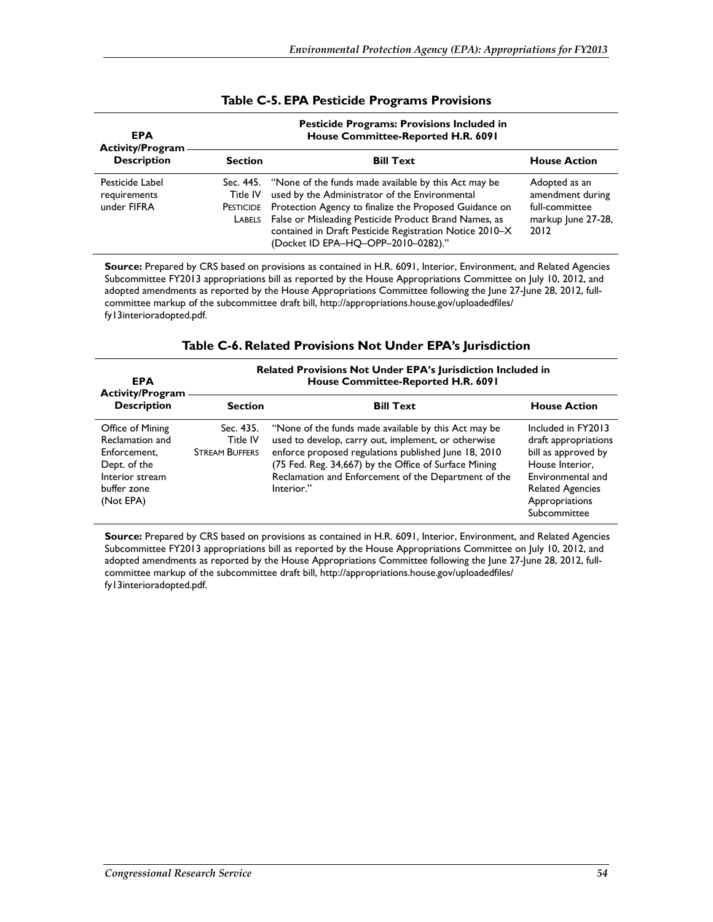**Table C-5. EPA Pesticide Programs Provisions**

| EPA Activity/Program Description | Pesticide Programs: Provisions Included in House Committee-Reported H.R. 6091 | | |
|---|---|---|---|
| | Section | Bill Text | House Action |
| Pesticide Label requirements under FIFRA | Sec. 445. Title IV PESTICIDE LABELS | "None of the funds made available by this Act may be used by the Administrator of the Environmental Protection Agency to finalize the Proposed Guidance on False or Misleading Pesticide Product Brand Names, as contained in Draft Pesticide Registration Notice 2010–X (Docket ID EPA–HQ–OPP–2010–0282)." | Adopted as an amendment during full-committee markup June 27-28, 2012 |

**Source:** Prepared by CRS based on provisions as contained in H.R. 6091, Interior, Environment, and Related Agencies Subcommittee FY2013 appropriations bill as reported by the House Appropriations Committee on July 10, 2012, and adopted amendments as reported by the House Appropriations Committee following the June 27-June 28, 2012, full-committee markup of the subcommittee draft bill, http://appropriations.house.gov/uploadedfiles/fy13interioradopted.pdf.

**Table C-6. Related Provisions Not Under EPA's Jurisdiction**

| EPA Activity/Program Description | Related Provisions Not Under EPA's Jurisdiction Included in House Committee-Reported H.R. 6091 | | |
|---|---|---|---|
| | Section | Bill Text | House Action |
| Office of Mining Reclamation and Enforcement, Dept. of the Interior stream buffer zone (Not EPA) | Sec. 435. Title IV STREAM BUFFERS | "None of the funds made available by this Act may be used to develop, carry out, implement, or otherwise enforce proposed regulations published June 18, 2010 (75 Fed. Reg. 34,667) by the Office of Surface Mining Reclamation and Enforcement of the Department of the Interior." | Included in FY2013 draft appropriations bill as approved by House Interior, Environmental and Related Agencies Appropriations Subcommittee |

**Source:** Prepared by CRS based on provisions as contained in H.R. 6091, Interior, Environment, and Related Agencies Subcommittee FY2013 appropriations bill as reported by the House Appropriations Committee on July 10, 2012, and adopted amendments as reported by the House Appropriations Committee following the June 27-June 28, 2012, full-committee markup of the subcommittee draft bill, http://appropriations.house.gov/uploadedfiles/fy13interioradopted.pdf.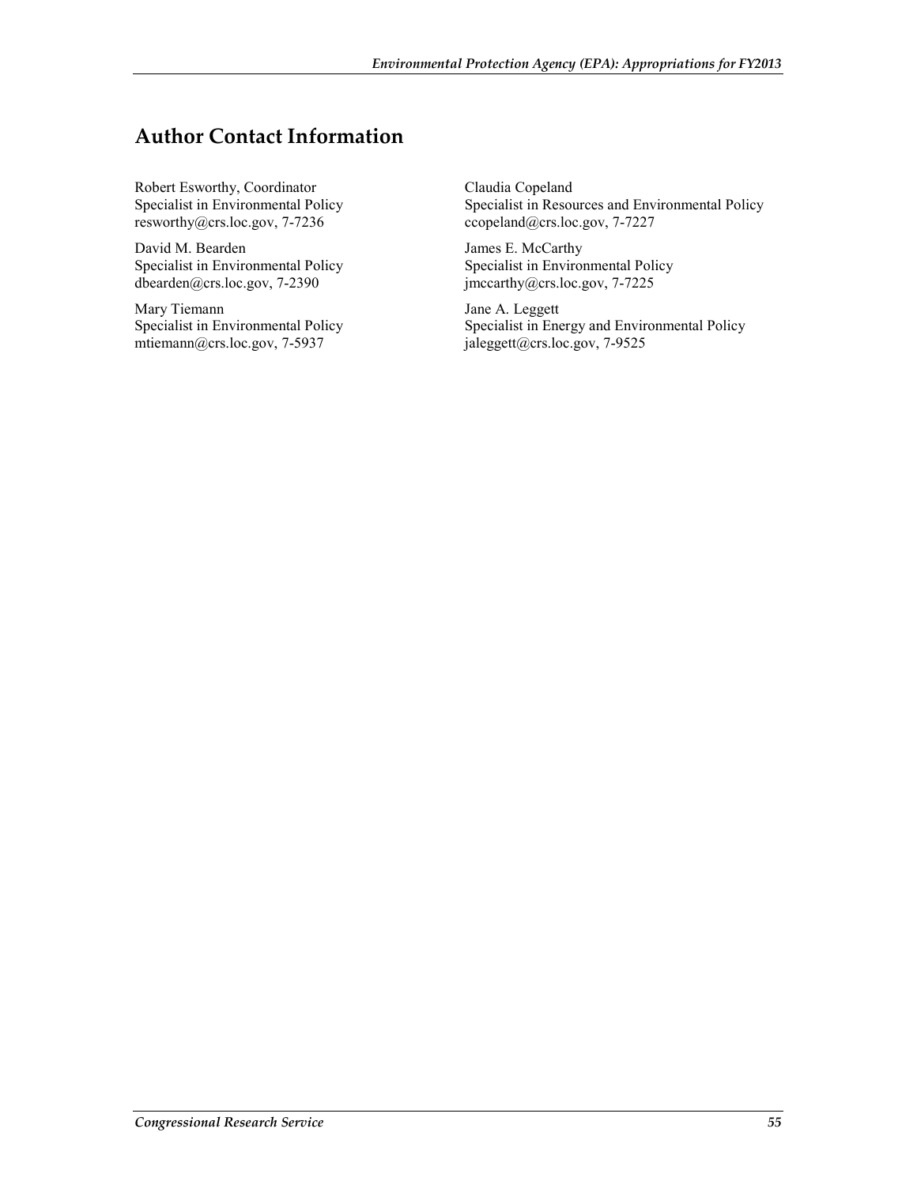## Author Contact Information

Robert Esworthy, Coordinator
Specialist in Environmental Policy
resworthy@crs.loc.gov, 7-7236

David M. Bearden
Specialist in Environmental Policy
dbearden@crs.loc.gov, 7-2390

Mary Tiemann
Specialist in Environmental Policy
mtiemann@crs.loc.gov, 7-5937

Claudia Copeland
Specialist in Resources and Environmental Policy
ccopeland@crs.loc.gov, 7-7227

James E. McCarthy
Specialist in Environmental Policy
jmccarthy@crs.loc.gov, 7-7225

Jane A. Leggett
Specialist in Energy and Environmental Policy
jaleggett@crs.loc.gov, 7-9525